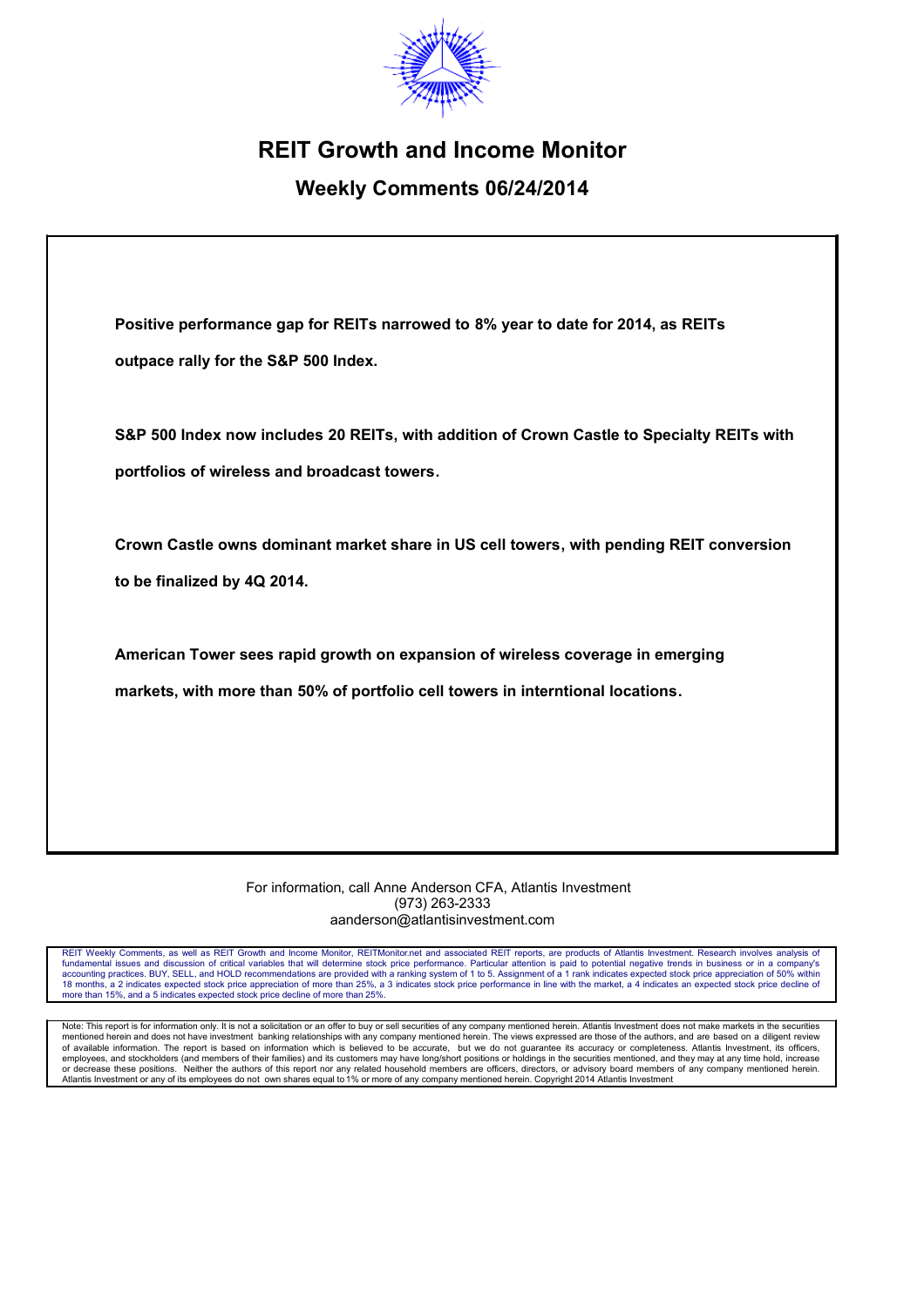# REIT Growth and Income Monitor

## Weekly Comments 06/24/2014

**Positive performance gap for REITs narrowed to 8% year to date for 2014, as REITs outpace rally for the S&P 500 Index.**

**S&P 500 Index now includes 20 REITs, with addition of Crown Castle to Specialty REITs with portfolios of wireless and broadcast towers.**

**Crown Castle owns dominant market share in US cell towers, with pending REIT conversion to be finalized by 4Q 2014.**

**American Tower sees rapid growth on expansion of wireless coverage in emerging markets, with more than 50% of portfolio cell towers in interntional locations.**

For information, call Anne Anderson CFA, Atlantis Investment
(973) 263-2333
aanderson@atlantisinvestment.com

REIT Weekly Comments, as well as REIT Growth and Income Monitor, REITMonitor.net and associated REIT reports, are products of Atlantis Investment. Research involves analysis of fundamental issues and discussion of critical variables that will determine stock price performance. Particular attention is paid to potential negative trends in business or in a company's accounting practices. BUY, SELL, and HOLD recommendations are provided with a ranking system of 1 to 5. Assignment of a 1 rank indicates expected stock price appreciation of 50% within 18 months, a 2 indicates expected stock price appreciation of more than 25%, a 3 indicates stock price performance in line with the market, a 4 indicates an expected stock price decline of more than 15%, and a 5 indicates expected stock price decline of more than 25%.

Note: This report is for information only. It is not a solicitation or an offer to buy or sell securities of any company mentioned herein. Atlantis Investment does not make markets in the securities mentioned herein and does not have investment banking relationships with any company mentioned herein. The views expressed are those of the authors, and are based on a diligent review of available information. The report is based on information which is believed to be accurate, but we do not guarantee its accuracy or completeness. Atlantis Investment, its officers, employees, and stockholders (and members of their families) and its customers may have long/short positions or holdings in the securities mentioned, and they may at any time hold, increase or decrease these positions. Neither the authors of this report nor any related household members are officers, directors, or advisory board members of any company mentioned herein. Atlantis Investment or any of its employees do not own shares equal to 1% or more of any company mentioned herein. Copyright 2014 Atlantis Investment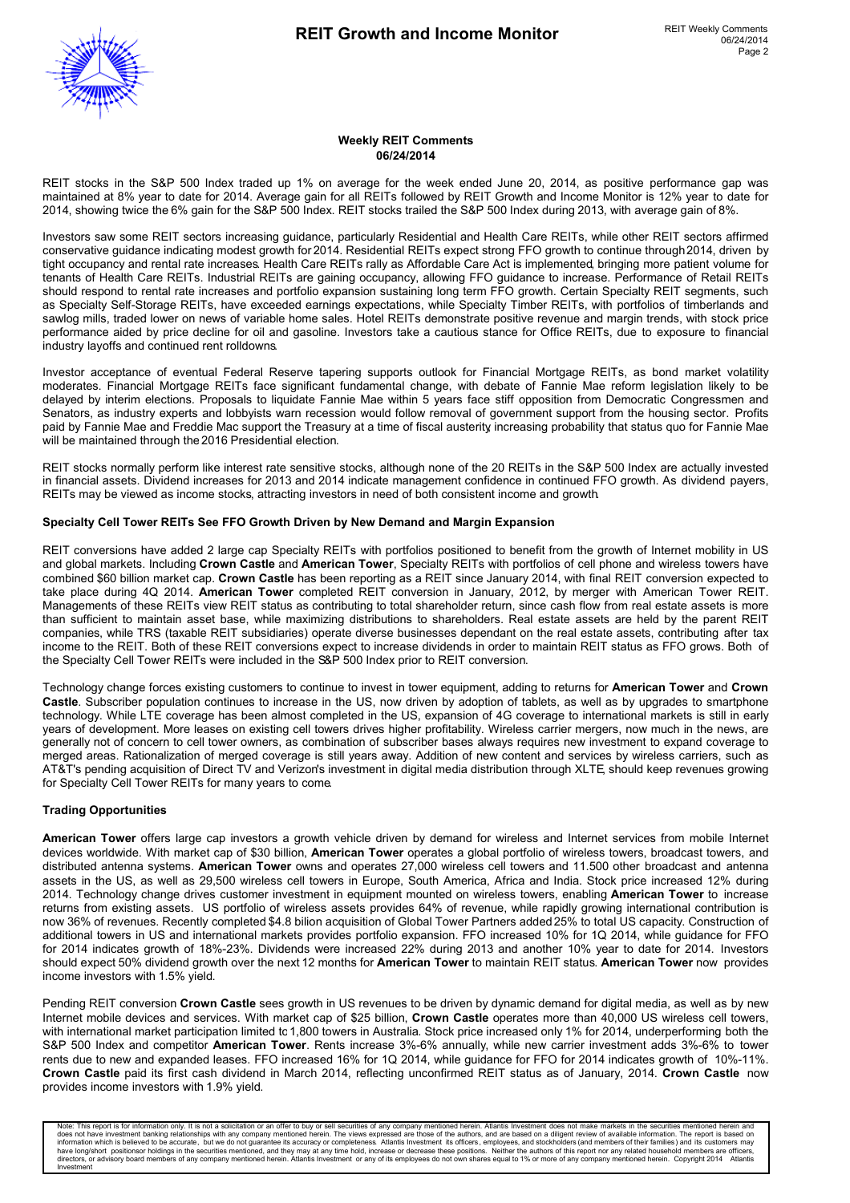### Weekly REIT Comments
### 06/24/2014

REIT stocks in the S&P 500 Index traded up 1% on average for the week ended June 20, 2014, as positive performance gap was maintained at 8% year to date for 2014. Average gain for all REITs followed by REIT Growth and Income Monitor is 12% year to date for 2014, showing twice the 6% gain for the S&P 500 Index. REIT stocks trailed the S&P 500 Index during 2013, with average gain of 8%.

Investors saw some REIT sectors increasing guidance, particularly Residential and Health Care REITs, while other REIT sectors affirmed conservative guidance indicating modest growth for 2014. Residential REITs expect strong FFO growth to continue through 2014, driven by tight occupancy and rental rate increases. Health Care REITs rally as Affordable Care Act is implemented, bringing more patient volume for tenants of Health Care REITs. Industrial REITs are gaining occupancy, allowing FFO guidance to increase. Performance of Retail REITs should respond to rental rate increases and portfolio expansion sustaining long term FFO growth. Certain Specialty REIT segments, such as Specialty Self-Storage REITs, have exceeded earnings expectations, while Specialty Timber REITs, with portfolios of timberlands and sawlog mills, traded lower on news of variable home sales. Hotel REITs demonstrate positive revenue and margin trends, with stock price performance aided by price decline for oil and gasoline. Investors take a cautious stance for Office REITs, due to exposure to financial industry layoffs and continued rent rolldowns.

Investor acceptance of eventual Federal Reserve tapering supports outlook for Financial Mortgage REITs, as bond market volatility moderates. Financial Mortgage REITs face significant fundamental change, with debate of Fannie Mae reform legislation likely to be delayed by interim elections. Proposals to liquidate Fannie Mae within 5 years face stiff opposition from Democratic Congressmen and Senators, as industry experts and lobbyists warn recession would follow removal of government support from the housing sector. Profits paid by Fannie Mae and Freddie Mac support the Treasury at a time of fiscal austerity increasing probability that status quo for Fannie Mae will be maintained through the 2016 Presidential election.

REIT stocks normally perform like interest rate sensitive stocks, although none of the 20 REITs in the S&P 500 Index are actually invested in financial assets. Dividend increases for 2013 and 2014 indicate management confidence in continued FFO growth. As dividend payers, REITs may be viewed as income stocks, attracting investors in need of both consistent income and growth.

**Specialty Cell Tower REITs See FFO Growth Driven by New Demand and Margin Expansion**

REIT conversions have added 2 large cap Specialty REITs with portfolios positioned to benefit from the growth of Internet mobility in US and global markets. Including **Crown Castle** and **American Tower**, Specialty REITs with portfolios of cell phone and wireless towers have combined $60 billion market cap. **Crown Castle** has been reporting as a REIT since January 2014, with final REIT conversion expected to take place during 4Q 2014. **American Tower** completed REIT conversion in January, 2012, by merger with American Tower REIT. Managements of these REITs view REIT status as contributing to total shareholder return, since cash flow from real estate assets is more than sufficient to maintain asset base, while maximizing distributions to shareholders. Real estate assets are held by the parent REIT companies, while TRS (taxable REIT subsidiaries) operate diverse businesses dependant on the real estate assets, contributing after tax income to the REIT. Both of these REIT conversions expect to increase dividends in order to maintain REIT status as FFO grows. Both of the Specialty Cell Tower REITs were included in the S&P 500 Index prior to REIT conversion.

Technology change forces existing customers to continue to invest in tower equipment, adding to returns for **American Tower** and **Crown Castle**. Subscriber population continues to increase in the US, now driven by adoption of tablets, as well as by upgrades to smartphone technology. While LTE coverage has been almost completed in the US, expansion of 4G coverage to international markets is still in early years of development. More leases on existing cell towers drives higher profitability. Wireless carrier mergers, now much in the news, are generally not of concern to cell tower owners, as combination of subscriber bases always requires new investment to expand coverage to merged areas. Rationalization of merged coverage is still years away. Addition of new content and services by wireless carriers, such as AT&T's pending acquisition of Direct TV and Verizon's investment in digital media distribution through XLTE, should keep revenues growing for Specialty Cell Tower REITs for many years to come.

**Trading Opportunities**

**American Tower** offers large cap investors a growth vehicle driven by demand for wireless and Internet services from mobile Internet devices worldwide. With market cap of $30 billion, **American Tower** operates a global portfolio of wireless towers, broadcast towers, and distributed antenna systems. **American Tower** owns and operates 27,000 wireless cell towers and 11.500 other broadcast and antenna assets in the US, as well as 29,500 wireless cell towers in Europe, South America, Africa and India. Stock price increased 12% during 2014. Technology change drives customer investment in equipment mounted on wireless towers, enabling **American Tower** to increase returns from existing assets. US portfolio of wireless assets provides 64% of revenue, while rapidly growing international contribution is now 36% of revenues. Recently completed $4.8 bilion acquisition of Global Tower Partners added 25% to total US capacity. Construction of additional towers in US and international markets provides portfolio expansion. FFO increased 10% for 1Q 2014, while guidance for FFO for 2014 indicates growth of 18%-23%. Dividends were increased 22% during 2013 and another 10% year to date for 2014. Investors should expect 50% dividend growth over the next 12 months for **American Tower** to maintain REIT status. **American Tower** now provides income investors with 1.5% yield.

Pending REIT conversion **Crown Castle** sees growth in US revenues to be driven by dynamic demand for digital media, as well as by new Internet mobile devices and services. With market cap of $25 billion, **Crown Castle** operates more than 40,000 US wireless cell towers, with international market participation limited to 1,800 towers in Australia. Stock price increased only 1% for 2014, underperforming both the S&P 500 Index and competitor **American Tower**. Rents increase 3%-6% annually, while new carrier investment adds 3%-6% to tower rents due to new and expanded leases. FFO increased 16% for 1Q 2014, while guidance for FFO for 2014 indicates growth of 10%-11%. **Crown Castle** paid its first cash dividend in March 2014, reflecting unconfirmed REIT status as of January, 2014. **Crown Castle** now provides income investors with 1.9% yield.

Note: This report is for information only. It is not a solicitation or an offer to buy or sell securities of any company mentioned herein. Atlantis Investment does not make markets in the securities mentioned herein and does not have investment banking relationships with any company mentioned herein. The views expressed are those of the authors, and are based on a diligent review of available information. The report is based on information which is believed to be accurate, but we do not guarantee its accuracy or completeness. Atlantis Investment its officers, employees, and stockholders (and members of their families) and its customers may have long/short positionsor holdings in the securities mentioned, and they may at any time hold, increase or decrease these positions. Neither the authors of this report nor any related household members are officers, directors, or advisory board members of any company mentioned herein. Atlantis Investment or any of its employees do not own shares equal to 1% or more of any company mentioned herein. Copyright 2014 Atlantis Investment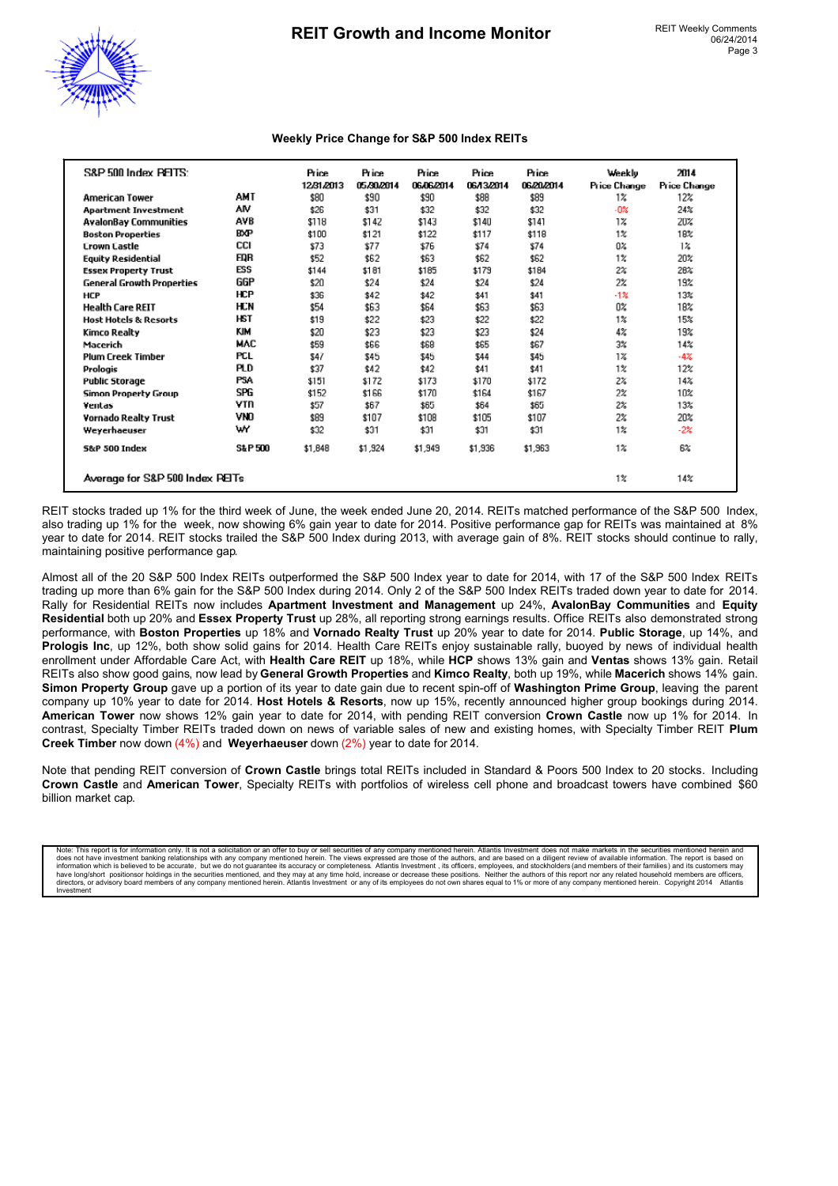### Weekly Price Change for S&P 500 Index REITs

| S&P 500 Index REITS: | | Price 12/31/2013 | Price 05/30/2014 | Price 06/06/2014 | Price 06/13/2014 | Price 06/20/2014 | Weekly Price Change | 2014 Price Change |
|---|---|---|---|---|---|---|---|---|
| American Tower | AMT | $80 | $90 | $90 | $88 | $89 | 1% | 12% |
| Apartment Investment | AIV | $26 | $31 | $32 | $32 | $32 | -0% | 24% |
| AvalonBay Communities | AVB | $118 | $142 | $143 | $140 | $141 | 1% | 20% |
| Boston Properties | BXP | $100 | $121 | $122 | $117 | $118 | 1% | 18% |
| Crown Castle | CCI | $73 | $77 | $76 | $74 | $74 | 0% | 1% |
| Equity Residential | EQR | $52 | $62 | $63 | $62 | $62 | 1% | 20% |
| Essex Property Trust | ESS | $144 | $181 | $185 | $179 | $184 | 2% | 28% |
| General Growth Properties | GGP | $20 | $24 | $24 | $24 | $24 | 2% | 19% |
| HCP | HCP | $36 | $42 | $42 | $41 | $41 | -1% | 13% |
| Health Care REIT | HCN | $54 | $63 | $64 | $63 | $63 | 0% | 18% |
| Host Hotels & Resorts | HST | $19 | $22 | $23 | $22 | $22 | 1% | 15% |
| Kimco Realty | KIM | $20 | $23 | $23 | $23 | $24 | 4% | 19% |
| Macerich | MAC | $59 | $66 | $68 | $65 | $67 | 3% | 14% |
| Plum Creek Timber | PCL | $47 | $45 | $45 | $44 | $45 | 1% | -4% |
| Prologis | PLD | $37 | $42 | $42 | $41 | $41 | 1% | 12% |
| Public Storage | PSA | $151 | $172 | $173 | $170 | $172 | 2% | 14% |
| Simon Property Group | SPG | $152 | $166 | $170 | $164 | $167 | 2% | 10% |
| Ventas | VTR | $57 | $67 | $65 | $64 | $65 | 2% | 13% |
| Vornado Realty Trust | VNO | $89 | $107 | $108 | $105 | $107 | 2% | 20% |
| Weyerhaeuser | WY | $32 | $31 | $31 | $31 | $31 | 1% | -2% |
| S&P 500 Index | S&P 500 | $1,848 | $1,924 | $1,949 | $1,936 | $1,963 | 1% | 6% |
| Average for S&P 500 Index REITs | | | | | | | 1% | 14% |

REIT stocks traded up 1% for the third week of June, the week ended June 20, 2014. REITs matched performance of the S&P 500 Index, also trading up 1% for the week, now showing 6% gain year to date for 2014. Positive performance gap for REITs was maintained at 8% year to date for 2014. REIT stocks trailed the S&P 500 Index during 2013, with average gain of 8%. REIT stocks should continue to rally, maintaining positive performance gap.

Almost all of the 20 S&P 500 Index REITs outperformed the S&P 500 Index year to date for 2014, with 17 of the S&P 500 Index REITs trading up more than 6% gain for the S&P 500 Index during 2014. Only 2 of the S&P 500 Index REITs traded down year to date for 2014. Rally for Residential REITs now includes **Apartment Investment and Management** up 24%, **AvalonBay Communities** and **Equity Residential** both up 20% and **Essex Property Trust** up 28%, all reporting strong earnings results. Office REITs also demonstrated strong performance, with **Boston Properties** up 18% and **Vornado Realty Trust** up 20% year to date for 2014. **Public Storage**, up 14%, and **Prologis Inc**, up 12%, both show solid gains for 2014. Health Care REITs enjoy sustainable rally, buoyed by news of individual health enrollment under Affordable Care Act, with **Health Care REIT** up 18%, while **HCP** shows 13% gain and **Ventas** shows 13% gain. Retail REITs also show good gains, now lead by **General Growth Properties** and **Kimco Realty**, both up 19%, while **Macerich** shows 14% gain. **Simon Property Group** gave up a portion of its year to date gain due to recent spin-off of **Washington Prime Group**, leaving the parent company up 10% year to date for 2014. **Host Hotels & Resorts**, now up 15%, recently announced higher group bookings during 2014. **American Tower** now shows 12% gain year to date for 2014, with pending REIT conversion **Crown Castle** now up 1% for 2014. In contrast, Specialty Timber REITs traded down on news of variable sales of new and existing homes, with Specialty Timber REIT **Plum Creek Timber** now down (4%) and **Weyerhaeuser** down (2%) year to date for 2014.

Note that pending REIT conversion of **Crown Castle** brings total REITs included in Standard & Poors 500 Index to 20 stocks. Including **Crown Castle** and **American Tower**, Specialty REITs with portfolios of wireless cell phone and broadcast towers have combined $60 billion market cap.

Note: This report is for information only. It is not a solicitation or an offer to buy or sell securities of any company mentioned herein. Atlantis Investment does not make markets in the securities mentioned herein and does not have investment banking relationships with any company mentioned herein. The views expressed are those of the authors, and are based on a diligent review of available information. The report is based on information which is believed to be accurate, but we do not guarantee its accuracy or completeness. Atlantis Investment , its officers, employees, and stockholders (and members of their families) and its customers may have long/short positionsor holdings in the securities mentioned, and they may at any time hold, increase or decrease these positions. Neither the authors of this report nor any related household members are officers, directors, or advisory board members of any company mentioned herein. Atlantis Investment or any of its employees do not own shares equal to 1% or more of any company mentioned herein. Copyright 2014 Atlantis Investment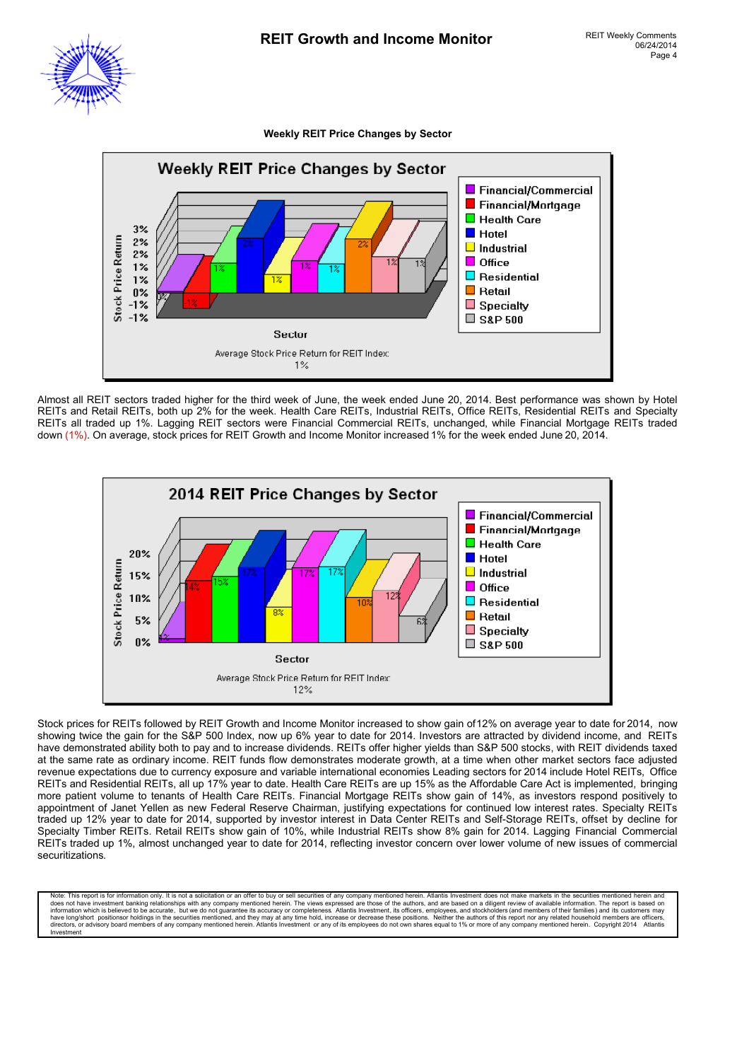**Weekly REIT Price Changes by Sector**

Almost all REIT sectors traded higher for the third week of June, the week ended June 20, 2014. Best performance was shown by Hotel REITs and Retail REITs, both up 2% for the week. Health Care REITs, Industrial REITs, Office REITs, Residential REITs and Specialty REITs all traded up 1%. Lagging REIT sectors were Financial Commercial REITs, unchanged, while Financial Mortgage REITs traded down (1%). On average, stock prices for REIT Growth and Income Monitor increased 1% for the week ended June 20, 2014.

Stock prices for REITs followed by REIT Growth and Income Monitor increased to show gain of 12% on average year to date for 2014, now showing twice the gain for the S&P 500 Index, now up 6% year to date for 2014. Investors are attracted by dividend income, and REITs have demonstrated ability both to pay and to increase dividends. REITs offer higher yields than S&P 500 stocks, with REIT dividends taxed at the same rate as ordinary income. REIT funds flow demonstrates moderate growth, at a time when other market sectors face adjusted revenue expectations due to currency exposure and variable international economies Leading sectors for 2014 include Hotel REITs, Office REITs and Residential REITs, all up 17% year to date. Health Care REITs are up 15% as the Affordable Care Act is implemented, bringing more patient volume to tenants of Health Care REITs. Financial Mortgage REITs show gain of 14%, as investors respond positively to appointment of Janet Yellen as new Federal Reserve Chairman, justifying expectations for continued low interest rates. Specialty REITs traded up 12% year to date for 2014, supported by investor interest in Data Center REITs and Self-Storage REITs, offset by decline for Specialty Timber REITs. Retail REITs show gain of 10%, while Industrial REITs show 8% gain for 2014. Lagging Financial Commercial REITs traded up 1%, almost unchanged year to date for 2014, reflecting investor concern over lower volume of new issues of commercial securitizations.

Note: This report is for information only. It is not a solicitation or an offer to buy or sell securities of any company mentioned herein. Atlantis Investment does not make markets in the securities mentioned herein and does not have investment banking relationships with any company mentioned herein. The views expressed are those of the authors, and are based on a diligent review of available information. The report is based on information which is believed to be accurate, but we do not guarantee its accuracy or completeness. Atlantis Investment, its officers, employees, and stockholders (and members of their families) and its customers may have long/short positionsor holdings in the securities mentioned, and they may at any time hold, increase or decrease these positions. Neither the authors of this report nor any related household members are officers, directors, or advisory board members of any company mentioned herein. Atlantis Investment or any of its employees do not own shares equal to 1% or more of any company mentioned herein. Copyright 2014 Atlantis Investment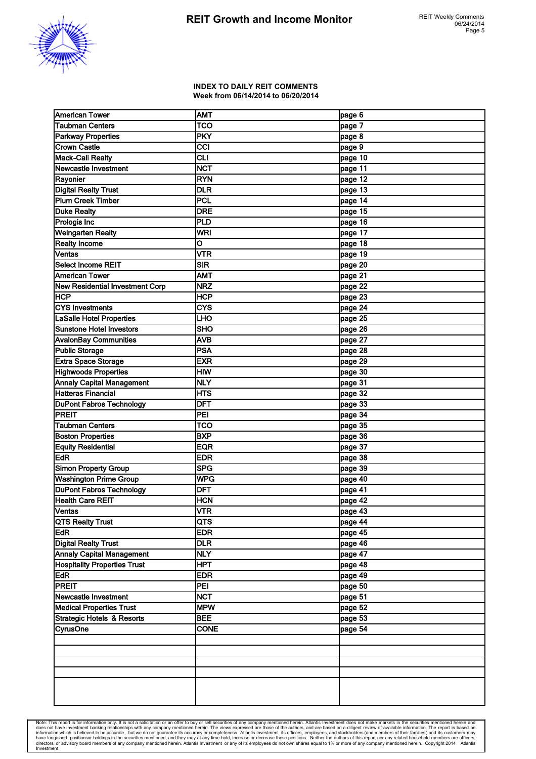### INDEX TO DAILY REIT COMMENTS
### Week from 06/14/2014 to 06/20/2014

| American Tower | AMT | page 6 |
|---|---|---|
| Taubman Centers | TCO | page 7 |
| Parkway Properties | PKY | page 8 |
| Crown Castle | CCI | page 9 |
| Mack-Cali Realty | CLI | page 10 |
| Newcastle Investment | NCT | page 11 |
| Rayonier | RYN | page 12 |
| Digital Realty Trust | DLR | page 13 |
| Plum Creek Timber | PCL | page 14 |
| Duke Realty | DRE | page 15 |
| Prologis Inc | PLD | page 16 |
| Weingarten Realty | WRI | page 17 |
| Realty Income | O | page 18 |
| Ventas | VTR | page 19 |
| Select Income REIT | SIR | page 20 |
| American Tower | AMT | page 21 |
| New Residential Investment Corp | NRZ | page 22 |
| HCP | HCP | page 23 |
| CYS Investments | CYS | page 24 |
| LaSalle Hotel Properties | LHO | page 25 |
| Sunstone Hotel Investors | SHO | page 26 |
| AvalonBay Communities | AVB | page 27 |
| Public Storage | PSA | page 28 |
| Extra Space Storage | EXR | page 29 |
| Highwoods Properties | HIW | page 30 |
| Annaly Capital Management | NLY | page 31 |
| Hatteras Financial | HTS | page 32 |
| DuPont Fabros Technology | DFT | page 33 |
| PREIT | PEI | page 34 |
| Taubman Centers | TCO | page 35 |
| Boston Properties | BXP | page 36 |
| Equity Residential | EQR | page 37 |
| EdR | EDR | page 38 |
| Simon Property Group | SPG | page 39 |
| Washington Prime Group | WPG | page 40 |
| DuPont Fabros Technology | DFT | page 41 |
| Health Care REIT | HCN | page 42 |
| Ventas | VTR | page 43 |
| QTS Realty Trust | QTS | page 44 |
| EdR | EDR | page 45 |
| Digital Realty Trust | DLR | page 46 |
| Annaly Capital Management | NLY | page 47 |
| Hospitality Properties Trust | HPT | page 48 |
| EdR | EDR | page 49 |
| PREIT | PEI | page 50 |
| Newcastle Investment | NCT | page 51 |
| Medical Properties Trust | MPW | page 52 |
| Strategic Hotels & Resorts | BEE | page 53 |
| CyrusOne | CONE | page 54 |

Note: This report is for information only. It is not a solicitation or an offer to buy or sell securities of any company mentioned herein. Atlantis Investment does not make markets in the securities mentioned herein and does not have investment banking relationships with any company mentioned herein. The views expressed are those of the authors, and are based on a diligent review of available information. The report is based on information which is believed to be accurate, but we do not guarantee its accuracy or completeness. Atlantis Investment its officers, employees, and stockholders (and members of their families) and its customers may have long/short positionsor holdings in the securities mentioned, and they may at any time hold, increase or decrease these positions. Neither the authors of this report nor any related household members are officers, directors, or advisory board members of any company mentioned herein. Atlantis Investment or any of its employees do not own shares equal to 1% or more of any company mentioned herein. Copyright 2014 Atlantis Investment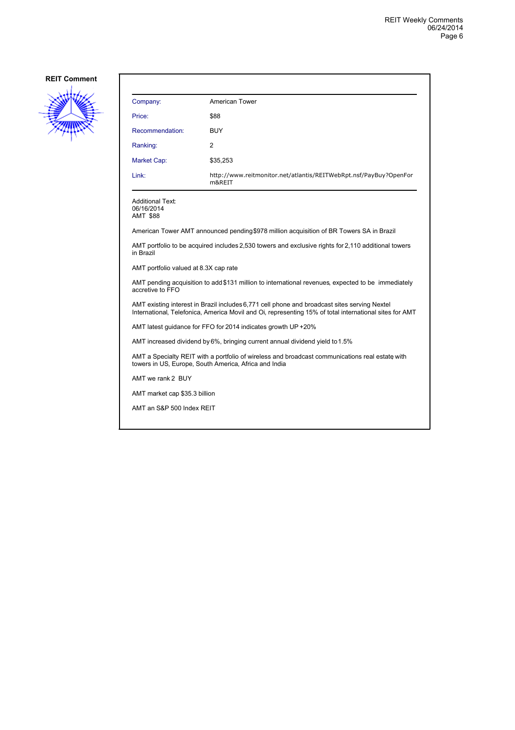**REIT Comment**

| | |
|---|---|
| Company: | American Tower |
| Price: | $88 |
| Recommendation: | BUY |
| Ranking: | 2 |
| Market Cap: | $35,253 |
| Link: | http://www.reitmonitor.net/atlantis/REITWebRpt.nsf/PayBuy?OpenForm&REIT |

Additional Text:
06/16/2014
AMT $88

American Tower AMT announced pending $978 million acquisition of BR Towers SA in Brazil

AMT portfolio to be acquired includes 2,530 towers and exclusive rights for 2,110 additional towers in Brazil

AMT portfolio valued at 8.3X cap rate

AMT pending acquisition to add $131 million to international revenues, expected to be immediately accretive to FFO

AMT existing interest in Brazil includes 6,771 cell phone and broadcast sites serving Nextel International, Telefonica, America Movil and Oi, representing 15% of total international sites for AMT

AMT latest guidance for FFO for 2014 indicates growth UP +20%

AMT increased dividend by 6%, bringing current annual dividend yield to 1.5%

AMT a Specialty REIT with a portfolio of wireless and broadcast communications real estate, with towers in US, Europe, South America, Africa and India

AMT we rank 2 BUY

AMT market cap $35.3 billion

AMT an S&P 500 Index REIT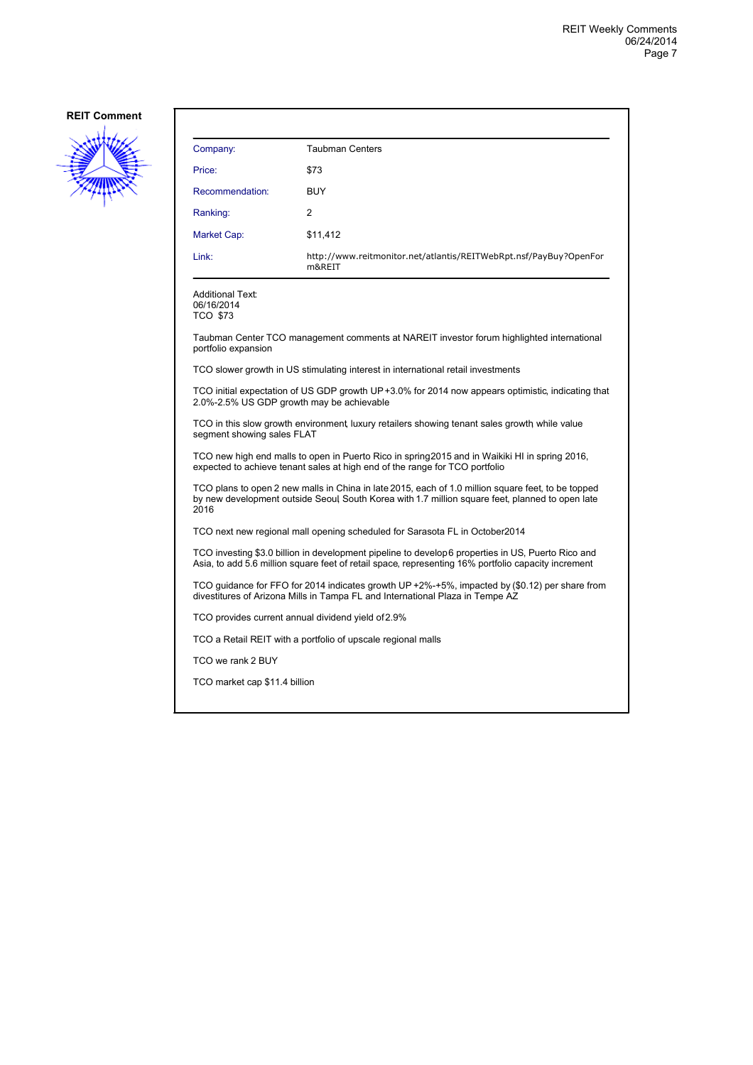**REIT Comment**

| | |
|---|---|
| Company: | Taubman Centers |
| Price: | $73 |
| Recommendation: | BUY |
| Ranking: | 2 |
| Market Cap: | $11,412 |
| Link: | http://www.reitmonitor.net/atlantis/REITWebRpt.nsf/PayBuy?OpenForm&REIT |

Additional Text:
06/16/2014
TCO $73

Taubman Center TCO management comments at NAREIT investor forum highlighted international portfolio expansion

TCO slower growth in US stimulating interest in international retail investments

TCO initial expectation of US GDP growth UP +3.0% for 2014 now appears optimistic, indicating that 2.0%-2.5% US GDP growth may be achievable

TCO in this slow growth environment, luxury retailers showing tenant sales growth, while value segment showing sales FLAT

TCO new high end malls to open in Puerto Rico in spring 2015 and in Waikiki HI in spring 2016, expected to achieve tenant sales at high end of the range for TCO portfolio

TCO plans to open 2 new malls in China in late 2015, each of 1.0 million square feet, to be topped by new development outside Seoul, South Korea with 1.7 million square feet, planned to open late 2016

TCO next new regional mall opening scheduled for Sarasota FL in October 2014

TCO investing $3.0 billion in development pipeline to develop 6 properties in US, Puerto Rico and Asia, to add 5.6 million square feet of retail space, representing 16% portfolio capacity increment

TCO guidance for FFO for 2014 indicates growth UP +2%-+5%, impacted by ($0.12) per share from divestitures of Arizona Mills in Tampa FL and International Plaza in Tempe AZ

TCO provides current annual dividend yield of 2.9%

TCO a Retail REIT with a portfolio of upscale regional malls

TCO we rank 2 BUY

TCO market cap $11.4 billion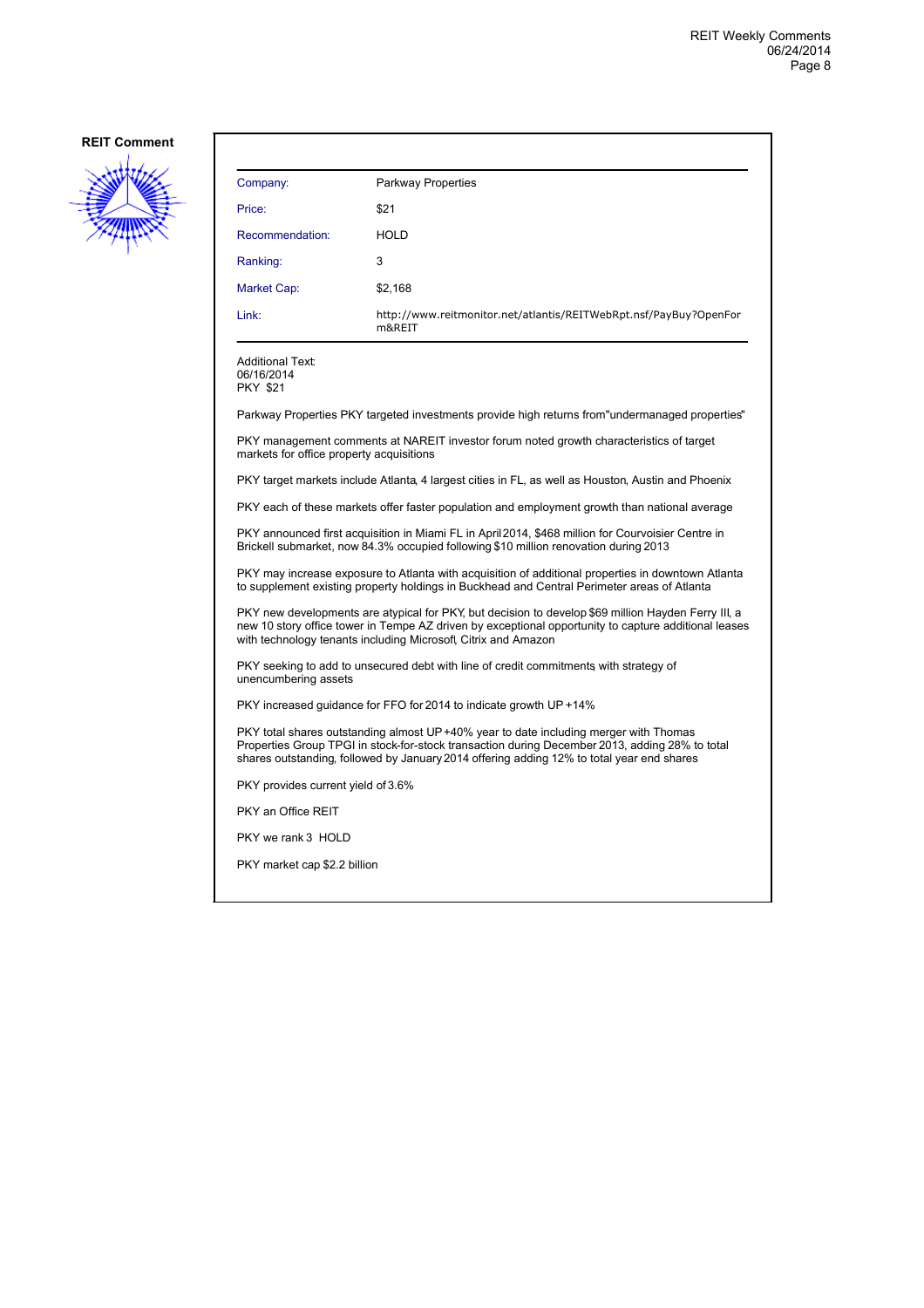**REIT Comment**

| Company: | Parkway Properties |
|---|---|
| Price: | $21 |
| Recommendation: | HOLD |
| Ranking: | 3 |
| Market Cap: | $2,168 |
| Link: | http://www.reitmonitor.net/atlantis/REITWebRpt.nsf/PayBuy?OpenForm&REIT |

Additional Text:
06/16/2014
PKY $21

Parkway Properties PKY targeted investments provide high returns from"undermanaged properties"

PKY management comments at NAREIT investor forum noted growth characteristics of target markets for office property acquisitions

PKY target markets include Atlanta, 4 largest cities in FL, as well as Houston, Austin and Phoenix

PKY each of these markets offer faster population and employment growth than national average

PKY announced first acquisition in Miami FL in April 2014, $468 million for Courvoisier Centre in Brickell submarket, now 84.3% occupied following $10 million renovation during 2013

PKY may increase exposure to Atlanta with acquisition of additional properties in downtown Atlanta to supplement existing property holdings in Buckhead and Central Perimeter areas of Atlanta

PKY new developments are atypical for PKY, but decision to develop $69 million Hayden Ferry III, a new 10 story office tower in Tempe AZ driven by exceptional opportunity to capture additional leases with technology tenants including Microsoft, Citrix and Amazon

PKY seeking to add to unsecured debt with line of credit commitments, with strategy of unencumbering assets

PKY increased guidance for FFO for 2014 to indicate growth UP +14%

PKY total shares outstanding almost UP +40% year to date including merger with Thomas Properties Group TPGI in stock-for-stock transaction during December 2013, adding 28% to total shares outstanding, followed by January 2014 offering adding 12% to total year end shares

PKY provides current yield of 3.6%

PKY an Office REIT

PKY we rank 3 HOLD

PKY market cap $2.2 billion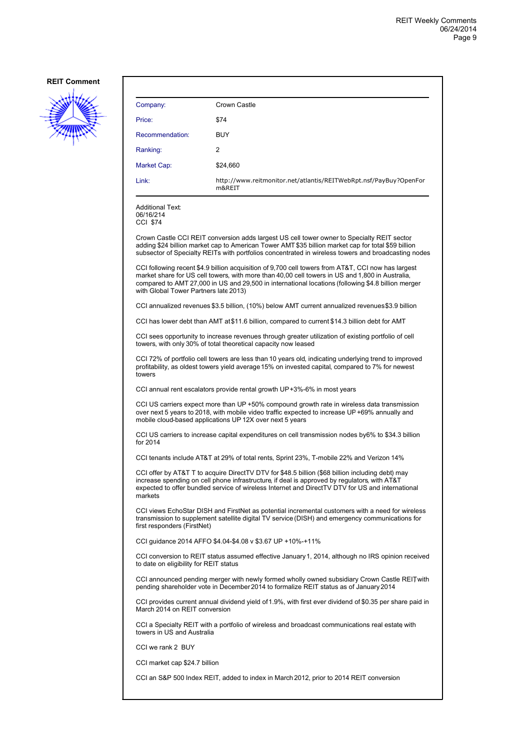**REIT Comment**

| | |
|---|---|
| Company: | Crown Castle |
| Price: | $74 |
| Recommendation: | BUY |
| Ranking: | 2 |
| Market Cap: | $24,660 |
| Link: | http://www.reitmonitor.net/atlantis/REITWebRpt.nsf/PayBuy?OpenForm&REIT |

Additional Text:
06/16/214
CCI $74

Crown Castle CCI REIT conversion adds largest US cell tower owner to Specialty REIT sector adding $24 billion market cap to American Tower AMT $35 billion market cap for total $59 billion subsector of Specialty REITs with portfolios concentrated in wireless towers and broadcasting nodes

CCI following recent $4.9 billion acquisition of 9,700 cell towers from AT&T, CCI now has largest market share for US cell towers, with more than 40,00 cell towers in US and 1,800 in Australia, compared to AMT 27,000 in US and 29,500 in international locations (following $4.8 billion merger with Global Tower Partners late 2013)

CCI annualized revenues $3.5 billion, (10%) below AMT current annualized revenues $3.9 billion

CCI has lower debt than AMT at $11.6 billion, compared to current $14.3 billion debt for AMT

CCI sees opportunity to increase revenues through greater utilization of existing portfolio of cell towers, with only 30% of total theoretical capacity now leased

CCI 72% of portfolio cell towers are less than 10 years old, indicating underlying trend to improved profitability, as oldest towers yield average 15% on invested capital, compared to 7% for newest towers

CCI annual rent escalators provide rental growth UP +3%-6% in most years

CCI US carriers expect more than UP +50% compound growth rate in wireless data transmission over next 5 years to 2018, with mobile video traffic expected to increase UP +69% annually and mobile cloud-based applications UP 12X over next 5 years

CCI US carriers to increase capital expenditures on cell transmission nodes by 6% to $34.3 billion for 2014

CCI tenants include AT&T at 29% of total rents, Sprint 23%, T-mobile 22% and Verizon 14%

CCI offer by AT&T T to acquire DirectTV DTV for $48.5 billion ($68 billion including debt) may increase spending on cell phone infrastructure, if deal is approved by regulators, with AT&T expected to offer bundled service of wireless Internet and DirectTV DTV for US and international markets

CCI views EchoStar DISH and FirstNet as potential incremental customers with a need for wireless transmission to supplement satellite digital TV service (DISH) and emergency communications for first responders (FirstNet)

CCI guidance 2014 AFFO $4.04-$4.08 v $3.67 UP +10%-+11%

CCI conversion to REIT status assumed effective January 1, 2014, although no IRS opinion received to date on eligibility for REIT status

CCI announced pending merger with newly formed wholly owned subsidiary Crown Castle REIT with pending shareholder vote in December 2014 to formalize REIT status as of January 2014

CCI provides current annual dividend yield of 1.9%, with first ever dividend of $0.35 per share paid in March 2014 on REIT conversion

CCI a Specialty REIT with a portfolio of wireless and broadcast communications real estate, with towers in US and Australia

CCI we rank 2 BUY

CCI market cap $24.7 billion

CCI an S&P 500 Index REIT, added to index in March 2012, prior to 2014 REIT conversion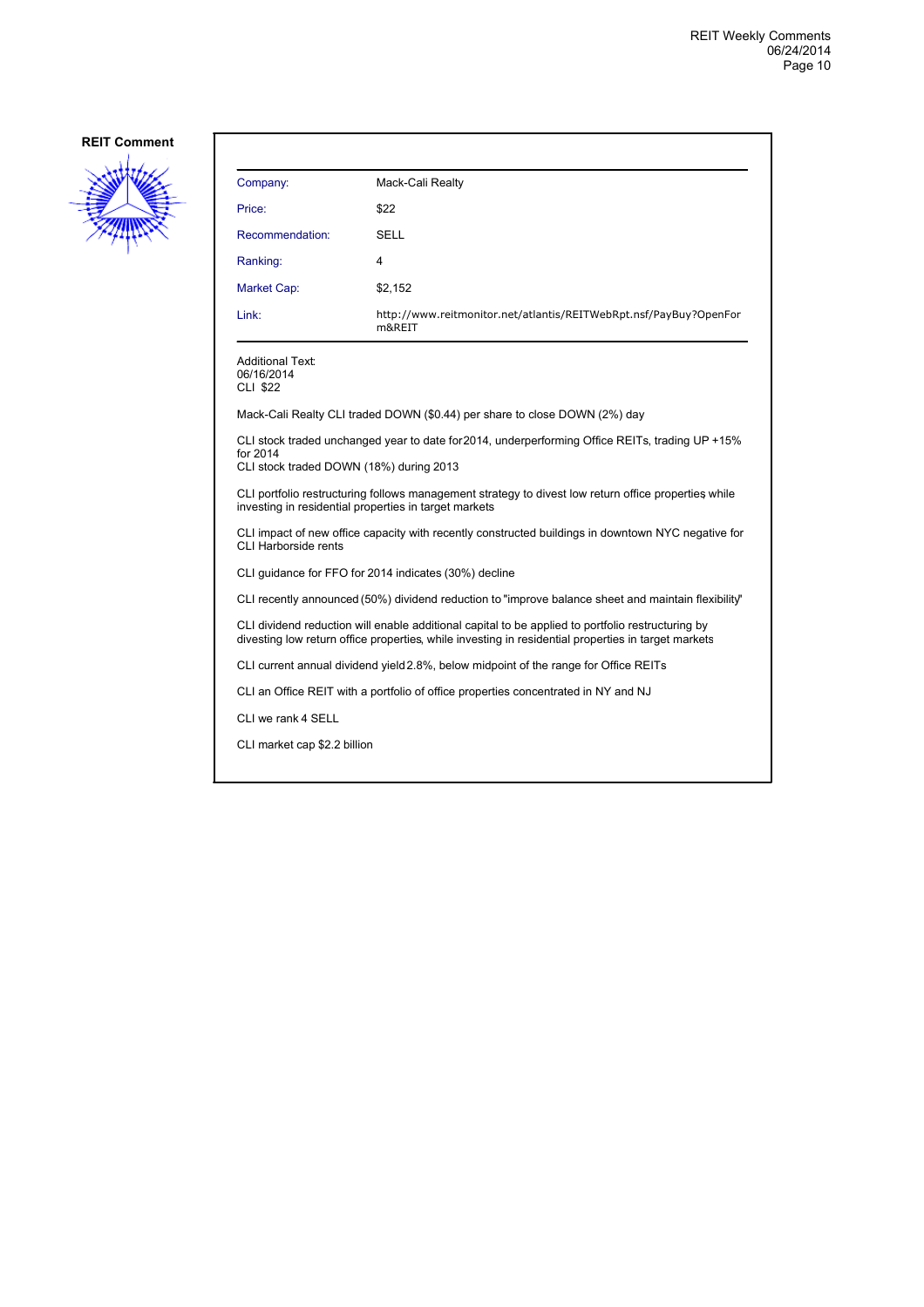**REIT Comment**

| | |
|---|---|
| Company: | Mack-Cali Realty |
| Price: | $22 |
| Recommendation: | SELL |
| Ranking: | 4 |
| Market Cap: | $2,152 |
| Link: | http://www.reitmonitor.net/atlantis/REITWebRpt.nsf/PayBuy?OpenForm&REIT |

Additional Text:
06/16/2014
CLI $22

Mack-Cali Realty CLI traded DOWN ($0.44) per share to close DOWN (2%) day

CLI stock traded unchanged year to date for 2014, underperforming Office REITs, trading UP +15% for 2014
CLI stock traded DOWN (18%) during 2013

CLI portfolio restructuring follows management strategy to divest low return office properties, while investing in residential properties in target markets

CLI impact of new office capacity with recently constructed buildings in downtown NYC negative for CLI Harborside rents

CLI guidance for FFO for 2014 indicates (30%) decline

CLI recently announced (50%) dividend reduction to "improve balance sheet and maintain flexibility"

CLI dividend reduction will enable additional capital to be applied to portfolio restructuring by divesting low return office properties, while investing in residential properties in target markets

CLI current annual dividend yield 2.8%, below midpoint of the range for Office REITs

CLI an Office REIT with a portfolio of office properties concentrated in NY and NJ

CLI we rank 4 SELL

CLI market cap $2.2 billion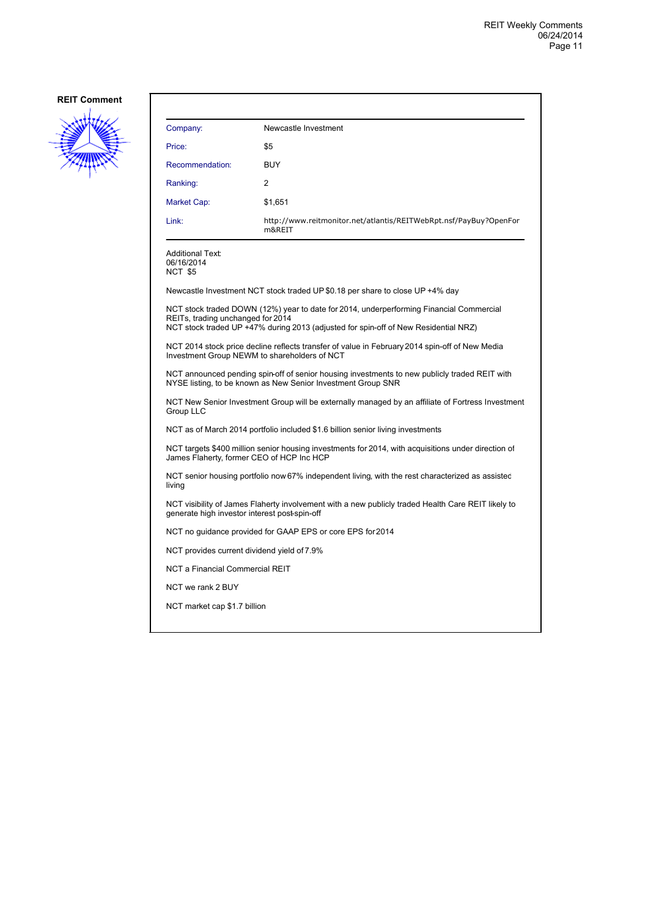**REIT Comment**

| | |
|---|---|
| Company: | Newcastle Investment |
| Price: | $5 |
| Recommendation: | BUY |
| Ranking: | 2 |
| Market Cap: | $1,651 |
| Link: | http://www.reitmonitor.net/atlantis/REITWebRpt.nsf/PayBuy?OpenForm&REIT |

Additional Text:
06/16/2014
NCT $5

Newcastle Investment NCT stock traded UP $0.18 per share to close UP +4% day

NCT stock traded DOWN (12%) year to date for 2014, underperforming Financial Commercial REITs, trading unchanged for 2014
NCT stock traded UP +47% during 2013 (adjusted for spin-off of New Residential NRZ)

NCT 2014 stock price decline reflects transfer of value in February 2014 spin-off of New Media Investment Group NEWM to shareholders of NCT

NCT announced pending spin-off of senior housing investments to new publicly traded REIT with NYSE listing, to be known as New Senior Investment Group SNR

NCT New Senior Investment Group will be externally managed by an affiliate of Fortress Investment Group LLC

NCT as of March 2014 portfolio included $1.6 billion senior living investments

NCT targets $400 million senior housing investments for 2014, with acquisitions under direction of James Flaherty, former CEO of HCP Inc HCP

NCT senior housing portfolio now 67% independent living, with the rest characterized as assisted living

NCT visibility of James Flaherty involvement with a new publicly traded Health Care REIT likely to generate high investor interest post-spin-off

NCT no guidance provided for GAAP EPS or core EPS for 2014

NCT provides current dividend yield of 7.9%

NCT a Financial Commercial REIT

NCT we rank 2 BUY

NCT market cap $1.7 billion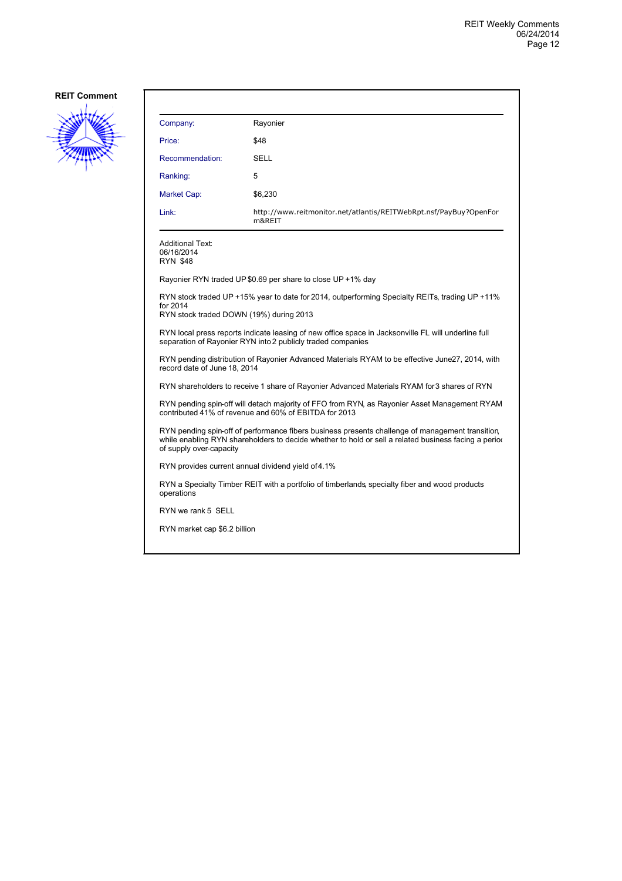**REIT Comment**

| | |
|---|---|
| Company: | Rayonier |
| Price: | $48 |
| Recommendation: | SELL |
| Ranking: | 5 |
| Market Cap: | $6,230 |
| Link: | http://www.reitmonitor.net/atlantis/REITWebRpt.nsf/PayBuy?OpenForm&REIT |

Additional Text:
06/16/2014
RYN $48

Rayonier RYN traded UP $0.69 per share to close UP +1% day

RYN stock traded UP +15% year to date for 2014, outperforming Specialty REITs, trading UP +11% for 2014
RYN stock traded DOWN (19%) during 2013

RYN local press reports indicate leasing of new office space in Jacksonville FL will underline full separation of Rayonier RYN into 2 publicly traded companies

RYN pending distribution of Rayonier Advanced Materials RYAM to be effective June 27, 2014, with record date of June 18, 2014

RYN shareholders to receive 1 share of Rayonier Advanced Materials RYAM for 3 shares of RYN

RYN pending spin-off will detach majority of FFO from RYN, as Rayonier Asset Management RYAM contributed 41% of revenue and 60% of EBITDA for 2013

RYN pending spin-off of performance fibers business presents challenge of management transition, while enabling RYN shareholders to decide whether to hold or sell a related business facing a period of supply over-capacity

RYN provides current annual dividend yield of 4.1%

RYN a Specialty Timber REIT with a portfolio of timberlands, specialty fiber and wood products operations

RYN we rank 5 SELL

RYN market cap $6.2 billion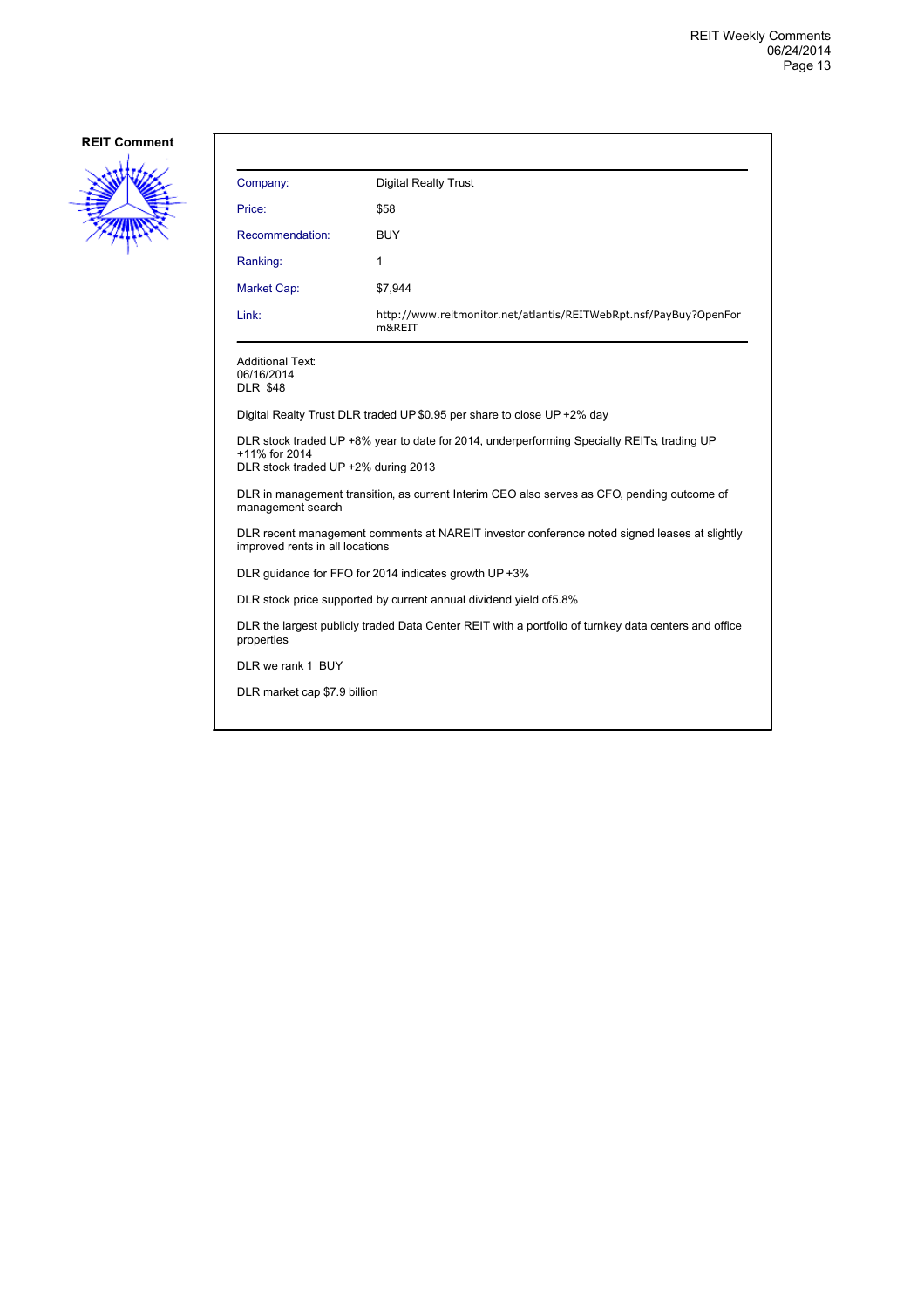**REIT Comment**

| Company: | Digital Realty Trust |
|---|---|
| Price: | $58 |
| Recommendation: | BUY |
| Ranking: | 1 |
| Market Cap: | $7,944 |
| Link: | http://www.reitmonitor.net/atlantis/REITWebRpt.nsf/PayBuy?OpenForm&REIT |

Additional Text:
06/16/2014
DLR $48

Digital Realty Trust DLR traded UP $0.95 per share to close UP +2% day

DLR stock traded UP +8% year to date for 2014, underperforming Specialty REITs, trading UP +11% for 2014
DLR stock traded UP +2% during 2013

DLR in management transition, as current Interim CEO also serves as CFO, pending outcome of management search

DLR recent management comments at NAREIT investor conference noted signed leases at slightly improved rents in all locations

DLR guidance for FFO for 2014 indicates growth UP +3%

DLR stock price supported by current annual dividend yield of5.8%

DLR the largest publicly traded Data Center REIT with a portfolio of turnkey data centers and office properties

DLR we rank 1 BUY

DLR market cap $7.9 billion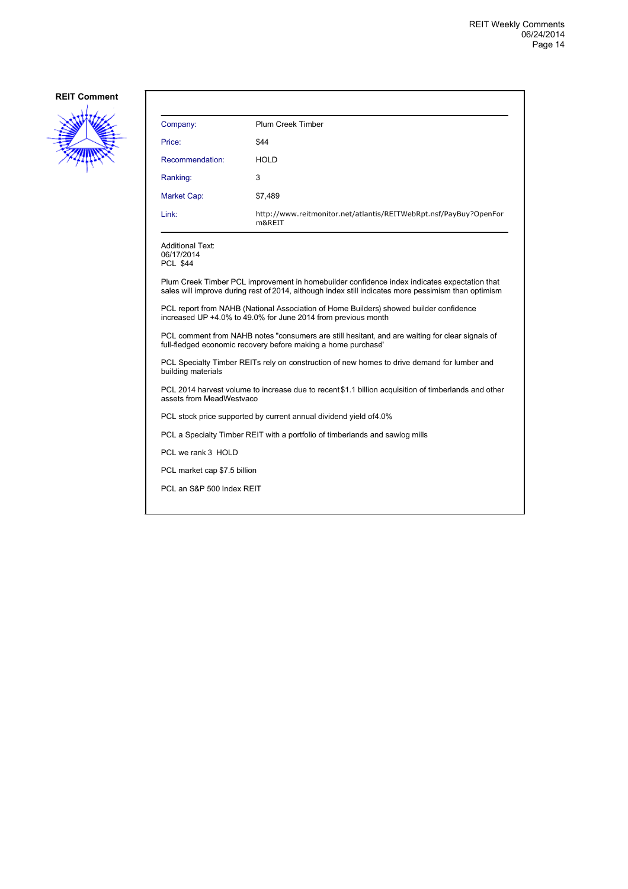**REIT Comment**

| Company: | Plum Creek Timber |
|---|---|
| Price: | $44 |
| Recommendation: | HOLD |
| Ranking: | 3 |
| Market Cap: | $7,489 |
| Link: | http://www.reitmonitor.net/atlantis/REITWebRpt.nsf/PayBuy?OpenForm&REIT |

Additional Text:
06/17/2014
PCL $44

Plum Creek Timber PCL improvement in homebuilder confidence index indicates expectation that sales will improve during rest of 2014, although index still indicates more pessimism than optimism

PCL report from NAHB (National Association of Home Builders) showed builder confidence increased UP +4.0% to 49.0% for June 2014 from previous month

PCL comment from NAHB notes "consumers are still hesitant, and are waiting for clear signals of full-fledged economic recovery before making a home purchase"

PCL Specialty Timber REITs rely on construction of new homes to drive demand for lumber and building materials

PCL 2014 harvest volume to increase due to recent $1.1 billion acquisition of timberlands and other assets from MeadWestvaco

PCL stock price supported by current annual dividend yield of 4.0%

PCL a Specialty Timber REIT with a portfolio of timberlands and sawlog mills

PCL we rank 3 HOLD

PCL market cap $7.5 billion

PCL an S&P 500 Index REIT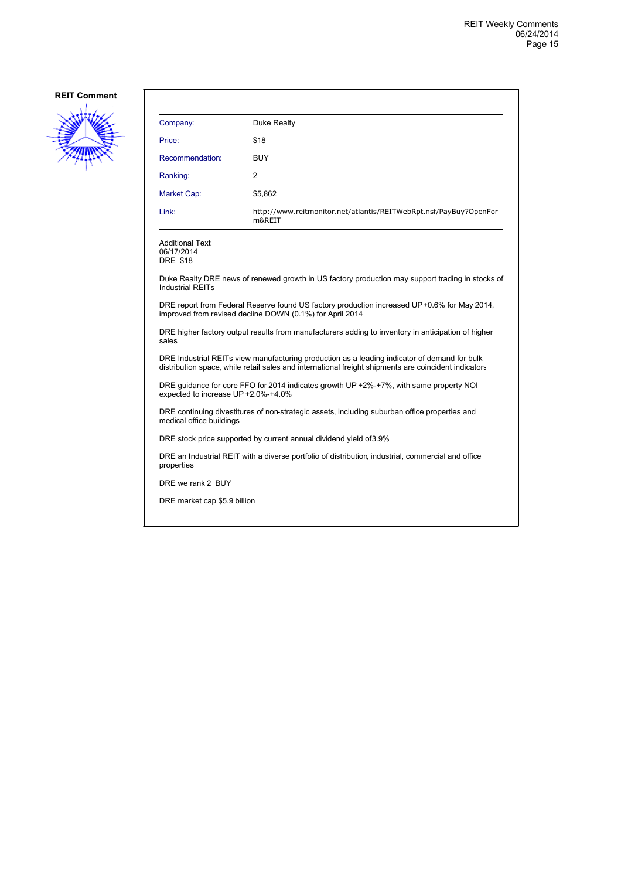**REIT Comment**

| Company: | Duke Realty |
|---|---|
| Price: | $18 |
| Recommendation: | BUY |
| Ranking: | 2 |
| Market Cap: | $5,862 |
| Link: | http://www.reitmonitor.net/atlantis/REITWebRpt.nsf/PayBuy?OpenForm&REIT |

Additional Text:
06/17/2014
DRE $18

Duke Realty DRE news of renewed growth in US factory production may support trading in stocks of Industrial REITs

DRE report from Federal Reserve found US factory production increased UP+0.6% for May 2014, improved from revised decline DOWN (0.1%) for April 2014

DRE higher factory output results from manufacturers adding to inventory in anticipation of higher sales

DRE Industrial REITs view manufacturing production as a leading indicator of demand for bulk distribution space, while retail sales and international freight shipments are coincident indicators

DRE guidance for core FFO for 2014 indicates growth UP +2%-+7%, with same property NOI expected to increase UP +2.0%-+4.0%

DRE continuing divestitures of non-strategic assets, including suburban office properties and medical office buildings

DRE stock price supported by current annual dividend yield of3.9%

DRE an Industrial REIT with a diverse portfolio of distribution, industrial, commercial and office properties

DRE we rank 2 BUY

DRE market cap $5.9 billion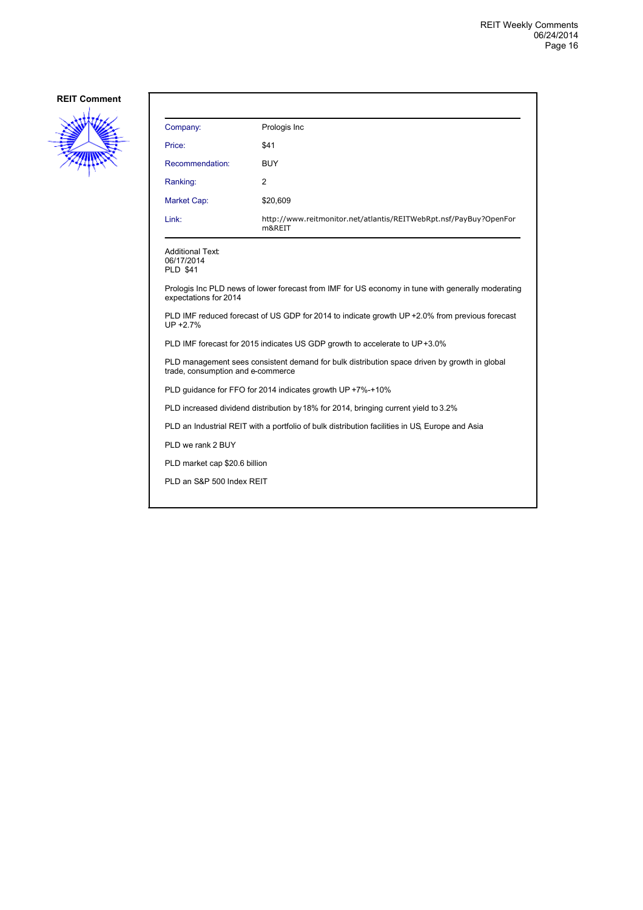## REIT Comment

| Company: | Prologis Inc |
|---|---|
| Price: | $41 |
| Recommendation: | BUY |
| Ranking: | 2 |
| Market Cap: | $20,609 |
| Link: | http://www.reitmonitor.net/atlantis/REITWebRpt.nsf/PayBuy?OpenForm&REIT |

Additional Text:
06/17/2014
PLD $41

Prologis Inc PLD news of lower forecast from IMF for US economy in tune with generally moderating expectations for 2014

PLD IMF reduced forecast of US GDP for 2014 to indicate growth UP +2.0% from previous forecast UP +2.7%

PLD IMF forecast for 2015 indicates US GDP growth to accelerate to UP +3.0%

PLD management sees consistent demand for bulk distribution space driven by growth in global trade, consumption and e-commerce

PLD guidance for FFO for 2014 indicates growth UP +7%-+10%

PLD increased dividend distribution by 18% for 2014, bringing current yield to 3.2%

PLD an Industrial REIT with a portfolio of bulk distribution facilities in US, Europe and Asia

PLD we rank 2 BUY

PLD market cap $20.6 billion

PLD an S&P 500 Index REIT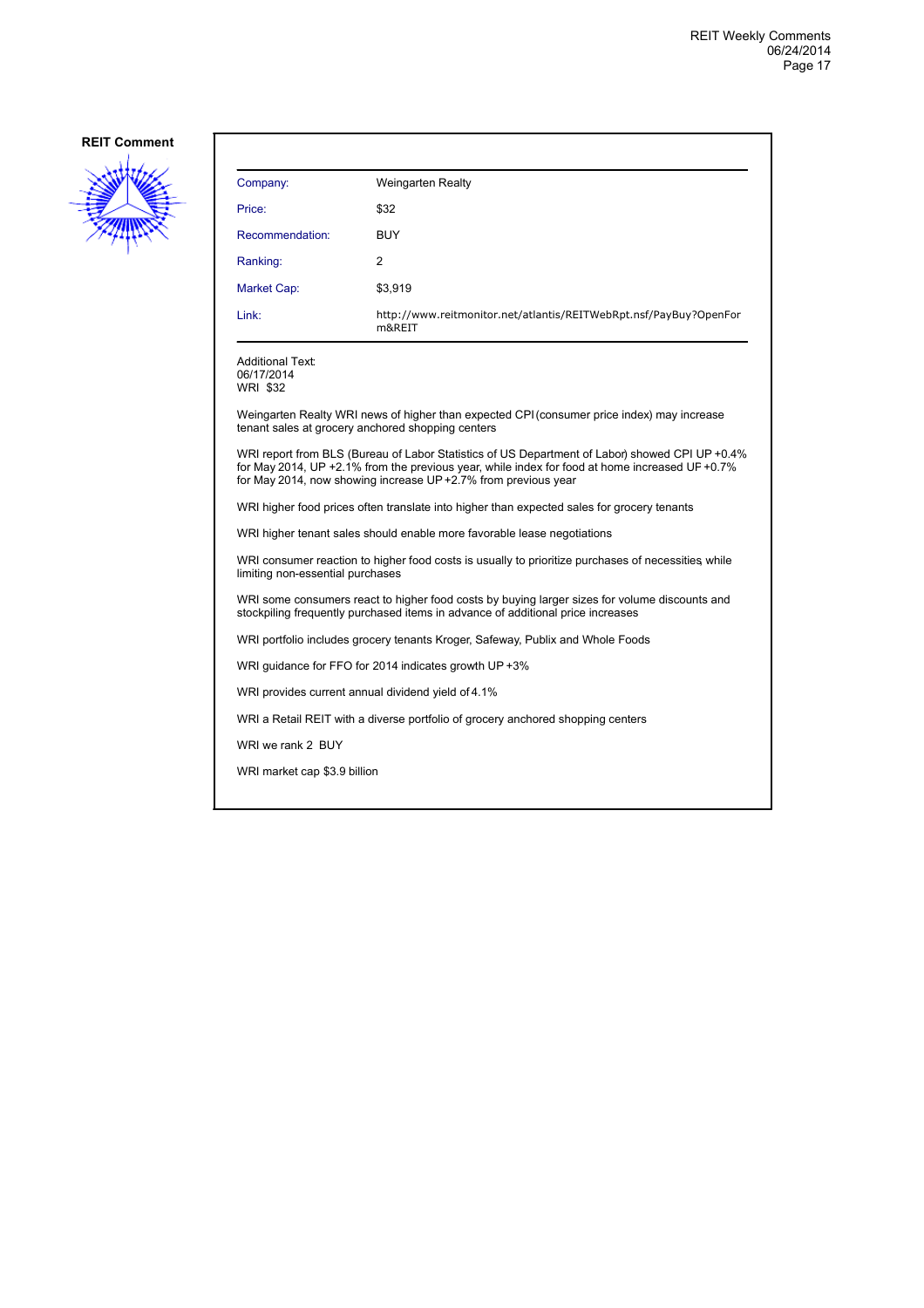**REIT Comment**

| | |
|---|---|
| Company: | Weingarten Realty |
| Price: | $32 |
| Recommendation: | BUY |
| Ranking: | 2 |
| Market Cap: | $3,919 |
| Link: | http://www.reitmonitor.net/atlantis/REITWebRpt.nsf/PayBuy?OpenForm&REIT |

Additional Text:
06/17/2014
WRI $32

Weingarten Realty WRI news of higher than expected CPI (consumer price index) may increase tenant sales at grocery anchored shopping centers

WRI report from BLS (Bureau of Labor Statistics of US Department of Labor) showed CPI UP +0.4% for May 2014, UP +2.1% from the previous year, while index for food at home increased UP +0.7% for May 2014, now showing increase UP +2.7% from previous year

WRI higher food prices often translate into higher than expected sales for grocery tenants

WRI higher tenant sales should enable more favorable lease negotiations

WRI consumer reaction to higher food costs is usually to prioritize purchases of necessities, while limiting non-essential purchases

WRI some consumers react to higher food costs by buying larger sizes for volume discounts and stockpiling frequently purchased items in advance of additional price increases

WRI portfolio includes grocery tenants Kroger, Safeway, Publix and Whole Foods

WRI guidance for FFO for 2014 indicates growth UP +3%

WRI provides current annual dividend yield of 4.1%

WRI a Retail REIT with a diverse portfolio of grocery anchored shopping centers

WRI we rank 2 BUY

WRI market cap $3.9 billion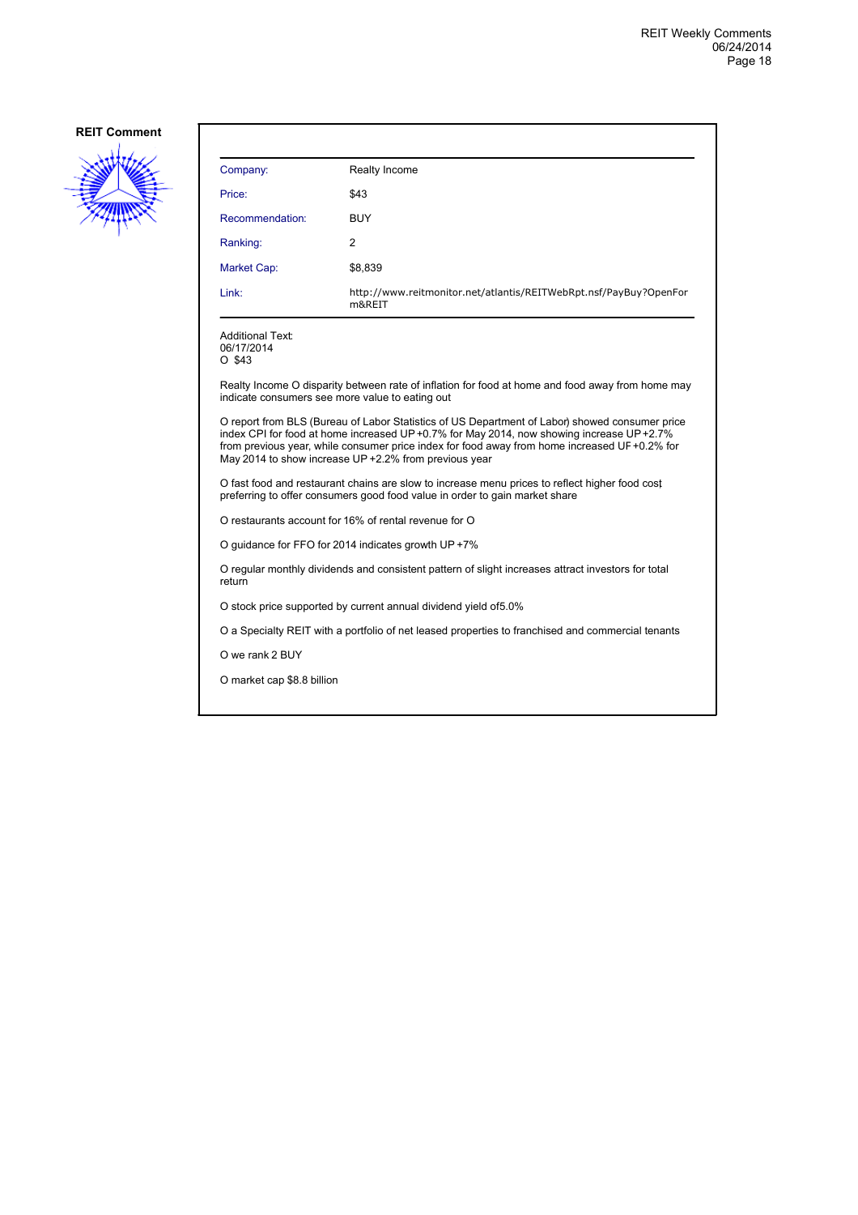## REIT Comment

| | |
|---|---|
| Company: | Realty Income |
| Price: | $43 |
| Recommendation: | BUY |
| Ranking: | 2 |
| Market Cap: | $8,839 |
| Link: | http://www.reitmonitor.net/atlantis/REITWebRpt.nsf/PayBuy?OpenForm&REIT |

Additional Text:
06/17/2014
O $43

Realty Income O disparity between rate of inflation for food at home and food away from home may indicate consumers see more value to eating out

O report from BLS (Bureau of Labor Statistics of US Department of Labor) showed consumer price index CPI for food at home increased UP +0.7% for May 2014, now showing increase UP +2.7% from previous year, while consumer price index for food away from home increased UP +0.2% for May 2014 to show increase UP +2.2% from previous year

O fast food and restaurant chains are slow to increase menu prices to reflect higher food cost, preferring to offer consumers good food value in order to gain market share

O restaurants account for 16% of rental revenue for O

O guidance for FFO for 2014 indicates growth UP +7%

O regular monthly dividends and consistent pattern of slight increases attract investors for total return

O stock price supported by current annual dividend yield of5.0%

O a Specialty REIT with a portfolio of net leased properties to franchised and commercial tenants

O we rank 2 BUY

O market cap $8.8 billion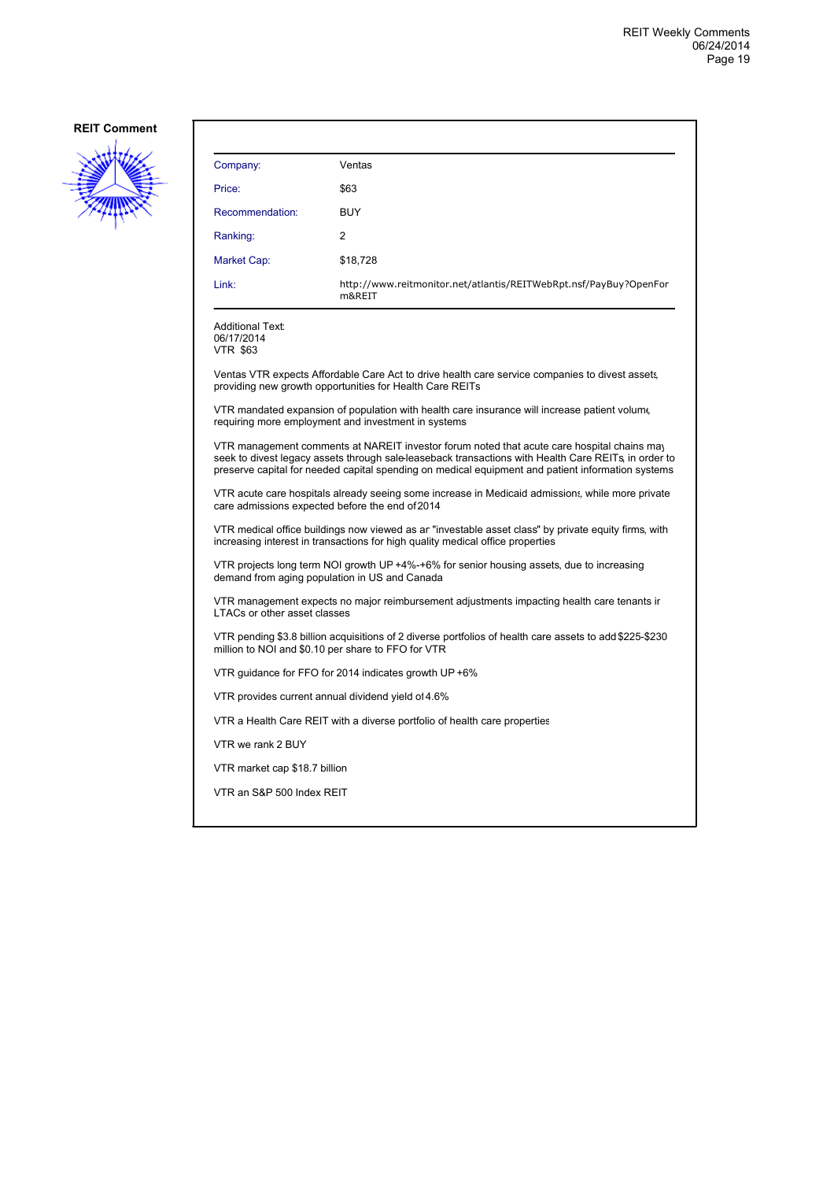**REIT Comment**

| | |
|---|---|
| Company: | Ventas |
| Price: | $63 |
| Recommendation: | BUY |
| Ranking: | 2 |
| Market Cap: | $18,728 |
| Link: | http://www.reitmonitor.net/atlantis/REITWebRpt.nsf/PayBuy?OpenForm&REIT |

Additional Text:
06/17/2014
VTR $63

Ventas VTR expects Affordable Care Act to drive health care service companies to divest assets, providing new growth opportunities for Health Care REITs

VTR mandated expansion of population with health care insurance will increase patient volume, requiring more employment and investment in systems

VTR management comments at NAREIT investor forum noted that acute care hospital chains may seek to divest legacy assets through sale-leaseback transactions with Health Care REITs, in order to preserve capital for needed capital spending on medical equipment and patient information systems

VTR acute care hospitals already seeing some increase in Medicaid admissions, while more private care admissions expected before the end of 2014

VTR medical office buildings now viewed as an "investable asset class" by private equity firms, with increasing interest in transactions for high quality medical office properties

VTR projects long term NOI growth UP +4%-+6% for senior housing assets, due to increasing demand from aging population in US and Canada

VTR management expects no major reimbursement adjustments impacting health care tenants in LTACs or other asset classes

VTR pending $3.8 billion acquisitions of 2 diverse portfolios of health care assets to add $225-$230 million to NOI and $0.10 per share to FFO for VTR

VTR guidance for FFO for 2014 indicates growth UP +6%

VTR provides current annual dividend yield of 4.6%

VTR a Health Care REIT with a diverse portfolio of health care properties

VTR we rank 2 BUY

VTR market cap $18.7 billion

VTR an S&P 500 Index REIT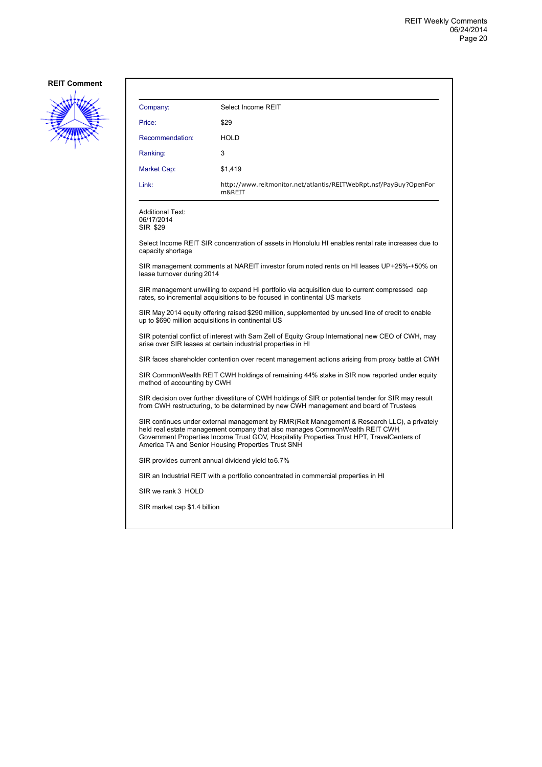**REIT Comment**

| Company: | Select Income REIT |
|---|---|
| Price: | $29 |
| Recommendation: | HOLD |
| Ranking: | 3 |
| Market Cap: | $1,419 |
| Link: | http://www.reitmonitor.net/atlantis/REITWebRpt.nsf/PayBuy?OpenForm&REIT |

Additional Text:
06/17/2014
SIR $29

Select Income REIT SIR concentration of assets in Honolulu HI enables rental rate increases due to capacity shortage

SIR management comments at NAREIT investor forum noted rents on HI leases UP+25%-+50% on lease turnover during 2014

SIR management unwilling to expand HI portfolio via acquisition due to current compressed cap rates, so incremental acquisitions to be focused in continental US markets

SIR May 2014 equity offering raised $290 million, supplemented by unused line of credit to enable up to $690 million acquisitions in continental US

SIR potential conflict of interest with Sam Zell of Equity Group International new CEO of CWH, may arise over SIR leases at certain industrial properties in HI

SIR faces shareholder contention over recent management actions arising from proxy battle at CWH

SIR CommonWealth REIT CWH holdings of remaining 44% stake in SIR now reported under equity method of accounting by CWH

SIR decision over further divestiture of CWH holdings of SIR or potential tender for SIR may result from CWH restructuring, to be determined by new CWH management and board of Trustees

SIR continues under external management by RMR(Reit Management & Research LLC), a privately held real estate management company that also manages CommonWealth REIT CWH, Government Properties Income Trust GOV, Hospitality Properties Trust HPT, TravelCenters of America TA and Senior Housing Properties Trust SNH

SIR provides current annual dividend yield to6.7%

SIR an Industrial REIT with a portfolio concentrated in commercial properties in HI

SIR we rank 3 HOLD

SIR market cap $1.4 billion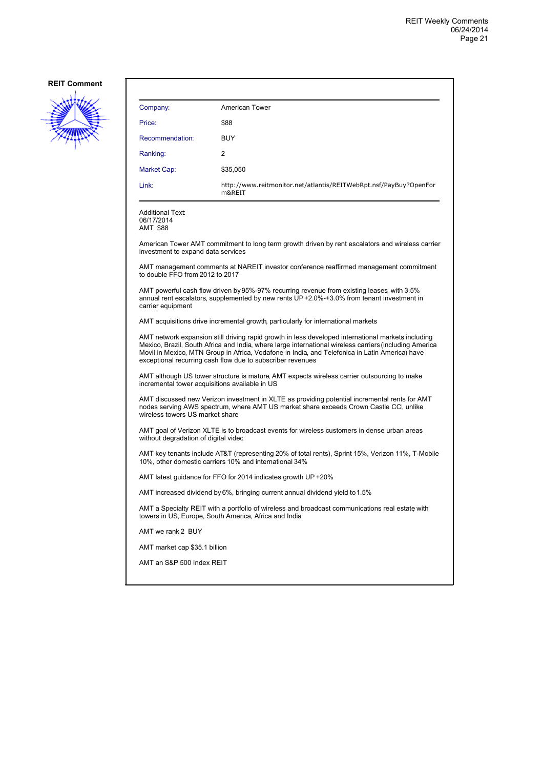**REIT Comment**

| | |
|---|---|
| Company: | American Tower |
| Price: | $88 |
| Recommendation: | BUY |
| Ranking: | 2 |
| Market Cap: | $35,050 |
| Link: | http://www.reitmonitor.net/atlantis/REITWebRpt.nsf/PayBuy?OpenForm&REIT |

Additional Text:
06/17/2014
AMT $88

American Tower AMT commitment to long term growth driven by rent escalators and wireless carrier investment to expand data services

AMT management comments at NAREIT investor conference reaffirmed management commitment to double FFO from 2012 to 2017

AMT powerful cash flow driven by 95%-97% recurring revenue from existing leases, with 3.5% annual rent escalators, supplemented by new rents UP +2.0%-+3.0% from tenant investment in carrier equipment

AMT acquisitions drive incremental growth, particularly for international markets

AMT network expansion still driving rapid growth in less developed international markets, including Mexico, Brazil, South Africa and India, where large international wireless carriers (including America Movil in Mexico, MTN Group in Africa, Vodafone in India, and Telefonica in Latin America) have exceptional recurring cash flow due to subscriber revenues

AMT although US tower structure is mature, AMT expects wireless carrier outsourcing to make incremental tower acquisitions available in US

AMT discussed new Verizon investment in XLTE as providing potential incremental rents for AMT nodes serving AWS spectrum, where AMT US market share exceeds Crown Castle CCI, unlike wireless towers US market share

AMT goal of Verizon XLTE is to broadcast events for wireless customers in dense urban areas without degradation of digital video

AMT key tenants include AT&T (representing 20% of total rents), Sprint 15%, Verizon 11%, T-Mobile 10%, other domestic carriers 10% and international 34%

AMT latest guidance for FFO for 2014 indicates growth UP +20%

AMT increased dividend by 6%, bringing current annual dividend yield to 1.5%

AMT a Specialty REIT with a portfolio of wireless and broadcast communications real estate, with towers in US, Europe, South America, Africa and India

AMT we rank 2 BUY

AMT market cap $35.1 billion

AMT an S&P 500 Index REIT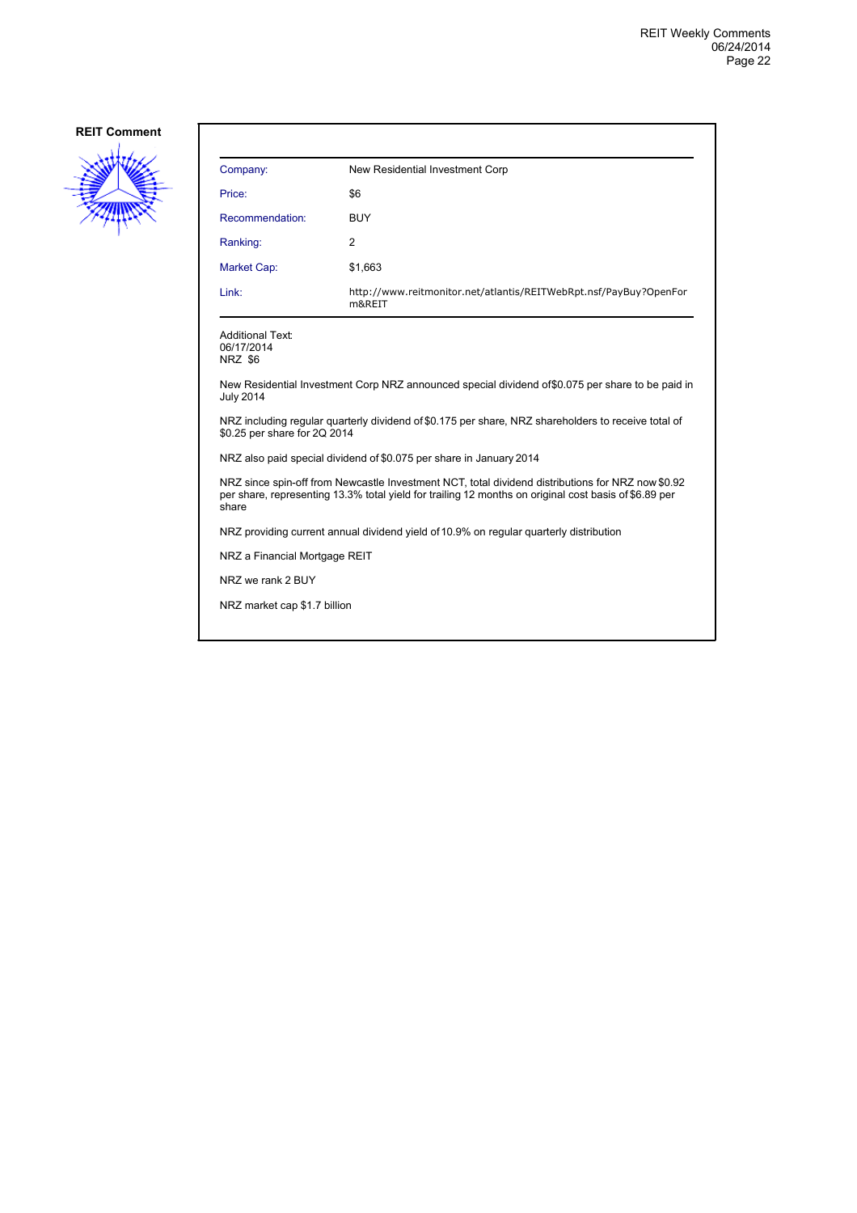**REIT Comment**

| Company: | New Residential Investment Corp |
|---|---|
| Price: | $6 |
| Recommendation: | BUY |
| Ranking: | 2 |
| Market Cap: | $1,663 |
| Link: | http://www.reitmonitor.net/atlantis/REITWebRpt.nsf/PayBuy?OpenForm&REIT |

Additional Text:
06/17/2014
NRZ $6

New Residential Investment Corp NRZ announced special dividend of$0.075 per share to be paid in July 2014

NRZ including regular quarterly dividend of $0.175 per share, NRZ shareholders to receive total of $0.25 per share for 2Q 2014

NRZ also paid special dividend of $0.075 per share in January 2014

NRZ since spin-off from Newcastle Investment NCT, total dividend distributions for NRZ now $0.92 per share, representing 13.3% total yield for trailing 12 months on original cost basis of $6.89 per share

NRZ providing current annual dividend yield of 10.9% on regular quarterly distribution

NRZ a Financial Mortgage REIT

NRZ we rank 2 BUY

NRZ market cap $1.7 billion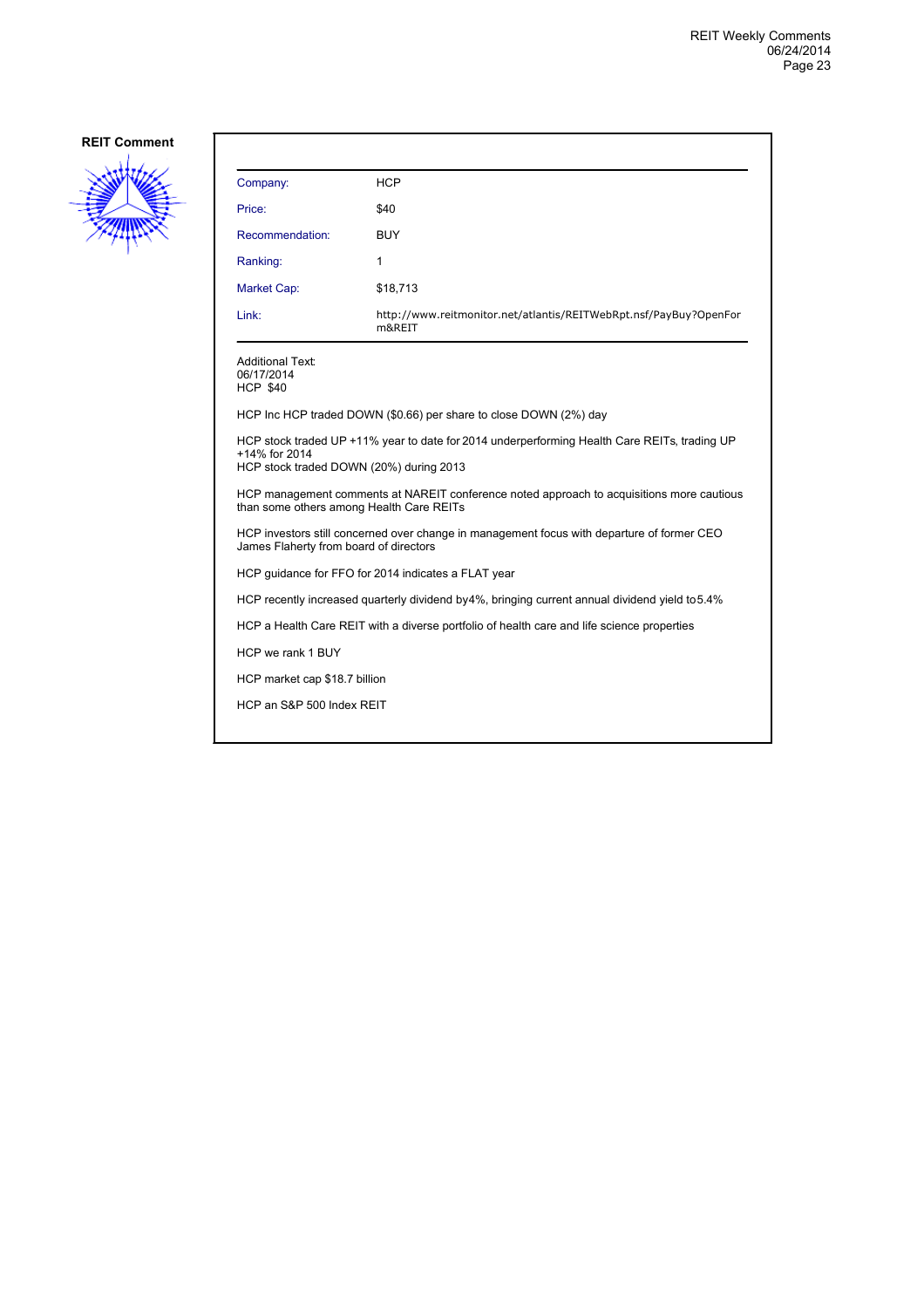**REIT Comment**

| | |
|---|---|
| Company: | HCP |
| Price: | $40 |
| Recommendation: | BUY |
| Ranking: | 1 |
| Market Cap: | $18,713 |
| Link: | http://www.reitmonitor.net/atlantis/REITWebRpt.nsf/PayBuy?OpenForm&REIT |

Additional Text:
06/17/2014
HCP $40

HCP Inc HCP traded DOWN ($0.66) per share to close DOWN (2%) day

HCP stock traded UP +11% year to date for 2014 underperforming Health Care REITs, trading UP +14% for 2014
HCP stock traded DOWN (20%) during 2013

HCP management comments at NAREIT conference noted approach to acquisitions more cautious than some others among Health Care REITs

HCP investors still concerned over change in management focus with departure of former CEO James Flaherty from board of directors

HCP guidance for FFO for 2014 indicates a FLAT year

HCP recently increased quarterly dividend by4%, bringing current annual dividend yield to5.4%

HCP a Health Care REIT with a diverse portfolio of health care and life science properties

HCP we rank 1 BUY

HCP market cap $18.7 billion

HCP an S&P 500 Index REIT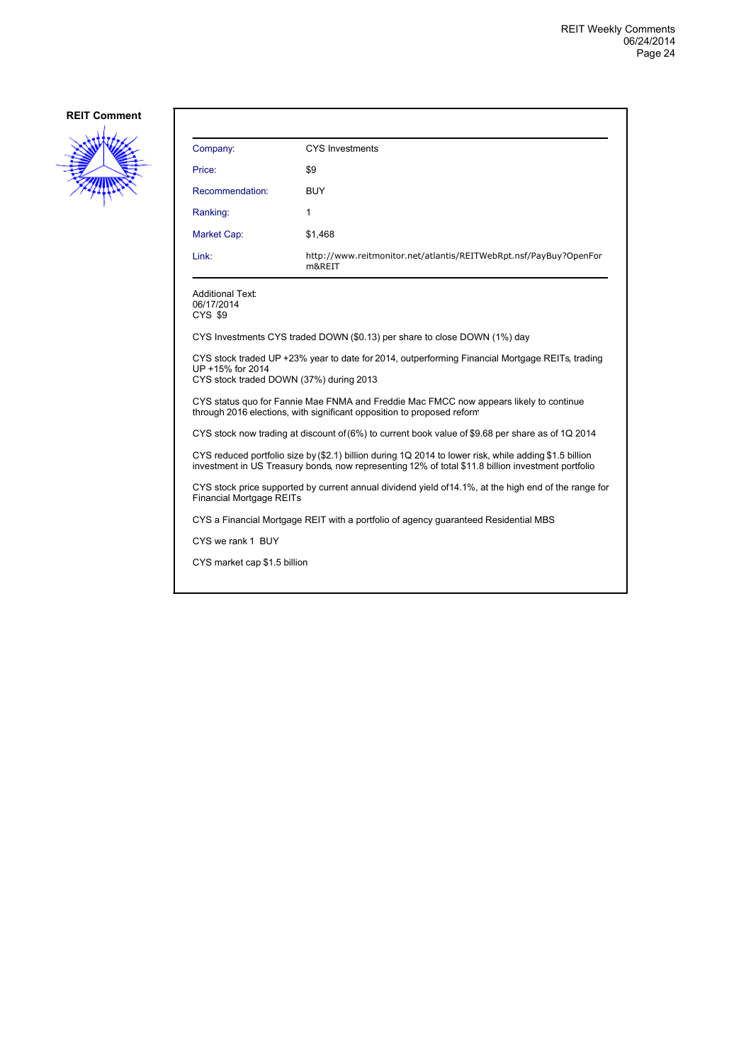**REIT Comment**

| | |
|---|---|
| Company: | CYS Investments |
| Price: | $9 |
| Recommendation: | BUY |
| Ranking: | 1 |
| Market Cap: | $1,468 |
| Link: | http://www.reitmonitor.net/atlantis/REITWebRpt.nsf/PayBuy?OpenForm&REIT |

Additional Text:
06/17/2014
CYS $9

CYS Investments CYS traded DOWN ($0.13) per share to close DOWN (1%) day

CYS stock traded UP +23% year to date for 2014, outperforming Financial Mortgage REITs, trading UP +15% for 2014
CYS stock traded DOWN (37%) during 2013

CYS status quo for Fannie Mae FNMA and Freddie Mac FMCC now appears likely to continue through 2016 elections, with significant opposition to proposed reform

CYS stock now trading at discount of (6%) to current book value of $9.68 per share as of 1Q 2014

CYS reduced portfolio size by ($2.1) billion during 1Q 2014 to lower risk, while adding $1.5 billion investment in US Treasury bonds, now representing 12% of total $11.8 billion investment portfolio

CYS stock price supported by current annual dividend yield of 14.1%, at the high end of the range for Financial Mortgage REITs

CYS a Financial Mortgage REIT with a portfolio of agency guaranteed Residential MBS

CYS we rank 1 BUY

CYS market cap $1.5 billion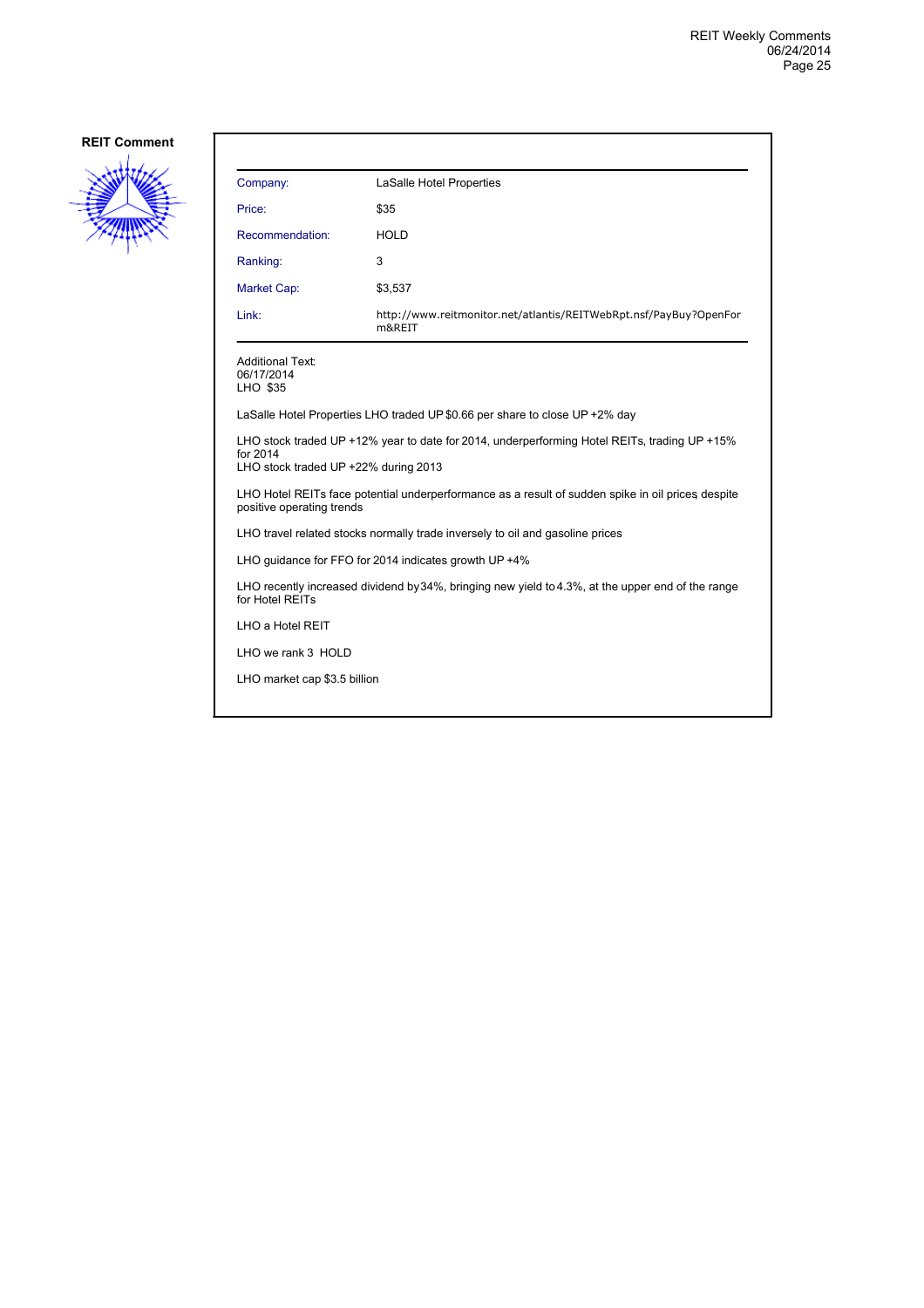**REIT Comment**

| | |
|---|---|
| Company: | LaSalle Hotel Properties |
| Price: | $35 |
| Recommendation: | HOLD |
| Ranking: | 3 |
| Market Cap: | $3,537 |
| Link: | http://www.reitmonitor.net/atlantis/REITWebRpt.nsf/PayBuy?OpenForm&REIT |

Additional Text:
06/17/2014
LHO $35

LaSalle Hotel Properties LHO traded UP $0.66 per share to close UP +2% day

LHO stock traded UP +12% year to date for 2014, underperforming Hotel REITs, trading UP +15% for 2014
LHO stock traded UP +22% during 2013

LHO Hotel REITs face potential underperformance as a result of sudden spike in oil prices despite positive operating trends

LHO travel related stocks normally trade inversely to oil and gasoline prices

LHO guidance for FFO for 2014 indicates growth UP +4%

LHO recently increased dividend by 34%, bringing new yield to 4.3%, at the upper end of the range for Hotel REITs

LHO a Hotel REIT

LHO we rank 3 HOLD

LHO market cap $3.5 billion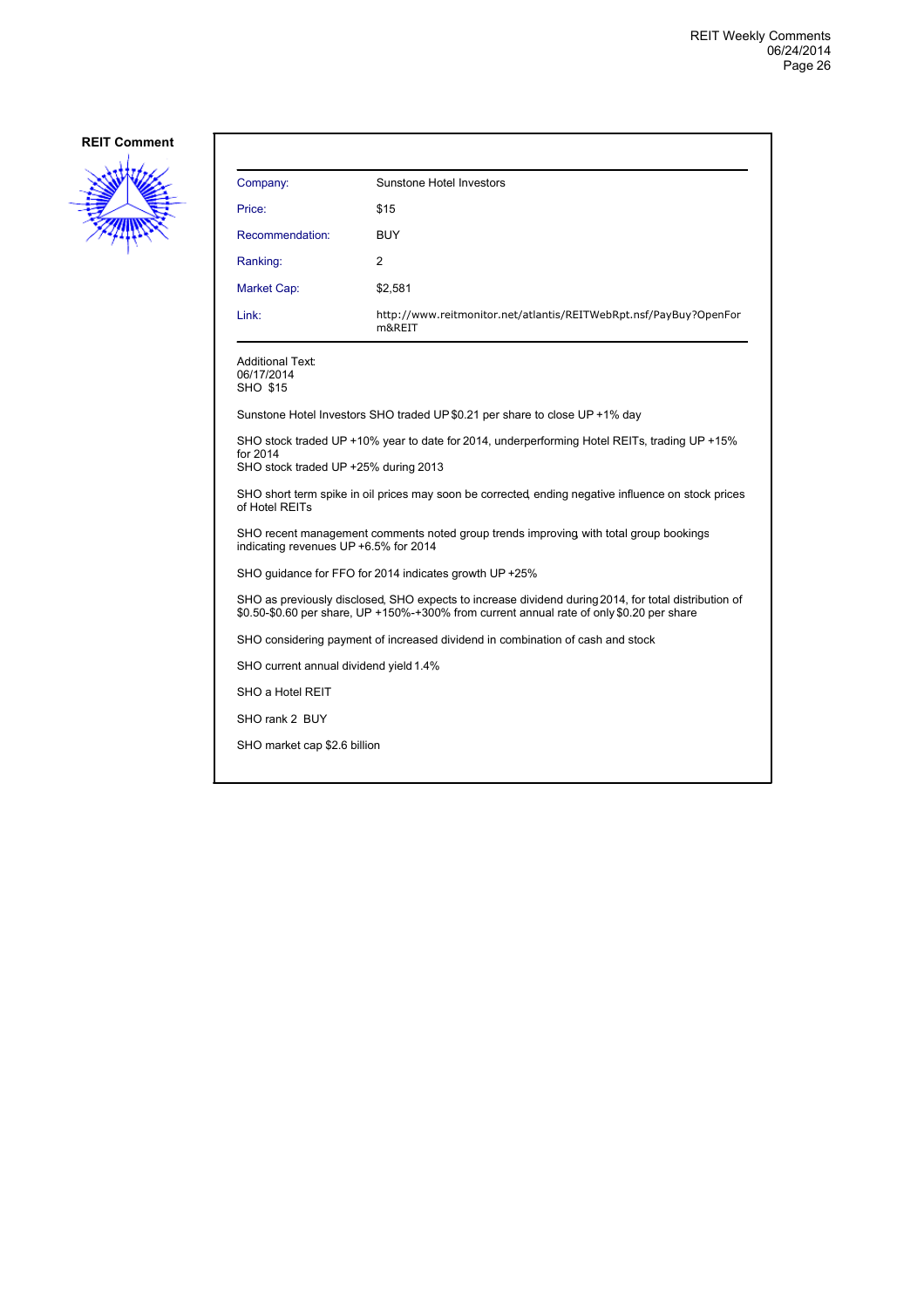**REIT Comment**

| | |
|---|---|
| Company: | Sunstone Hotel Investors |
| Price: | $15 |
| Recommendation: | BUY |
| Ranking: | 2 |
| Market Cap: | $2,581 |
| Link: | http://www.reitmonitor.net/atlantis/REITWebRpt.nsf/PayBuy?OpenForm&REIT |

Additional Text:
06/17/2014
SHO $15

Sunstone Hotel Investors SHO traded UP $0.21 per share to close UP +1% day

SHO stock traded UP +10% year to date for 2014, underperforming Hotel REITs, trading UP +15% for 2014
SHO stock traded UP +25% during 2013

SHO short term spike in oil prices may soon be corrected, ending negative influence on stock prices of Hotel REITs

SHO recent management comments noted group trends improving, with total group bookings indicating revenues UP +6.5% for 2014

SHO guidance for FFO for 2014 indicates growth UP +25%

SHO as previously disclosed, SHO expects to increase dividend during 2014, for total distribution of $0.50-$0.60 per share, UP +150%-+300% from current annual rate of only $0.20 per share

SHO considering payment of increased dividend in combination of cash and stock

SHO current annual dividend yield 1.4%

SHO a Hotel REIT

SHO rank 2 BUY

SHO market cap $2.6 billion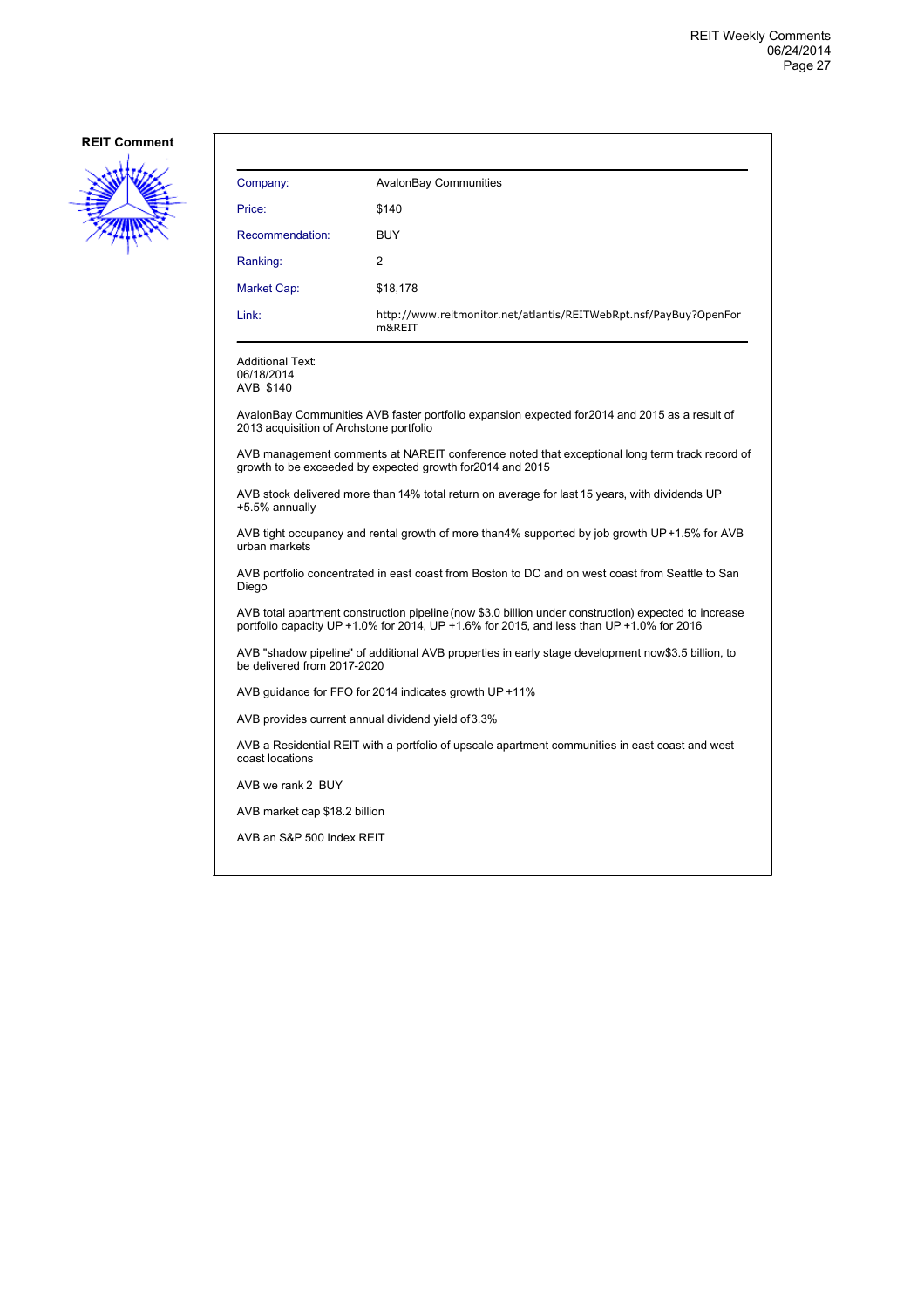**REIT Comment**

| | |
|---|---|
| Company: | AvalonBay Communities |
| Price: | $140 |
| Recommendation: | BUY |
| Ranking: | 2 |
| Market Cap: | $18,178 |
| Link: | http://www.reitmonitor.net/atlantis/REITWebRpt.nsf/PayBuy?OpenForm&REIT |

Additional Text:
06/18/2014
AVB $140

AvalonBay Communities AVB faster portfolio expansion expected for2014 and 2015 as a result of 2013 acquisition of Archstone portfolio

AVB management comments at NAREIT conference noted that exceptional long term track record of growth to be exceeded by expected growth for2014 and 2015

AVB stock delivered more than 14% total return on average for last 15 years, with dividends UP +5.5% annually

AVB tight occupancy and rental growth of more than4% supported by job growth UP +1.5% for AVB urban markets

AVB portfolio concentrated in east coast from Boston to DC and on west coast from Seattle to San Diego

AVB total apartment construction pipeline (now $3.0 billion under construction) expected to increase portfolio capacity UP +1.0% for 2014, UP +1.6% for 2015, and less than UP +1.0% for 2016

AVB "shadow pipeline" of additional AVB properties in early stage development now$3.5 billion, to be delivered from 2017-2020

AVB guidance for FFO for 2014 indicates growth UP +11%

AVB provides current annual dividend yield of3.3%

AVB a Residential REIT with a portfolio of upscale apartment communities in east coast and west coast locations

AVB we rank 2 BUY

AVB market cap $18.2 billion

AVB an S&P 500 Index REIT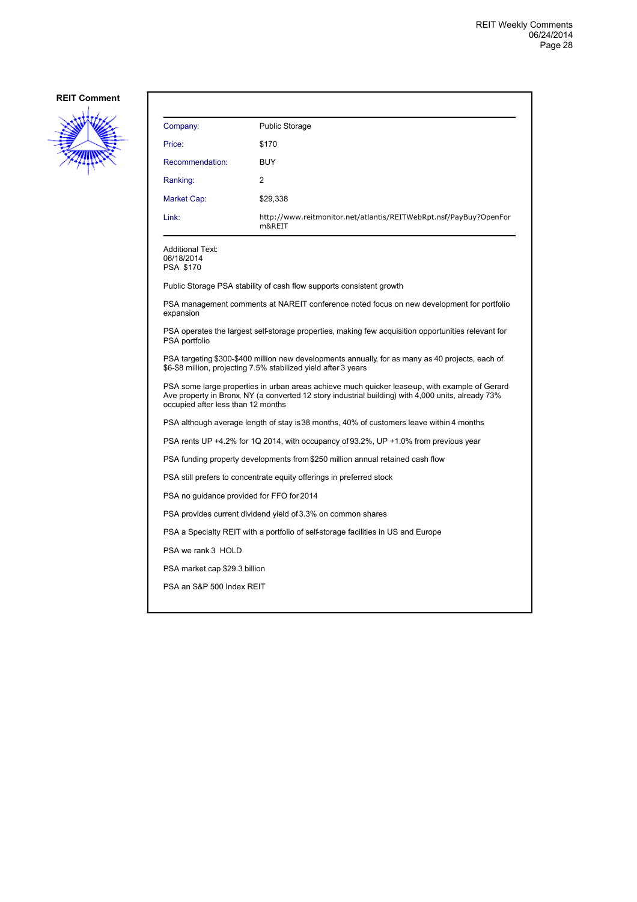## REIT Comment

| Company: | Public Storage |
|---|---|
| Price: | $170 |
| Recommendation: | BUY |
| Ranking: | 2 |
| Market Cap: | $29,338 |
| Link: | http://www.reitmonitor.net/atlantis/REITWebRpt.nsf/PayBuy?OpenForm&REIT |

Additional Text:
06/18/2014
PSA $170

Public Storage PSA stability of cash flow supports consistent growth

PSA management comments at NAREIT conference noted focus on new development for portfolio expansion

PSA operates the largest self-storage properties, making few acquisition opportunities relevant for PSA portfolio

PSA targeting $300-$400 million new developments annually, for as many as 40 projects, each of $6-$8 million, projecting 7.5% stabilized yield after 3 years

PSA some large properties in urban areas achieve much quicker lease-up, with example of Gerard Ave property in Bronx, NY (a converted 12 story industrial building) with 4,000 units, already 73% occupied after less than 12 months

PSA although average length of stay is 38 months, 40% of customers leave within 4 months

PSA rents UP +4.2% for 1Q 2014, with occupancy of 93.2%, UP +1.0% from previous year

PSA funding property developments from $250 million annual retained cash flow

PSA still prefers to concentrate equity offerings in preferred stock

PSA no guidance provided for FFO for 2014

PSA provides current dividend yield of 3.3% on common shares

PSA a Specialty REIT with a portfolio of self-storage facilities in US and Europe

PSA we rank 3 HOLD

PSA market cap $29.3 billion

PSA an S&P 500 Index REIT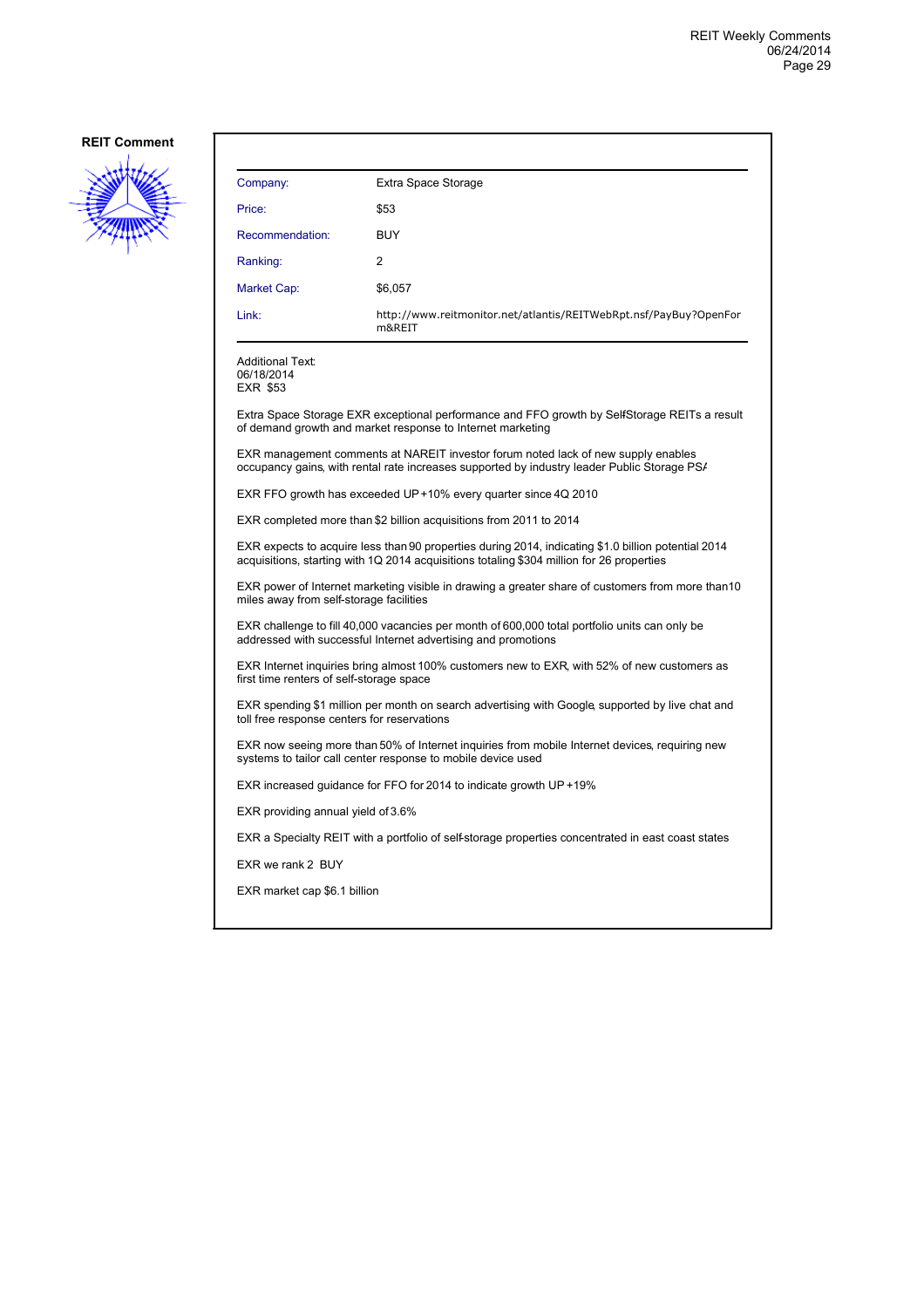**REIT Comment**

| | |
|---|---|
| Company: | Extra Space Storage |
| Price: | $53 |
| Recommendation: | BUY |
| Ranking: | 2 |
| Market Cap: | $6,057 |
| Link: | http://www.reitmonitor.net/atlantis/REITWebRpt.nsf/PayBuy?OpenForm&REIT |

Additional Text:
06/18/2014
EXR $53

Extra Space Storage EXR exceptional performance and FFO growth by Self-Storage REITs a result of demand growth and market response to Internet marketing

EXR management comments at NAREIT investor forum noted lack of new supply enables occupancy gains, with rental rate increases supported by industry leader Public Storage PSA

EXR FFO growth has exceeded UP +10% every quarter since 4Q 2010

EXR completed more than $2 billion acquisitions from 2011 to 2014

EXR expects to acquire less than 90 properties during 2014, indicating $1.0 billion potential 2014 acquisitions, starting with 1Q 2014 acquisitions totaling $304 million for 26 properties

EXR power of Internet marketing visible in drawing a greater share of customers from more than 10 miles away from self-storage facilities

EXR challenge to fill 40,000 vacancies per month of 600,000 total portfolio units can only be addressed with successful Internet advertising and promotions

EXR Internet inquiries bring almost 100% customers new to EXR, with 52% of new customers as first time renters of self-storage space

EXR spending $1 million per month on search advertising with Google, supported by live chat and toll free response centers for reservations

EXR now seeing more than 50% of Internet inquiries from mobile Internet devices, requiring new systems to tailor call center response to mobile device used

EXR increased guidance for FFO for 2014 to indicate growth UP +19%

EXR providing annual yield of 3.6%

EXR a Specialty REIT with a portfolio of self-storage properties concentrated in east coast states

EXR we rank 2 BUY

EXR market cap $6.1 billion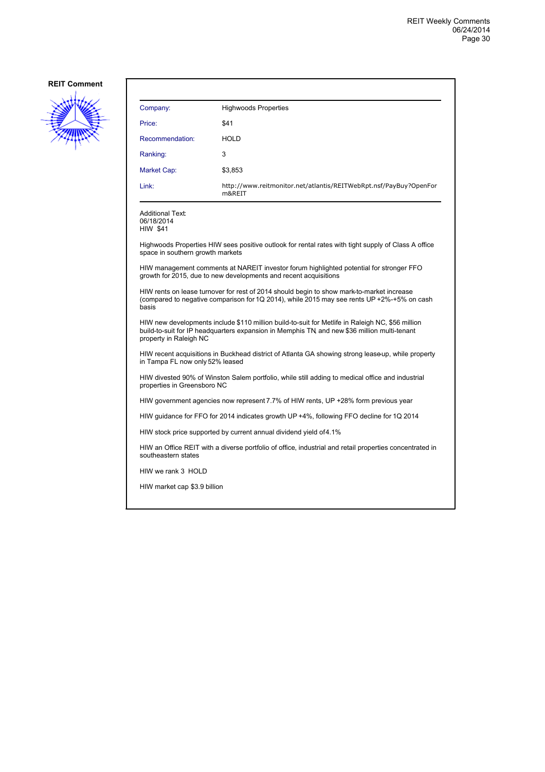**REIT Comment**

| | |
|---|---|
| Company: | Highwoods Properties |
| Price: | $41 |
| Recommendation: | HOLD |
| Ranking: | 3 |
| Market Cap: | $3,853 |
| Link: | http://www.reitmonitor.net/atlantis/REITWebRpt.nsf/PayBuy?OpenForm&REIT |

Additional Text:
06/18/2014
HIW $41

Highwoods Properties HIW sees positive outlook for rental rates with tight supply of Class A office space in southern growth markets

HIW management comments at NAREIT investor forum highlighted potential for stronger FFO growth for 2015, due to new developments and recent acquisitions

HIW rents on lease turnover for rest of 2014 should begin to show mark-to-market increase (compared to negative comparison for 1Q 2014), while 2015 may see rents UP +2%-+5% on cash basis

HIW new developments include $110 million build-to-suit for Metlife in Raleigh NC, $56 million build-to-suit for IP headquarters expansion in Memphis TN, and new $36 million multi-tenant property in Raleigh NC

HIW recent acquisitions in Buckhead district of Atlanta GA showing strong lease-up, while property in Tampa FL now only 52% leased

HIW divested 90% of Winston Salem portfolio, while still adding to medical office and industrial properties in Greensboro NC

HIW government agencies now represent 7.7% of HIW rents, UP +28% form previous year

HIW guidance for FFO for 2014 indicates growth UP +4%, following FFO decline for 1Q 2014

HIW stock price supported by current annual dividend yield of 4.1%

HIW an Office REIT with a diverse portfolio of office, industrial and retail properties concentrated in southeastern states

HIW we rank 3 HOLD

HIW market cap $3.9 billion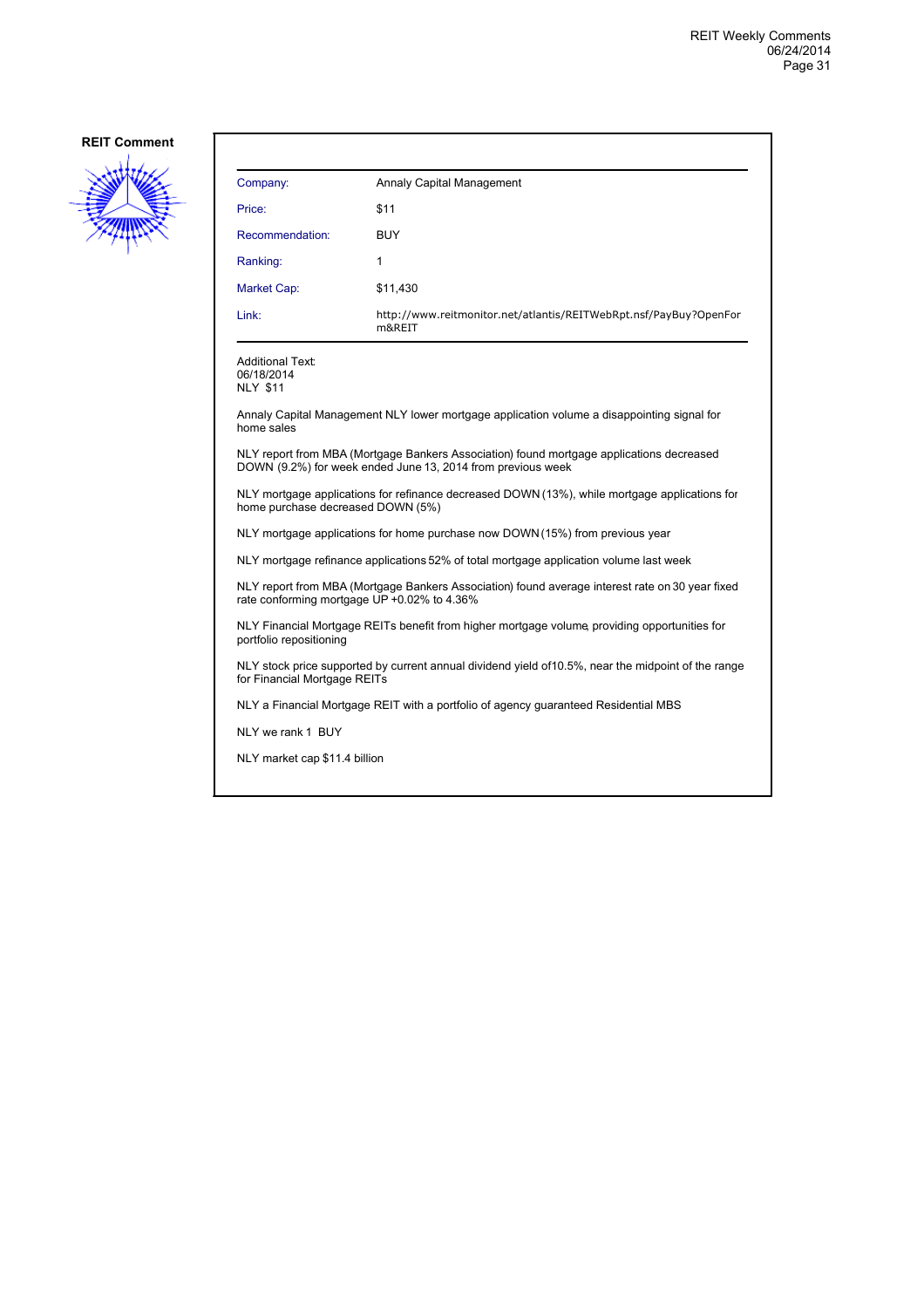**REIT Comment**

| Company: | Annaly Capital Management |
|---|---|
| Price: | $11 |
| Recommendation: | BUY |
| Ranking: | 1 |
| Market Cap: | $11,430 |
| Link: | http://www.reitmonitor.net/atlantis/REITWebRpt.nsf/PayBuy?OpenForm&REIT |

Additional Text:
06/18/2014
NLY $11

Annaly Capital Management NLY lower mortgage application volume a disappointing signal for home sales

NLY report from MBA (Mortgage Bankers Association) found mortgage applications decreased DOWN (9.2%) for week ended June 13, 2014 from previous week

NLY mortgage applications for refinance decreased DOWN (13%), while mortgage applications for home purchase decreased DOWN (5%)

NLY mortgage applications for home purchase now DOWN (15%) from previous year

NLY mortgage refinance applications 52% of total mortgage application volume last week

NLY report from MBA (Mortgage Bankers Association) found average interest rate on 30 year fixed rate conforming mortgage UP +0.02% to 4.36%

NLY Financial Mortgage REITs benefit from higher mortgage volume, providing opportunities for portfolio repositioning

NLY stock price supported by current annual dividend yield of10.5%, near the midpoint of the range for Financial Mortgage REITs

NLY a Financial Mortgage REIT with a portfolio of agency guaranteed Residential MBS

NLY we rank 1 BUY

NLY market cap $11.4 billion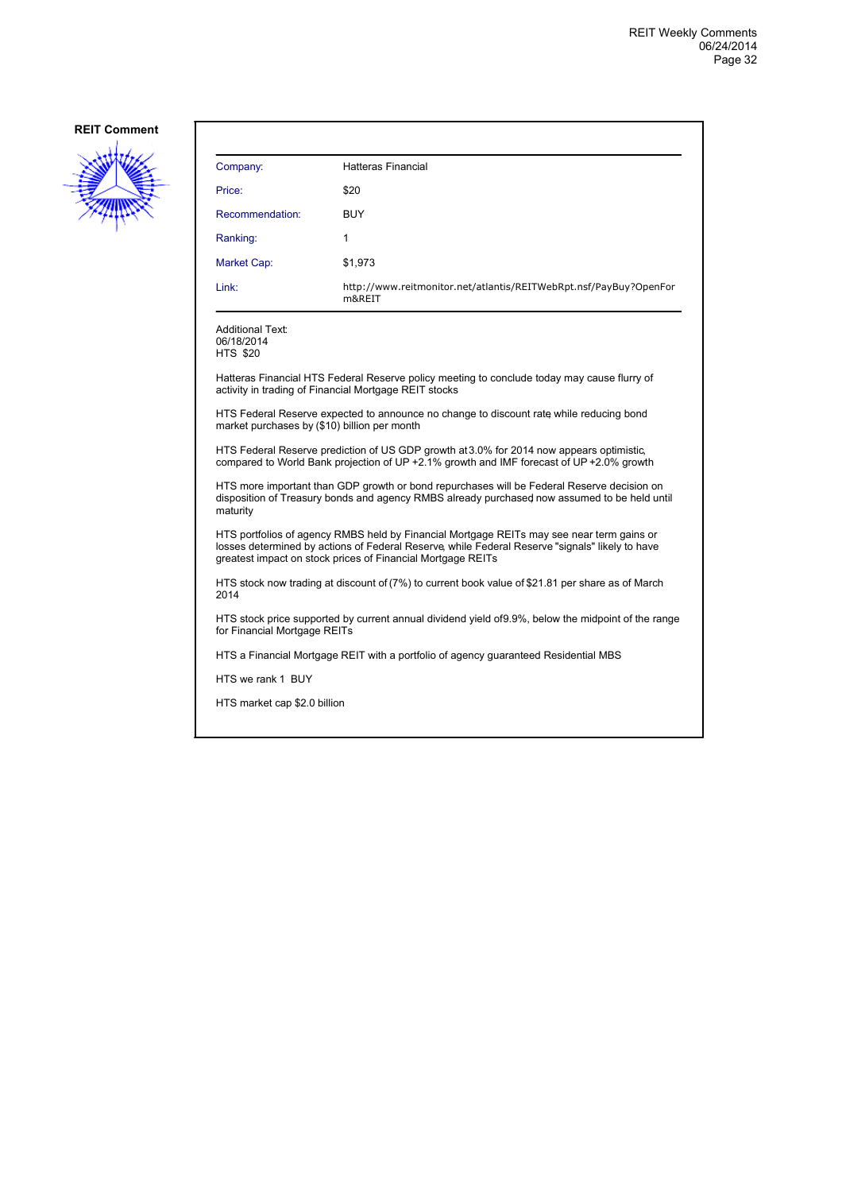**REIT Comment**

| Company: | Hatteras Financial |
|---|---|
| Price: | $20 |
| Recommendation: | BUY |
| Ranking: | 1 |
| Market Cap: | $1,973 |
| Link: | http://www.reitmonitor.net/atlantis/REITWebRpt.nsf/PayBuy?OpenForm&REIT |

Additional Text:
06/18/2014
HTS $20

Hatteras Financial HTS Federal Reserve policy meeting to conclude today may cause flurry of activity in trading of Financial Mortgage REIT stocks

HTS Federal Reserve expected to announce no change to discount rate, while reducing bond market purchases by ($10) billion per month

HTS Federal Reserve prediction of US GDP growth at 3.0% for 2014 now appears optimistic, compared to World Bank projection of UP +2.1% growth and IMF forecast of UP +2.0% growth

HTS more important than GDP growth or bond repurchases will be Federal Reserve decision on disposition of Treasury bonds and agency RMBS already purchased, now assumed to be held until maturity

HTS portfolios of agency RMBS held by Financial Mortgage REITs may see near term gains or losses determined by actions of Federal Reserve, while Federal Reserve "signals" likely to have greatest impact on stock prices of Financial Mortgage REITs

HTS stock now trading at discount of (7%) to current book value of $21.81 per share as of March 2014

HTS stock price supported by current annual dividend yield of 9.9%, below the midpoint of the range for Financial Mortgage REITs

HTS a Financial Mortgage REIT with a portfolio of agency guaranteed Residential MBS

HTS we rank 1 BUY

HTS market cap $2.0 billion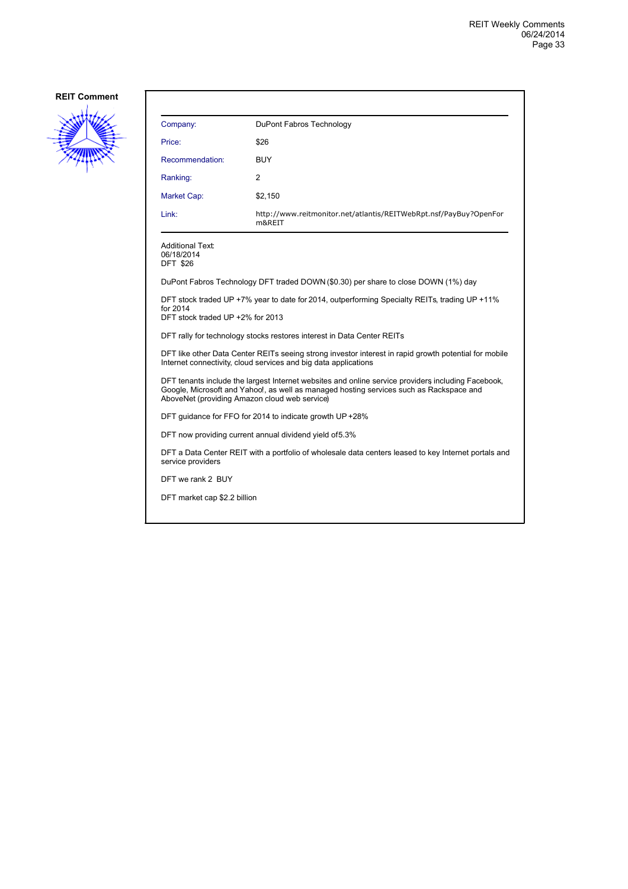**REIT Comment**

| Company: | DuPont Fabros Technology |
|---|---|
| Price: | $26 |
| Recommendation: | BUY |
| Ranking: | 2 |
| Market Cap: | $2,150 |
| Link: | http://www.reitmonitor.net/atlantis/REITWebRpt.nsf/PayBuy?OpenForm&REIT |

Additional Text:
06/18/2014
DFT $26

DuPont Fabros Technology DFT traded DOWN ($0.30) per share to close DOWN (1%) day

DFT stock traded UP +7% year to date for 2014, outperforming Specialty REITs, trading UP +11% for 2014
DFT stock traded UP +2% for 2013

DFT rally for technology stocks restores interest in Data Center REITs

DFT like other Data Center REITs seeing strong investor interest in rapid growth potential for mobile Internet connectivity, cloud services and big data applications

DFT tenants include the largest Internet websites and online service providers including Facebook, Google, Microsoft and Yahoo!, as well as managed hosting services such as Rackspace and AboveNet (providing Amazon cloud web service)

DFT guidance for FFO for 2014 to indicate growth UP +28%

DFT now providing current annual dividend yield of5.3%

DFT a Data Center REIT with a portfolio of wholesale data centers leased to key Internet portals and service providers

DFT we rank 2 BUY

DFT market cap $2.2 billion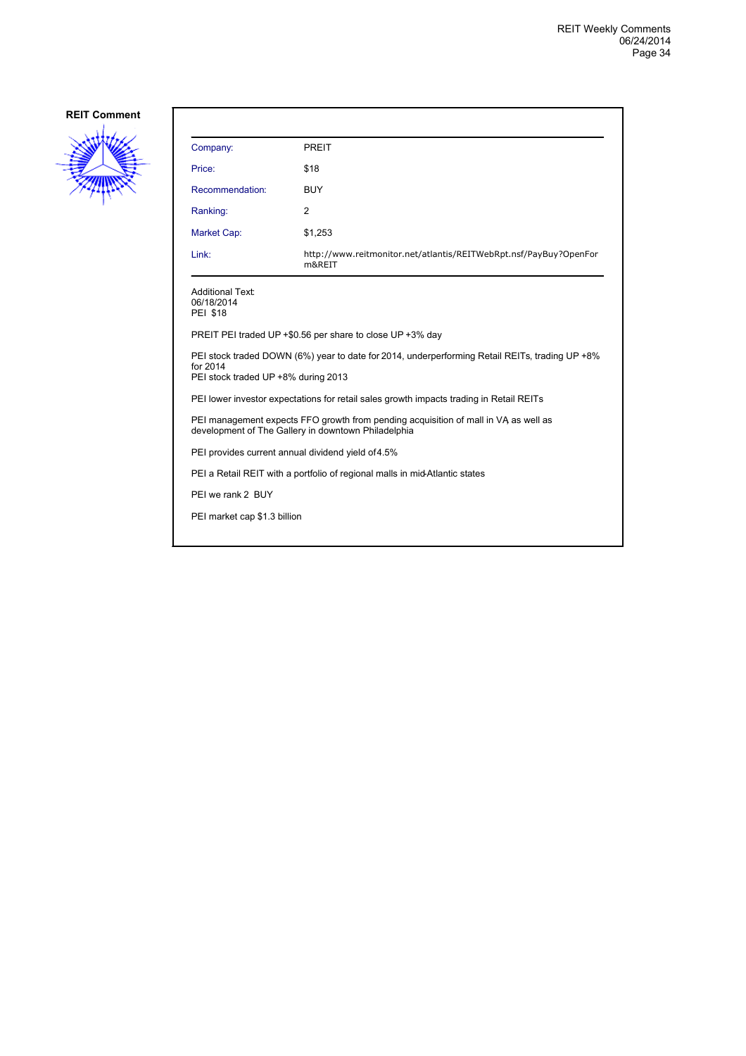**REIT Comment**

| | |
|---|---|
| Company: | PREIT |
| Price: | $18 |
| Recommendation: | BUY |
| Ranking: | 2 |
| Market Cap: | $1,253 |
| Link: | http://www.reitmonitor.net/atlantis/REITWebRpt.nsf/PayBuy?OpenForm&REIT |

Additional Text:
06/18/2014
PEI $18

PREIT PEI traded UP +$0.56 per share to close UP +3% day

PEI stock traded DOWN (6%) year to date for 2014, underperforming Retail REITs, trading UP +8% for 2014
PEI stock traded UP +8% during 2013

PEI lower investor expectations for retail sales growth impacts trading in Retail REITs

PEI management expects FFO growth from pending acquisition of mall in VA, as well as development of The Gallery in downtown Philadelphia

PEI provides current annual dividend yield of 4.5%

PEI a Retail REIT with a portfolio of regional malls in mid-Atlantic states

PEI we rank 2 BUY

PEI market cap $1.3 billion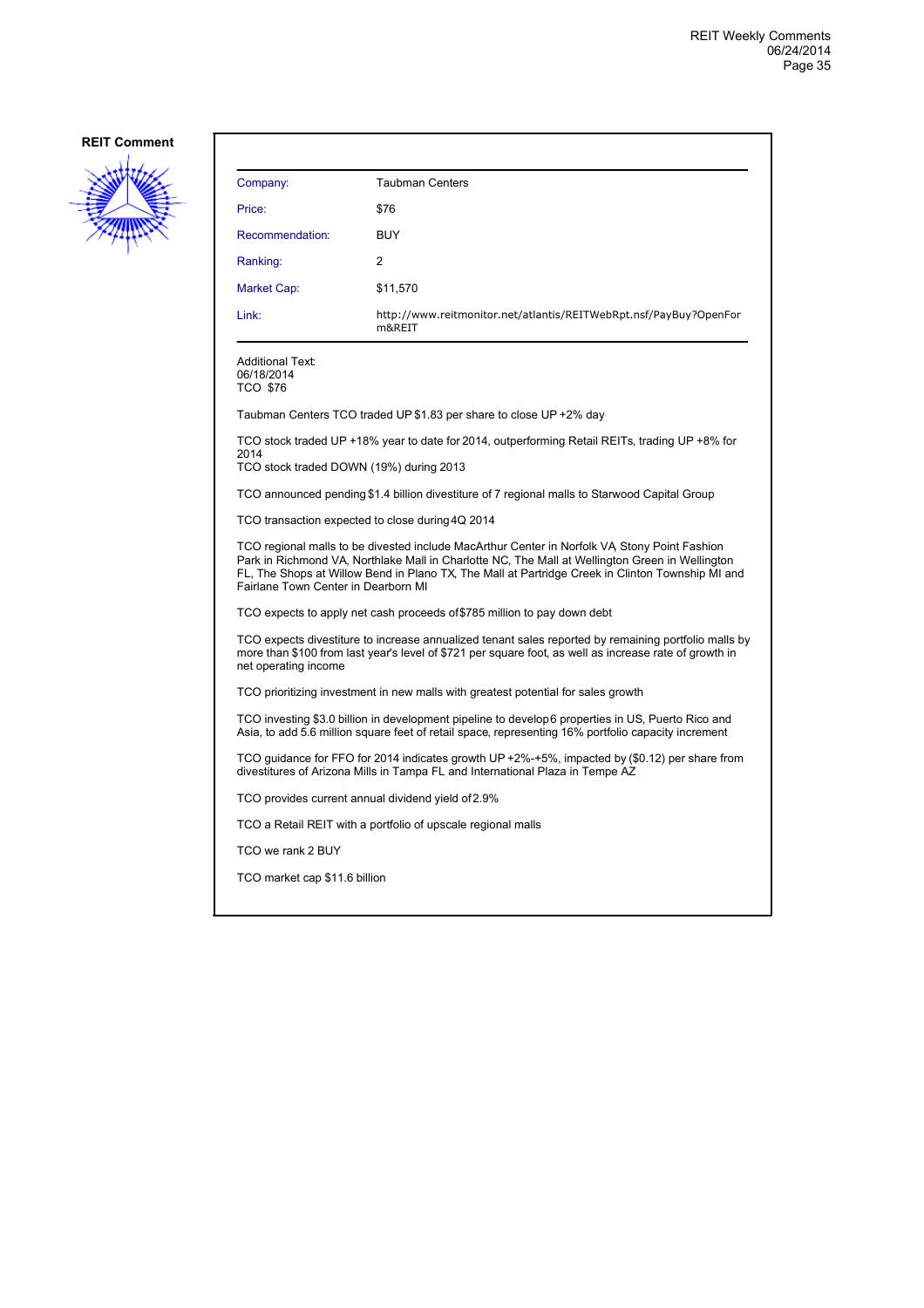**REIT Comment**

| | |
|---|---|
| Company: | Taubman Centers |
| Price: | $76 |
| Recommendation: | BUY |
| Ranking: | 2 |
| Market Cap: | $11,570 |
| Link: | http://www.reitmonitor.net/atlantis/REITWebRpt.nsf/PayBuy?OpenForm&REIT |

Additional Text:
06/18/2014
TCO $76

Taubman Centers TCO traded UP $1.83 per share to close UP +2% day

TCO stock traded UP +18% year to date for 2014, outperforming Retail REITs, trading UP +8% for 2014
TCO stock traded DOWN (19%) during 2013

TCO announced pending $1.4 billion divestiture of 7 regional malls to Starwood Capital Group

TCO transaction expected to close during 4Q 2014

TCO regional malls to be divested include MacArthur Center in Norfolk VA, Stony Point Fashion Park in Richmond VA, Northlake Mall in Charlotte NC, The Mall at Wellington Green in Wellington FL, The Shops at Willow Bend in Plano TX, The Mall at Partridge Creek in Clinton Township MI and Fairlane Town Center in Dearborn MI

TCO expects to apply net cash proceeds of $785 million to pay down debt

TCO expects divestiture to increase annualized tenant sales reported by remaining portfolio malls by more than $100 from last year's level of $721 per square foot, as well as increase rate of growth in net operating income

TCO prioritizing investment in new malls with greatest potential for sales growth

TCO investing $3.0 billion in development pipeline to develop 6 properties in US, Puerto Rico and Asia, to add 5.6 million square feet of retail space, representing 16% portfolio capacity increment

TCO guidance for FFO for 2014 indicates growth UP +2%-+5%, impacted by ($0.12) per share from divestitures of Arizona Mills in Tampa FL and International Plaza in Tempe AZ

TCO provides current annual dividend yield of 2.9%

TCO a Retail REIT with a portfolio of upscale regional malls

TCO we rank 2 BUY

TCO market cap $11.6 billion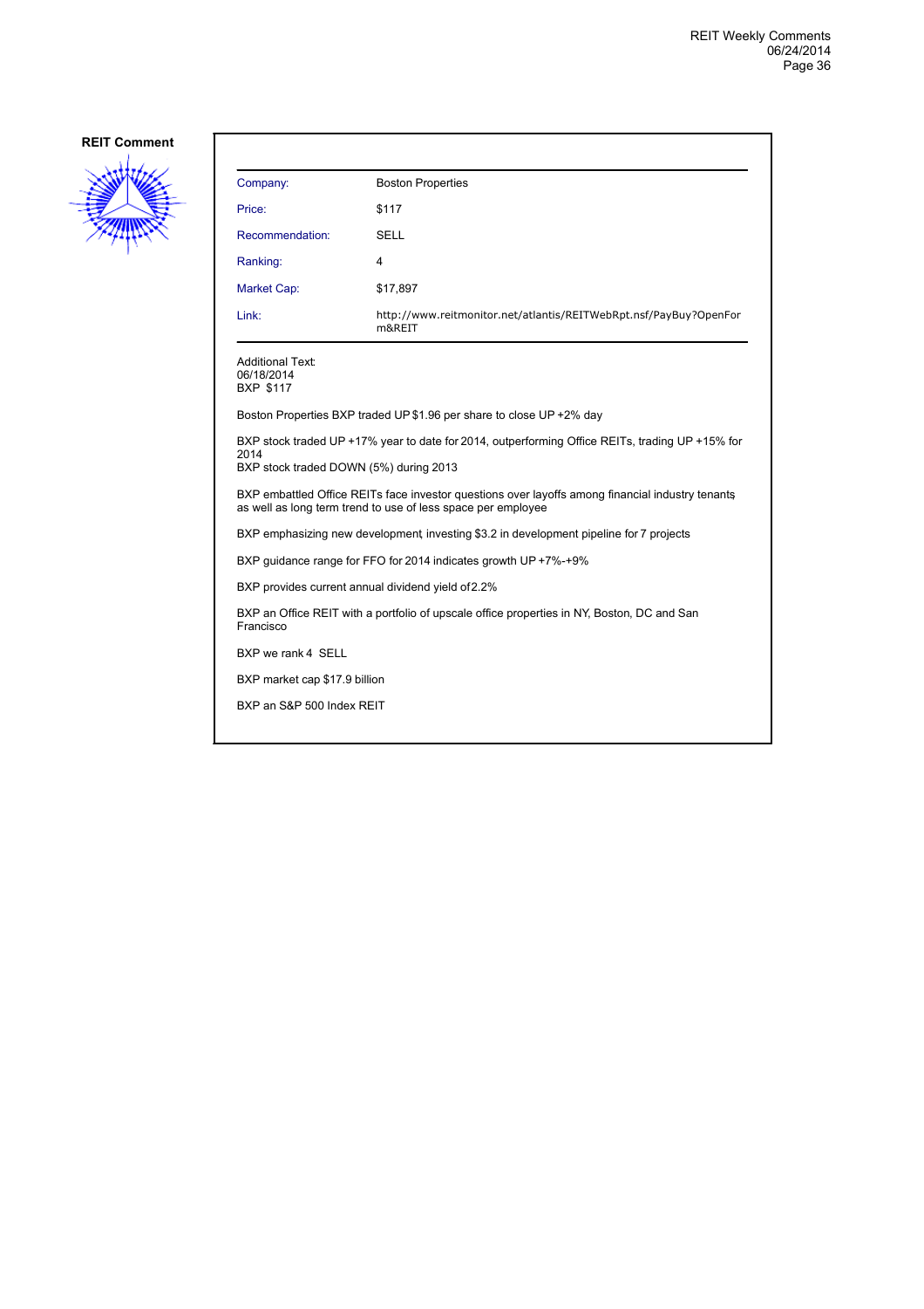**REIT Comment**

| Company: | Boston Properties |
|---|---|
| Price: | $117 |
| Recommendation: | SELL |
| Ranking: | 4 |
| Market Cap: | $17,897 |
| Link: | http://www.reitmonitor.net/atlantis/REITWebRpt.nsf/PayBuy?OpenForm&REIT |

Additional Text:
06/18/2014
BXP $117

Boston Properties BXP traded UP $1.96 per share to close UP +2% day

BXP stock traded UP +17% year to date for 2014, outperforming Office REITs, trading UP +15% for 2014
BXP stock traded DOWN (5%) during 2013

BXP embattled Office REITs face investor questions over layoffs among financial industry tenants, as well as long term trend to use of less space per employee

BXP emphasizing new development, investing $3.2 in development pipeline for 7 projects

BXP guidance range for FFO for 2014 indicates growth UP +7%-+9%

BXP provides current annual dividend yield of 2.2%

BXP an Office REIT with a portfolio of upscale office properties in NY, Boston, DC and San Francisco

BXP we rank 4 SELL

BXP market cap $17.9 billion

BXP an S&P 500 Index REIT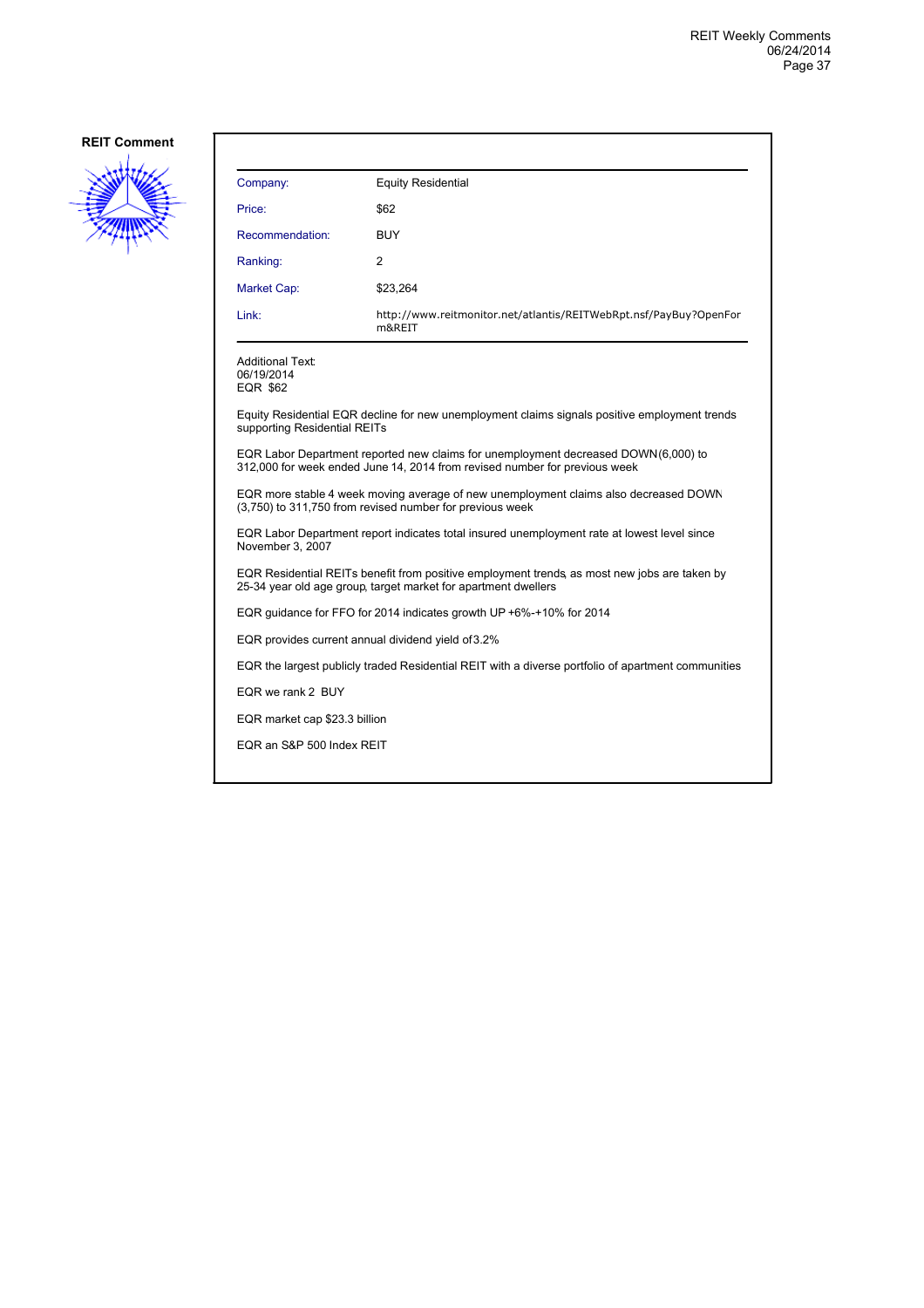**REIT Comment**

| Company: | Equity Residential |
|---|---|
| Price: | $62 |
| Recommendation: | BUY |
| Ranking: | 2 |
| Market Cap: | $23,264 |
| Link: | http://www.reitmonitor.net/atlantis/REITWebRpt.nsf/PayBuy?OpenForm&REIT |

Additional Text:
06/19/2014
EQR $62

Equity Residential EQR decline for new unemployment claims signals positive employment trends supporting Residential REITs

EQR Labor Department reported new claims for unemployment decreased DOWN (6,000) to 312,000 for week ended June 14, 2014 from revised number for previous week

EQR more stable 4 week moving average of new unemployment claims also decreased DOWN (3,750) to 311,750 from revised number for previous week

EQR Labor Department report indicates total insured unemployment rate at lowest level since November 3, 2007

EQR Residential REITs benefit from positive employment trends, as most new jobs are taken by 25-34 year old age group, target market for apartment dwellers

EQR guidance for FFO for 2014 indicates growth UP +6%-+10% for 2014

EQR provides current annual dividend yield of 3.2%

EQR the largest publicly traded Residential REIT with a diverse portfolio of apartment communities

EQR we rank 2 BUY

EQR market cap $23.3 billion

EQR an S&P 500 Index REIT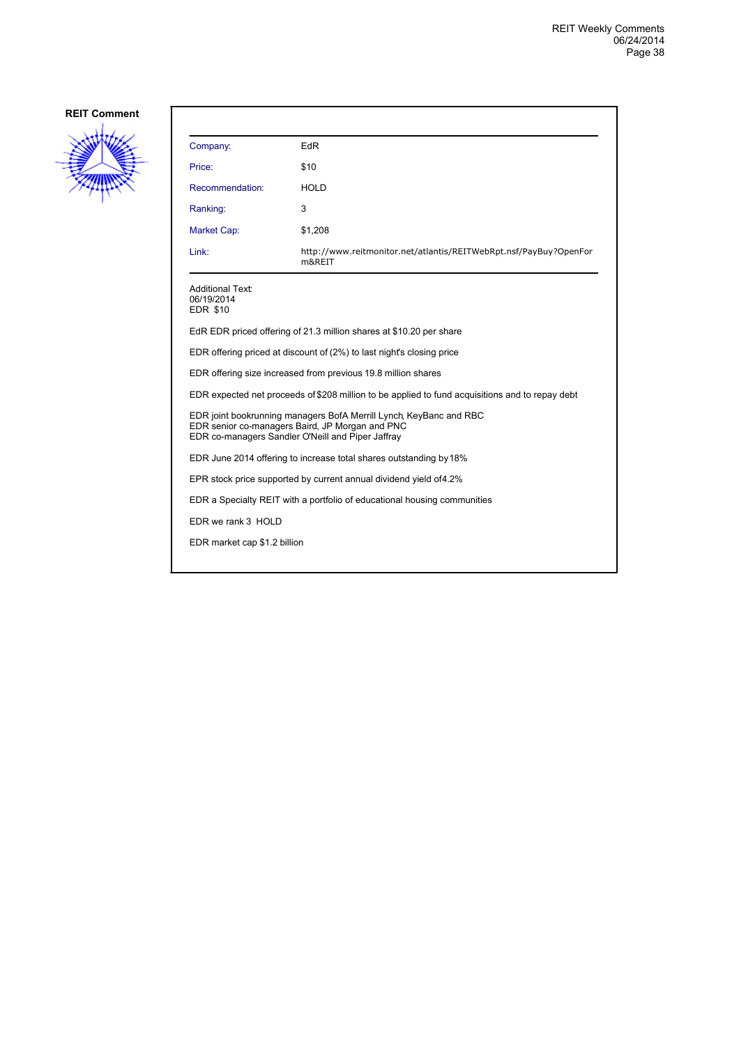**REIT Comment**

| | |
|---|---|
| Company: | EdR |
| Price: | $10 |
| Recommendation: | HOLD |
| Ranking: | 3 |
| Market Cap: | $1,208 |
| Link: | http://www.reitmonitor.net/atlantis/REITWebRpt.nsf/PayBuy?OpenForm&REIT |

Additional Text:
06/19/2014
EDR $10

EdR EDR priced offering of 21.3 million shares at $10.20 per share

EDR offering priced at discount of (2%) to last night's closing price

EDR offering size increased from previous 19.8 million shares

EDR expected net proceeds of $208 million to be applied to fund acquisitions and to repay debt

EDR joint bookrunning managers BofA Merrill Lynch, KeyBanc and RBC
EDR senior co-managers Baird, JP Morgan and PNC
EDR co-managers Sandler O'Neill and Piper Jaffray

EDR June 2014 offering to increase total shares outstanding by 18%

EPR stock price supported by current annual dividend yield of 4.2%

EDR a Specialty REIT with a portfolio of educational housing communities

EDR we rank 3 HOLD

EDR market cap $1.2 billion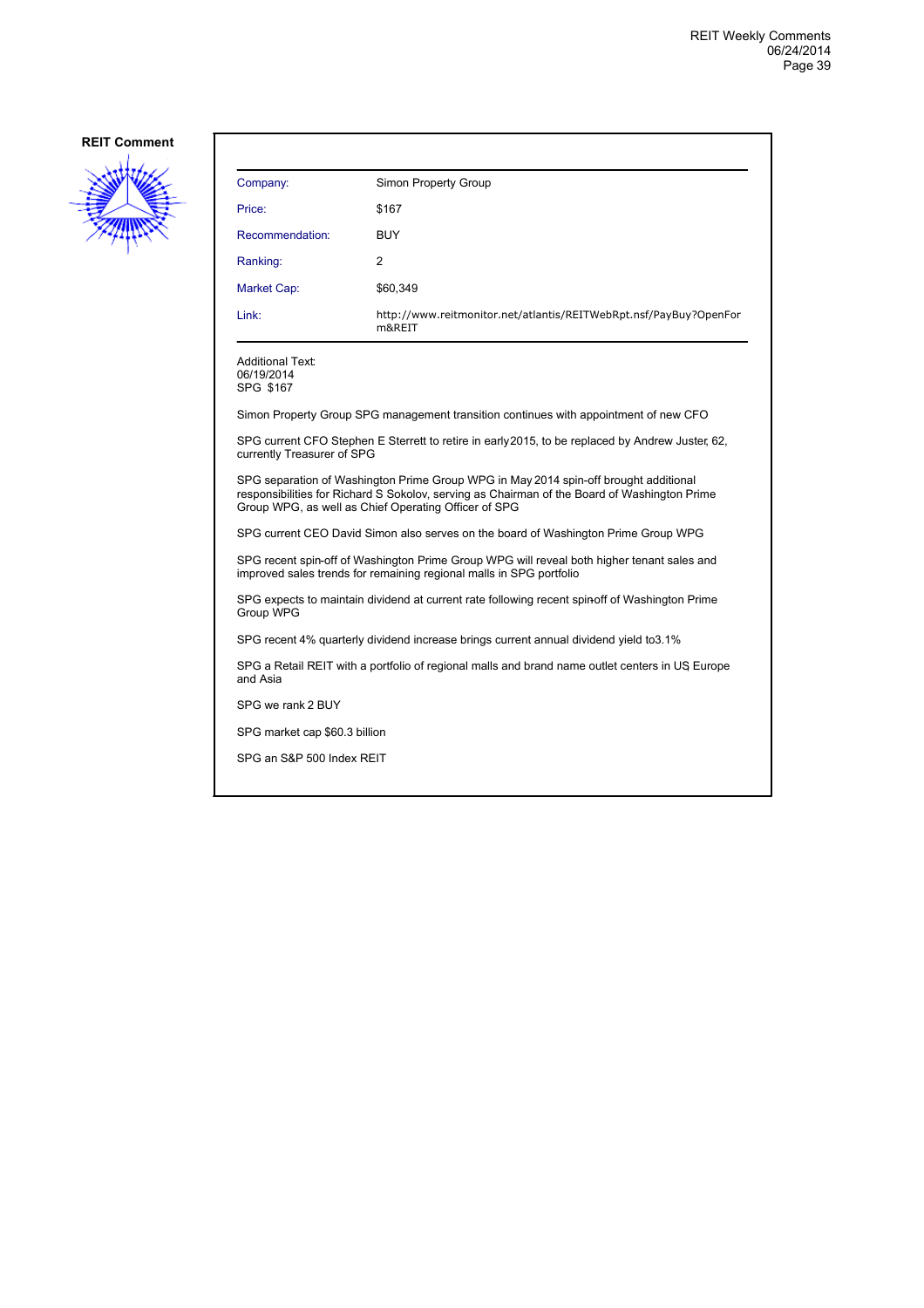**REIT Comment**

| Company: | Simon Property Group |
|---|---|
| Price: | $167 |
| Recommendation: | BUY |
| Ranking: | 2 |
| Market Cap: | $60,349 |
| Link: | http://www.reitmonitor.net/atlantis/REITWebRpt.nsf/PayBuy?OpenForm&REIT |

Additional Text:
06/19/2014
SPG $167

Simon Property Group SPG management transition continues with appointment of new CFO

SPG current CFO Stephen E Sterrett to retire in early 2015, to be replaced by Andrew Juster, 62, currently Treasurer of SPG

SPG separation of Washington Prime Group WPG in May 2014 spin-off brought additional responsibilities for Richard S Sokolov, serving as Chairman of the Board of Washington Prime Group WPG, as well as Chief Operating Officer of SPG

SPG current CEO David Simon also serves on the board of Washington Prime Group WPG

SPG recent spin-off of Washington Prime Group WPG will reveal both higher tenant sales and improved sales trends for remaining regional malls in SPG portfolio

SPG expects to maintain dividend at current rate following recent spin-off of Washington Prime Group WPG

SPG recent 4% quarterly dividend increase brings current annual dividend yield to 3.1%

SPG a Retail REIT with a portfolio of regional malls and brand name outlet centers in US, Europe and Asia

SPG we rank 2 BUY

SPG market cap $60.3 billion

SPG an S&P 500 Index REIT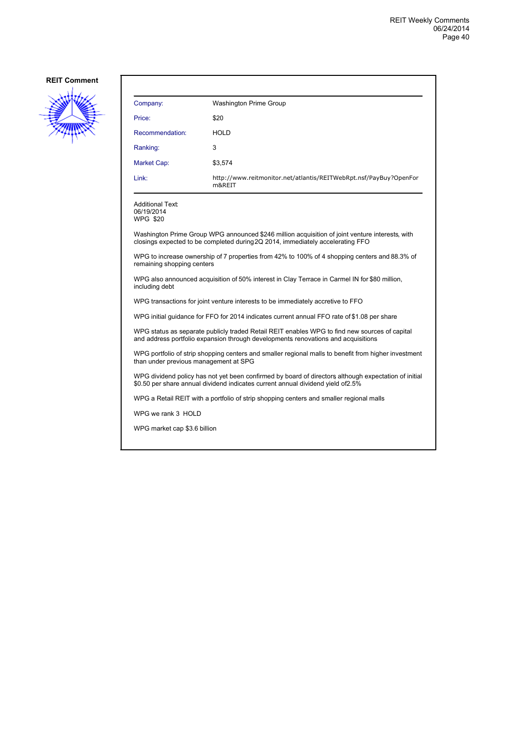**REIT Comment**

| | |
|---|---|
| Company: | Washington Prime Group |
| Price: | $20 |
| Recommendation: | HOLD |
| Ranking: | 3 |
| Market Cap: | $3,574 |
| Link: | http://www.reitmonitor.net/atlantis/REITWebRpt.nsf/PayBuy?OpenForm&REIT |

Additional Text:
06/19/2014
WPG $20

Washington Prime Group WPG announced $246 million acquisition of joint venture interests, with closings expected to be completed during 2Q 2014, immediately accelerating FFO

WPG to increase ownership of 7 properties from 42% to 100% of 4 shopping centers and 88.3% of remaining shopping centers

WPG also announced acquisition of 50% interest in Clay Terrace in Carmel IN for $80 million, including debt

WPG transactions for joint venture interests to be immediately accretive to FFO

WPG initial guidance for FFO for 2014 indicates current annual FFO rate of $1.08 per share

WPG status as separate publicly traded Retail REIT enables WPG to find new sources of capital and address portfolio expansion through developments renovations and acquisitions

WPG portfolio of strip shopping centers and smaller regional malls to benefit from higher investment than under previous management at SPG

WPG dividend policy has not yet been confirmed by board of directors, although expectation of initial $0.50 per share annual dividend indicates current annual dividend yield of 2.5%

WPG a Retail REIT with a portfolio of strip shopping centers and smaller regional malls

WPG we rank 3 HOLD

WPG market cap $3.6 billion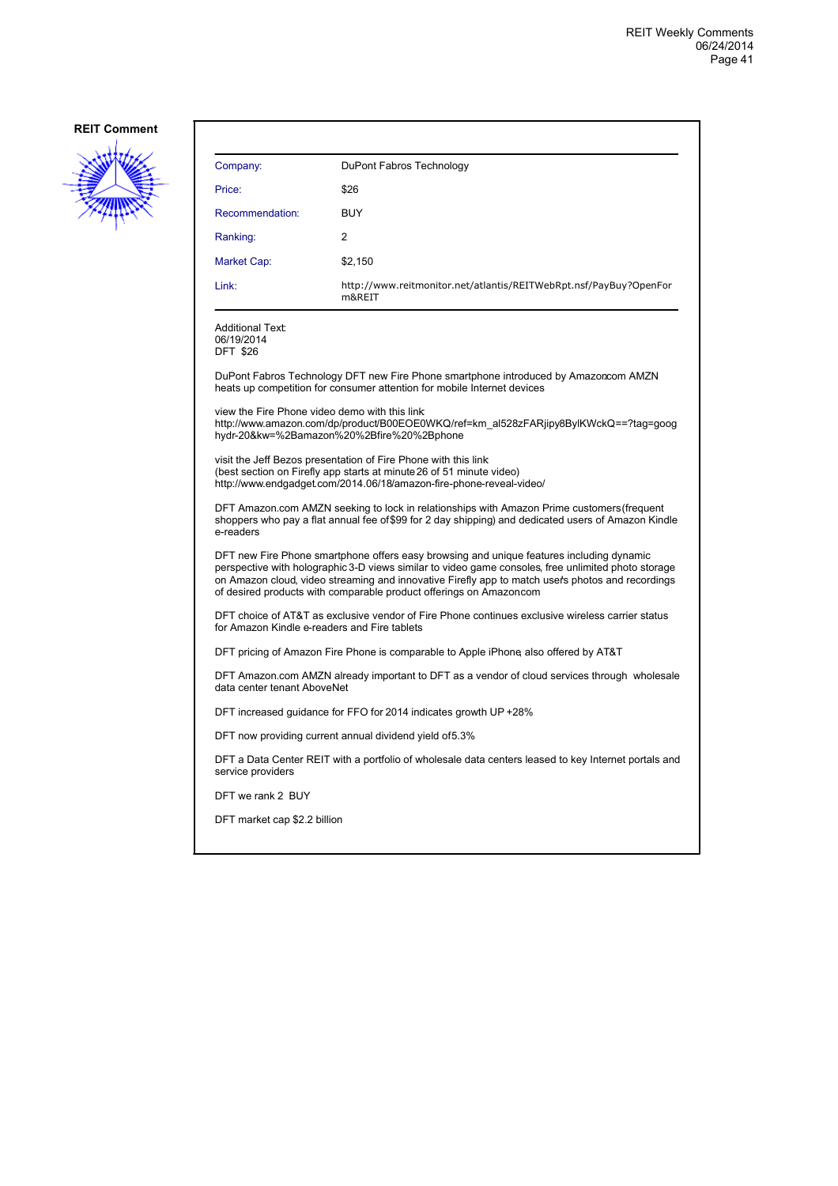**REIT Comment**

| | |
|---|---|
| Company: | DuPont Fabros Technology |
| Price: | $26 |
| Recommendation: | BUY |
| Ranking: | 2 |
| Market Cap: | $2,150 |
| Link: | http://www.reitmonitor.net/atlantis/REITWebRpt.nsf/PayBuy?OpenForm&REIT |

Additional Text:
06/19/2014
DFT $26

DuPont Fabros Technology DFT new Fire Phone smartphone introduced by Amazon.com AMZN heats up competition for consumer attention for mobile Internet devices

view the Fire Phone video demo with this link:
http://www.amazon.com/dp/product/B00EOE0WKQ/ref=km_al528zFARjipy8BylKWckQ==?tag=googhydr-20&kw=%2Bamazon%20%2Bfire%20%2Bphone

visit the Jeff Bezos presentation of Fire Phone with this link
(best section on Firefly app starts at minute 26 of 51 minute video)
http://www.endgadget.com/2014.06/18/amazon-fire-phone-reveal-video/

DFT Amazon.com AMZN seeking to lock in relationships with Amazon Prime customers (frequent shoppers who pay a flat annual fee of $99 for 2 day shipping) and dedicated users of Amazon Kindle e-readers

DFT new Fire Phone smartphone offers easy browsing and unique features including dynamic perspective with holographic 3-D views similar to video game consoles, free unlimited photo storage on Amazon cloud, video streaming and innovative Firefly app to match user's photos and recordings of desired products with comparable product offerings on Amazon.com

DFT choice of AT&T as exclusive vendor of Fire Phone continues exclusive wireless carrier status for Amazon Kindle e-readers and Fire tablets

DFT pricing of Amazon Fire Phone is comparable to Apple iPhone, also offered by AT&T

DFT Amazon.com AMZN already important to DFT as a vendor of cloud services through wholesale data center tenant AboveNet

DFT increased guidance for FFO for 2014 indicates growth UP +28%

DFT now providing current annual dividend yield of 5.3%

DFT a Data Center REIT with a portfolio of wholesale data centers leased to key Internet portals and service providers

DFT we rank 2 BUY

DFT market cap $2.2 billion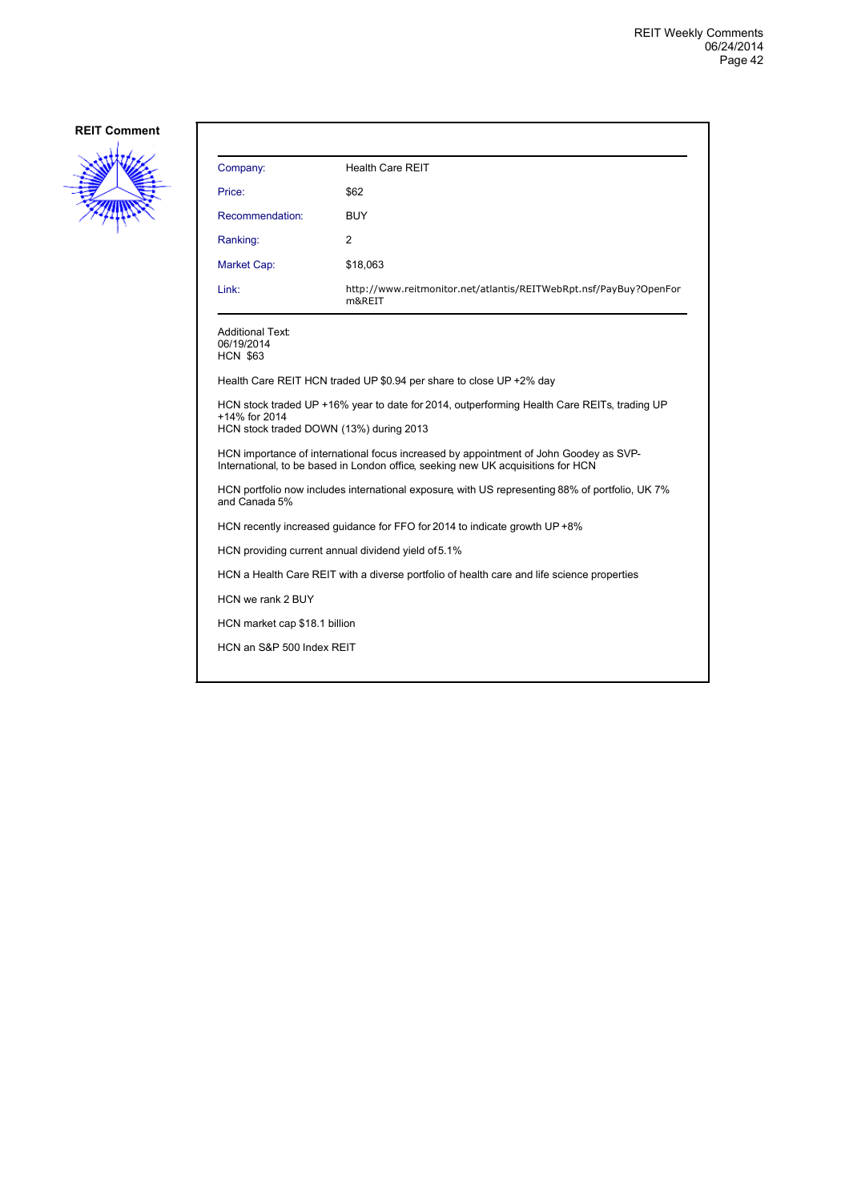## REIT Comment

| Company: | Health Care REIT |
|---|---|
| Price: | $62 |
| Recommendation: | BUY |
| Ranking: | 2 |
| Market Cap: | $18,063 |
| Link: | http://www.reitmonitor.net/atlantis/REITWebRpt.nsf/PayBuy?OpenForm&REIT |

Additional Text:
06/19/2014
HCN $63

Health Care REIT HCN traded UP $0.94 per share to close UP +2% day

HCN stock traded UP +16% year to date for 2014, outperforming Health Care REITs, trading UP +14% for 2014
HCN stock traded DOWN (13%) during 2013

HCN importance of international focus increased by appointment of John Goodey as SVP-International, to be based in London office, seeking new UK acquisitions for HCN

HCN portfolio now includes international exposure, with US representing 88% of portfolio, UK 7% and Canada 5%

HCN recently increased guidance for FFO for 2014 to indicate growth UP +8%

HCN providing current annual dividend yield of 5.1%

HCN a Health Care REIT with a diverse portfolio of health care and life science properties

HCN we rank 2 BUY

HCN market cap $18.1 billion

HCN an S&P 500 Index REIT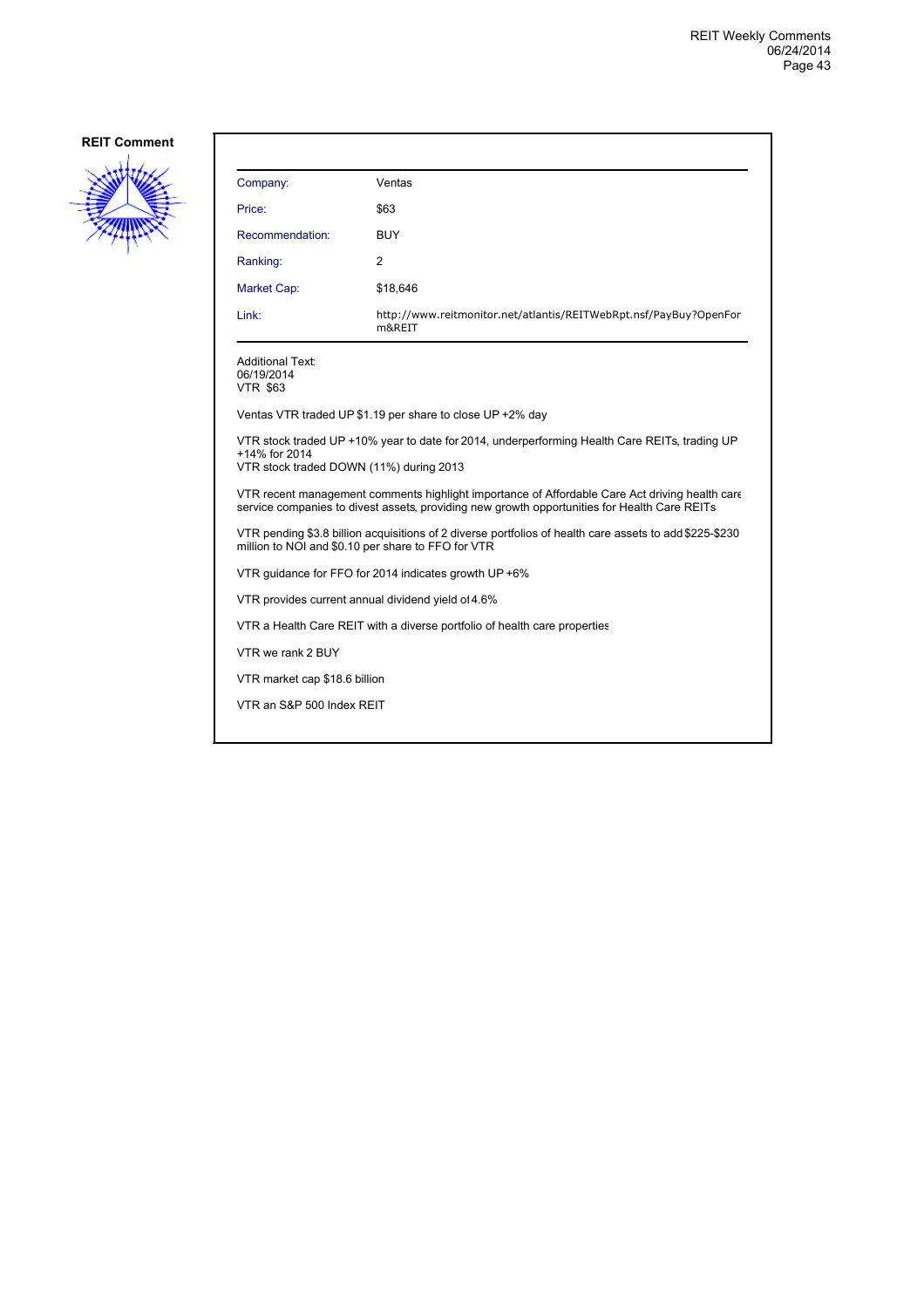**REIT Comment**

| Company: | Ventas |
|---|---|
| Price: | $63 |
| Recommendation: | BUY |
| Ranking: | 2 |
| Market Cap: | $18,646 |
| Link: | http://www.reitmonitor.net/atlantis/REITWebRpt.nsf/PayBuy?OpenForm&REIT |

Additional Text:
06/19/2014
VTR $63

Ventas VTR traded UP $1.19 per share to close UP +2% day

VTR stock traded UP +10% year to date for 2014, underperforming Health Care REITs, trading UP +14% for 2014
VTR stock traded DOWN (11%) during 2013

VTR recent management comments highlight importance of Affordable Care Act driving health care service companies to divest assets, providing new growth opportunities for Health Care REITs

VTR pending $3.8 billion acquisitions of 2 diverse portfolios of health care assets to add $225-$230 million to NOI and $0.10 per share to FFO for VTR

VTR guidance for FFO for 2014 indicates growth UP +6%

VTR provides current annual dividend yield of 4.6%

VTR a Health Care REIT with a diverse portfolio of health care properties

VTR we rank 2 BUY

VTR market cap $18.6 billion

VTR an S&P 500 Index REIT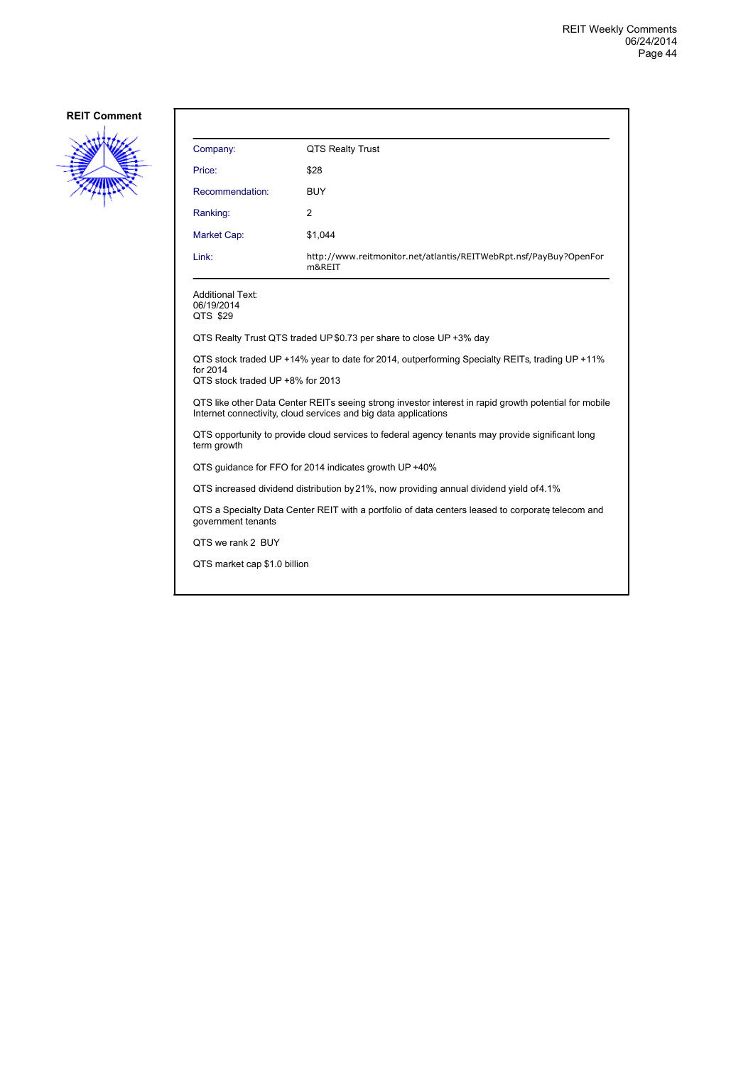**REIT Comment**

| Company: | QTS Realty Trust |
| --- | --- |
| Price: | $28 |
| Recommendation: | BUY |
| Ranking: | 2 |
| Market Cap: | $1,044 |
| Link: | http://www.reitmonitor.net/atlantis/REITWebRpt.nsf/PayBuy?OpenForm&REIT |

Additional Text:
06/19/2014
QTS $29

QTS Realty Trust QTS traded UP $0.73 per share to close UP +3% day

QTS stock traded UP +14% year to date for 2014, outperforming Specialty REITs, trading UP +11% for 2014
QTS stock traded UP +8% for 2013

QTS like other Data Center REITs seeing strong investor interest in rapid growth potential for mobile Internet connectivity, cloud services and big data applications

QTS opportunity to provide cloud services to federal agency tenants may provide significant long term growth

QTS guidance for FFO for 2014 indicates growth UP +40%

QTS increased dividend distribution by 21%, now providing annual dividend yield of 4.1%

QTS a Specialty Data Center REIT with a portfolio of data centers leased to corporate telecom and government tenants

QTS we rank 2 BUY

QTS market cap $1.0 billion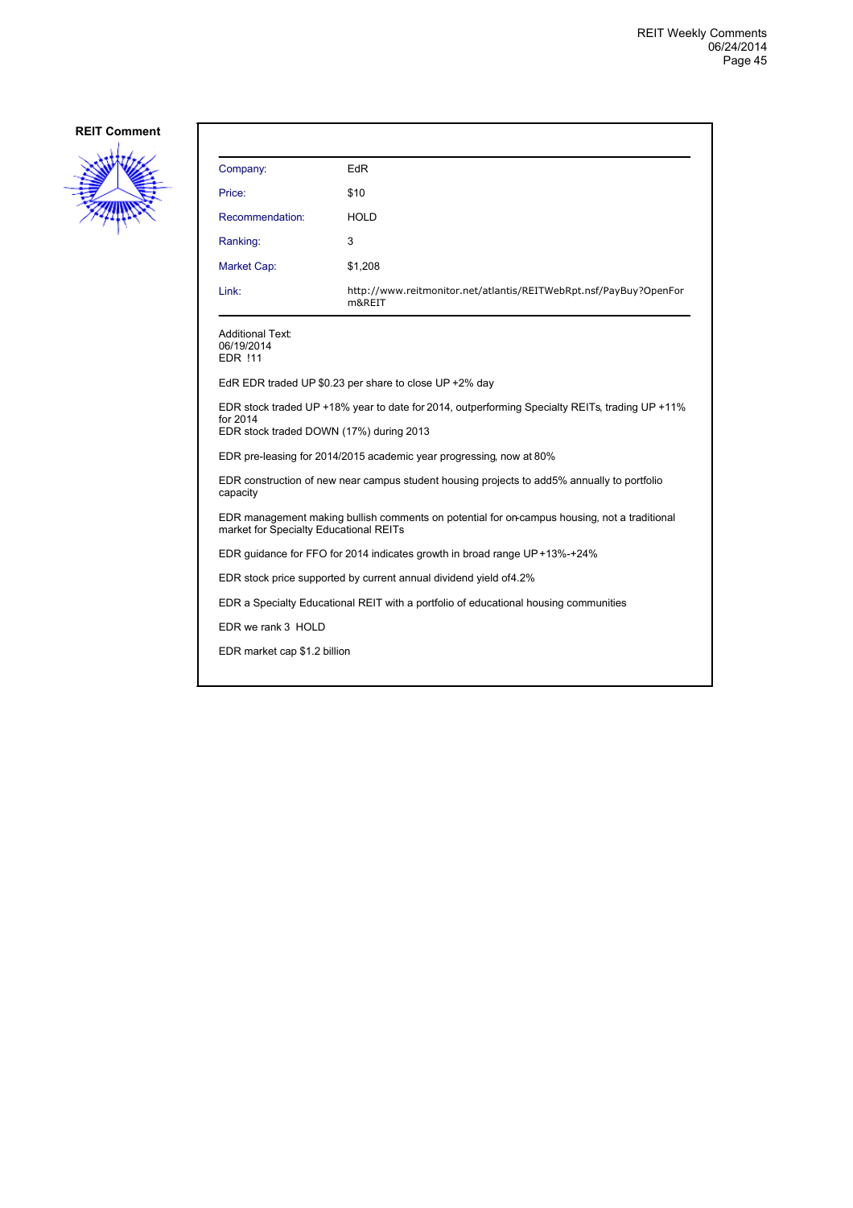**REIT Comment**

| Company: | EdR |
|---|---|
| Price: | $10 |
| Recommendation: | HOLD |
| Ranking: | 3 |
| Market Cap: | $1,208 |
| Link: | http://www.reitmonitor.net/atlantis/REITWebRpt.nsf/PayBuy?OpenForm&REIT |

Additional Text:
06/19/2014
EDR !11

EdR EDR traded UP $0.23 per share to close UP +2% day

EDR stock traded UP +18% year to date for 2014, outperforming Specialty REITs, trading UP +11% for 2014
EDR stock traded DOWN (17%) during 2013

EDR pre-leasing for 2014/2015 academic year progressing, now at 80%

EDR construction of new near campus student housing projects to add5% annually to portfolio capacity

EDR management making bullish comments on potential for on-campus housing, not a traditional market for Specialty Educational REITs

EDR guidance for FFO for 2014 indicates growth in broad range UP +13%-+24%

EDR stock price supported by current annual dividend yield of4.2%

EDR a Specialty Educational REIT with a portfolio of educational housing communities

EDR we rank 3 HOLD

EDR market cap $1.2 billion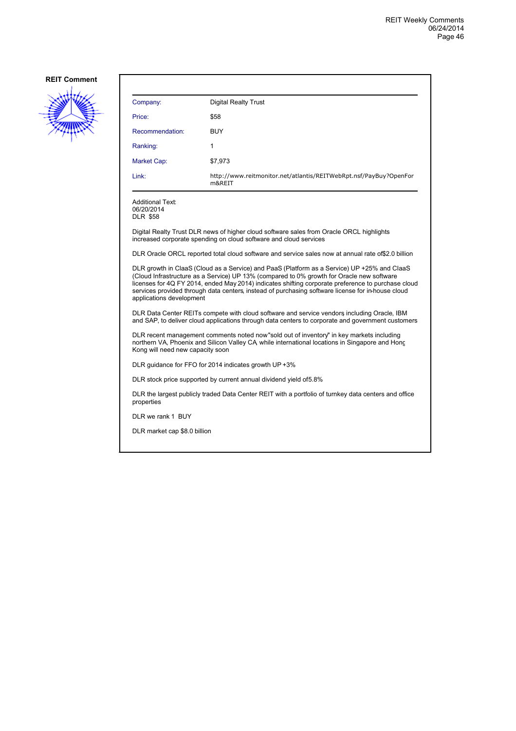**REIT Comment**

| Company: | Digital Realty Trust |
|---|---|
| Price: | $58 |
| Recommendation: | BUY |
| Ranking: | 1 |
| Market Cap: | $7,973 |
| Link: | http://www.reitmonitor.net/atlantis/REITWebRpt.nsf/PayBuy?OpenForm&REIT |

Additional Text:
06/20/2014
DLR $58

Digital Realty Trust DLR news of higher cloud software sales from Oracle ORCL highlights increased corporate spending on cloud software and cloud services

DLR Oracle ORCL reported total cloud software and service sales now at annual rate of$2.0 billion

DLR growth in ClaaS (Cloud as a Service) and PaaS (Platform as a Service) UP +25% and ClaaS (Cloud Infrastructure as a Service) UP 13% (compared to 0% growth for Oracle new software licenses for 4Q FY 2014, ended May 2014) indicates shifting corporate preference to purchase cloud services provided through data centers, instead of purchasing software license for in-house cloud applications development

DLR Data Center REITs compete with cloud software and service vendors, including Oracle, IBM and SAP, to deliver cloud applications through data centers to corporate and government customers

DLR recent management comments noted now "sold out of inventory" in key markets including northern VA, Phoenix and Silicon Valley CA, while international locations in Singapore and Hong Kong will need new capacity soon

DLR guidance for FFO for 2014 indicates growth UP +3%

DLR stock price supported by current annual dividend yield of5.8%

DLR the largest publicly traded Data Center REIT with a portfolio of turnkey data centers and office properties

DLR we rank 1 BUY

DLR market cap $8.0 billion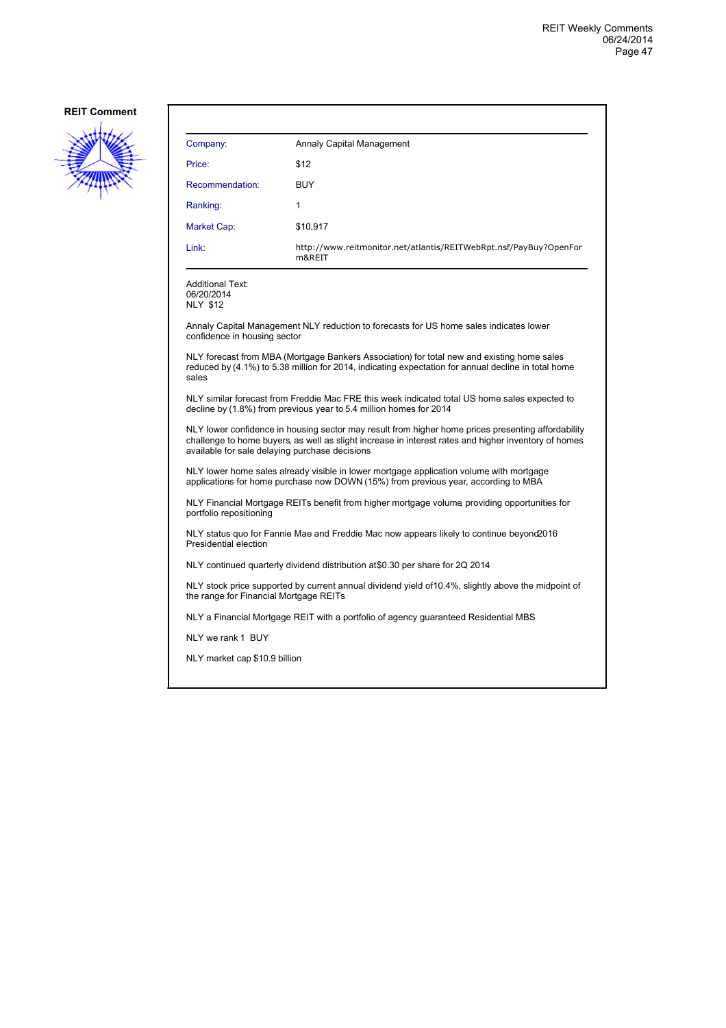**REIT Comment**

| Company: | Annaly Capital Management |
|---|---|
| Price: | $12 |
| Recommendation: | BUY |
| Ranking: | 1 |
| Market Cap: | $10,917 |
| Link: | http://www.reitmonitor.net/atlantis/REITWebRpt.nsf/PayBuy?OpenForm&REIT |

Additional Text:
06/20/2014
NLY $12

Annaly Capital Management NLY reduction to forecasts for US home sales indicates lower confidence in housing sector

NLY forecast from MBA (Mortgage Bankers Association) for total new and existing home sales reduced by (4.1%) to 5.38 million for 2014, indicating expectation for annual decline in total home sales

NLY similar forecast from Freddie Mac FRE this week indicated total US home sales expected to decline by (1.8%) from previous year to 5.4 million homes for 2014

NLY lower confidence in housing sector may result from higher home prices presenting affordability challenge to home buyers, as well as slight increase in interest rates and higher inventory of homes available for sale delaying purchase decisions

NLY lower home sales already visible in lower mortgage application volume, with mortgage applications for home purchase now DOWN (15%) from previous year, according to MBA

NLY Financial Mortgage REITs benefit from higher mortgage volume, providing opportunities for portfolio repositioning

NLY status quo for Fannie Mae and Freddie Mac now appears likely to continue beyond 2016 Presidential election

NLY continued quarterly dividend distribution at $0.30 per share for 2Q 2014

NLY stock price supported by current annual dividend yield of 10.4%, slightly above the midpoint of the range for Financial Mortgage REITs

NLY a Financial Mortgage REIT with a portfolio of agency guaranteed Residential MBS

NLY we rank 1 BUY

NLY market cap $10.9 billion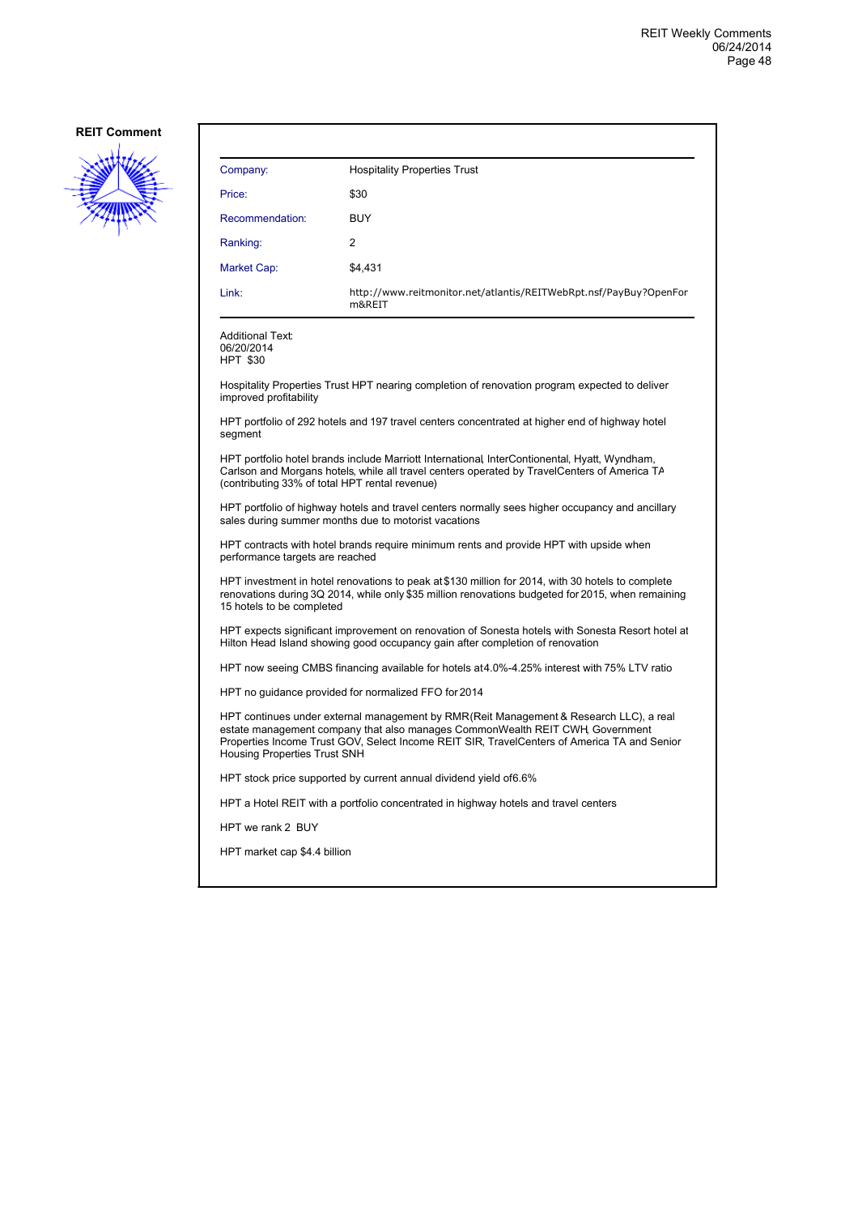**REIT Comment**

| Company: | Hospitality Properties Trust |
|---|---|
| Price: | $30 |
| Recommendation: | BUY |
| Ranking: | 2 |
| Market Cap: | $4,431 |
| Link: | http://www.reitmonitor.net/atlantis/REITWebRpt.nsf/PayBuy?OpenForm&REIT |

Additional Text:
06/20/2014
HPT $30

Hospitality Properties Trust HPT nearing completion of renovation program, expected to deliver improved profitability

HPT portfolio of 292 hotels and 197 travel centers concentrated at higher end of highway hotel segment

HPT portfolio hotel brands include Marriott International, InterContionental, Hyatt, Wyndham, Carlson and Morgans hotels, while all travel centers operated by TravelCenters of America TA (contributing 33% of total HPT rental revenue)

HPT portfolio of highway hotels and travel centers normally sees higher occupancy and ancillary sales during summer months due to motorist vacations

HPT contracts with hotel brands require minimum rents and provide HPT with upside when performance targets are reached

HPT investment in hotel renovations to peak at $130 million for 2014, with 30 hotels to complete renovations during 3Q 2014, while only $35 million renovations budgeted for 2015, when remaining 15 hotels to be completed

HPT expects significant improvement on renovation of Sonesta hotels, with Sonesta Resort hotel at Hilton Head Island showing good occupancy gain after completion of renovation

HPT now seeing CMBS financing available for hotels at 4.0%-4.25% interest with 75% LTV ratio

HPT no guidance provided for normalized FFO for 2014

HPT continues under external management by RMR (Reit Management & Research LLC), a real estate management company that also manages CommonWealth REIT CWH, Government Properties Income Trust GOV, Select Income REIT SIR, TravelCenters of America TA and Senior Housing Properties Trust SNH

HPT stock price supported by current annual dividend yield of 6.6%

HPT a Hotel REIT with a portfolio concentrated in highway hotels and travel centers

HPT we rank 2 BUY

HPT market cap $4.4 billion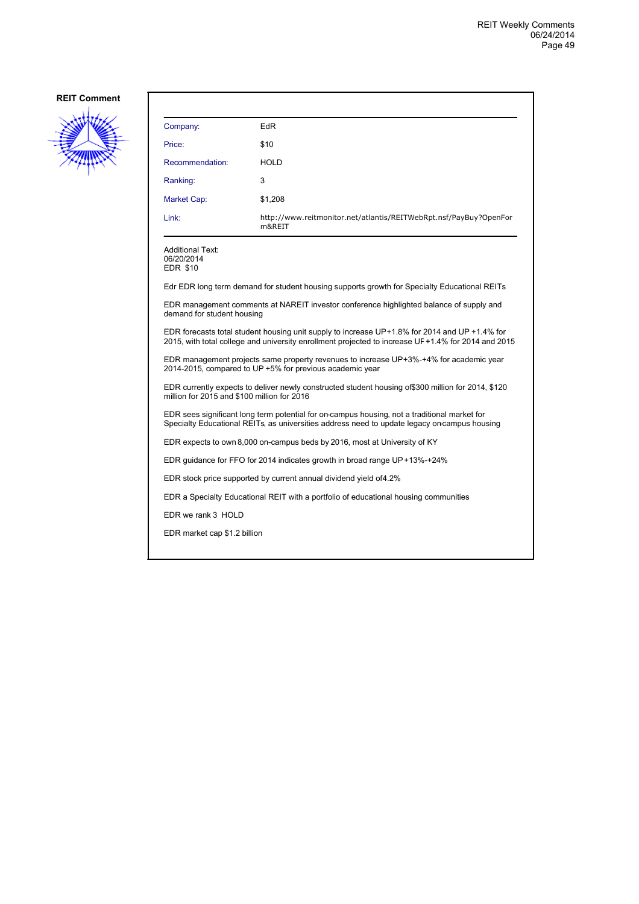**REIT Comment**

| Company: | EdR |
|---|---|
| Price: | $10 |
| Recommendation: | HOLD |
| Ranking: | 3 |
| Market Cap: | $1,208 |
| Link: | http://www.reitmonitor.net/atlantis/REITWebRpt.nsf/PayBuy?OpenForm&REIT |

Additional Text:
06/20/2014
EDR $10

Edr EDR long term demand for student housing supports growth for Specialty Educational REITs

EDR management comments at NAREIT investor conference highlighted balance of supply and demand for student housing

EDR forecasts total student housing unit supply to increase UP+1.8% for 2014 and UP +1.4% for 2015, with total college and university enrollment projected to increase UP +1.4% for 2014 and 2015

EDR management projects same property revenues to increase UP+3%-+4% for academic year 2014-2015, compared to UP +5% for previous academic year

EDR currently expects to deliver newly constructed student housing of$300 million for 2014, $120 million for 2015 and $100 million for 2016

EDR sees significant long term potential for on-campus housing, not a traditional market for Specialty Educational REITs, as universities address need to update legacy on-campus housing

EDR expects to own 8,000 on-campus beds by 2016, most at University of KY

EDR guidance for FFO for 2014 indicates growth in broad range UP+13%-+24%

EDR stock price supported by current annual dividend yield of4.2%

EDR a Specialty Educational REIT with a portfolio of educational housing communities

EDR we rank 3 HOLD

EDR market cap $1.2 billion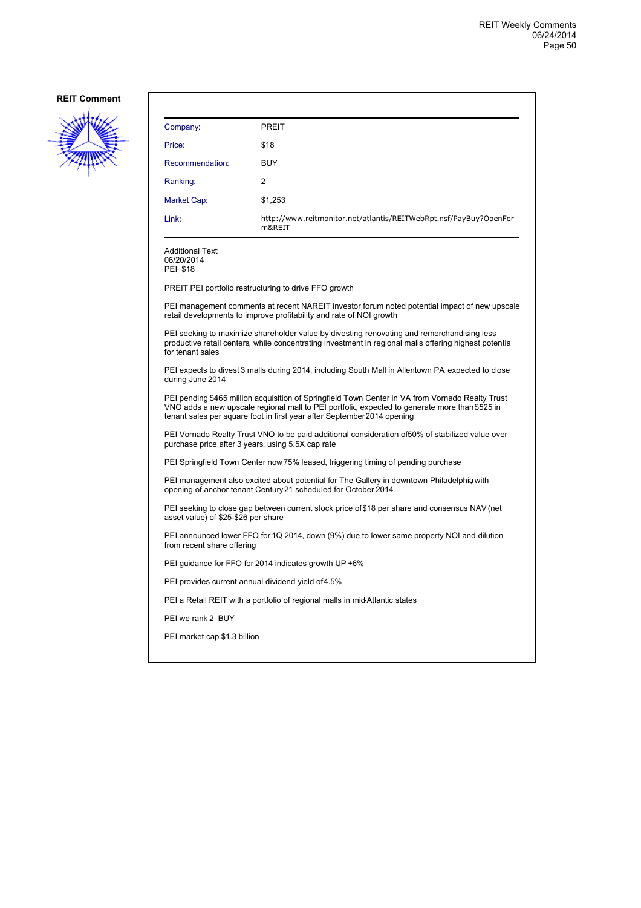**REIT Comment**

| Company: | PREIT |
|---|---|
| Price: | $18 |
| Recommendation: | BUY |
| Ranking: | 2 |
| Market Cap: | $1,253 |
| Link: | http://www.reitmonitor.net/atlantis/REITWebRpt.nsf/PayBuy?OpenForm&REIT |

Additional Text:
06/20/2014
PEI $18

PREIT PEI portfolio restructuring to drive FFO growth

PEI management comments at recent NAREIT investor forum noted potential impact of new upscale retail developments to improve profitability and rate of NOI growth

PEI seeking to maximize shareholder value by divesting renovating and remerchandising less productive retail centers, while concentrating investment in regional malls offering highest potentia for tenant sales

PEI expects to divest 3 malls during 2014, including South Mall in Allentown PA, expected to close during June 2014

PEI pending $465 million acquisition of Springfield Town Center in VA from Vornado Realty Trust VNO adds a new upscale regional mall to PEI portfolio, expected to generate more than $525 in tenant sales per square foot in first year after September 2014 opening

PEI Vornado Realty Trust VNO to be paid additional consideration of 50% of stabilized value over purchase price after 3 years, using 5.5X cap rate

PEI Springfield Town Center now 75% leased, triggering timing of pending purchase

PEI management also excited about potential for The Gallery in downtown Philadelphia, with opening of anchor tenant Century 21 scheduled for October 2014

PEI seeking to close gap between current stock price of $18 per share and consensus NAV (net asset value) of $25-$26 per share

PEI announced lower FFO for 1Q 2014, down (9%) due to lower same property NOI and dilution from recent share offering

PEI guidance for FFO for 2014 indicates growth UP +6%

PEI provides current annual dividend yield of 4.5%

PEI a Retail REIT with a portfolio of regional malls in mid-Atlantic states

PEI we rank 2 BUY

PEI market cap $1.3 billion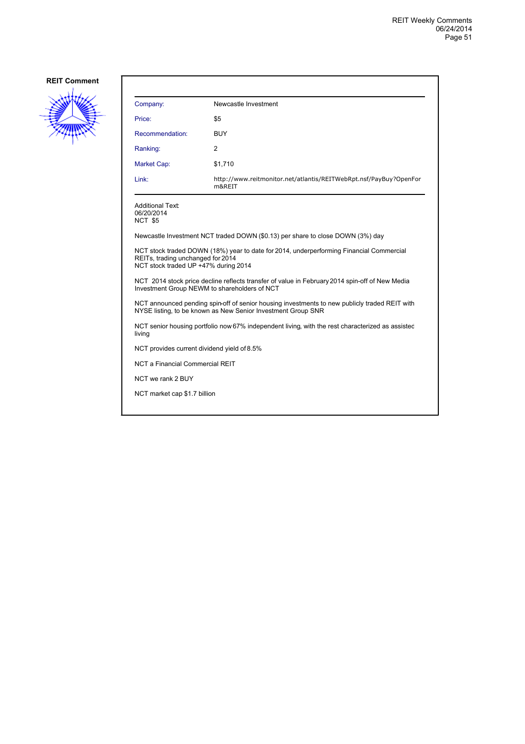**REIT Comment**

| Company: | Newcastle Investment |
|---|---|
| Price: | $5 |
| Recommendation: | BUY |
| Ranking: | 2 |
| Market Cap: | $1,710 |
| Link: | http://www.reitmonitor.net/atlantis/REITWebRpt.nsf/PayBuy?OpenForm&REIT |

Additional Text:
06/20/2014
NCT $5

Newcastle Investment NCT traded DOWN ($0.13) per share to close DOWN (3%) day

NCT stock traded DOWN (18%) year to date for 2014, underperforming Financial Commercial REITs, trading unchanged for 2014
NCT stock traded UP +47% during 2014

NCT 2014 stock price decline reflects transfer of value in February 2014 spin-off of New Media Investment Group NEWM to shareholders of NCT

NCT announced pending spin-off of senior housing investments to new publicly traded REIT with NYSE listing, to be known as New Senior Investment Group SNR

NCT senior housing portfolio now 67% independent living, with the rest characterized as assisted living

NCT provides current dividend yield of 8.5%

NCT a Financial Commercial REIT

NCT we rank 2 BUY

NCT market cap $1.7 billion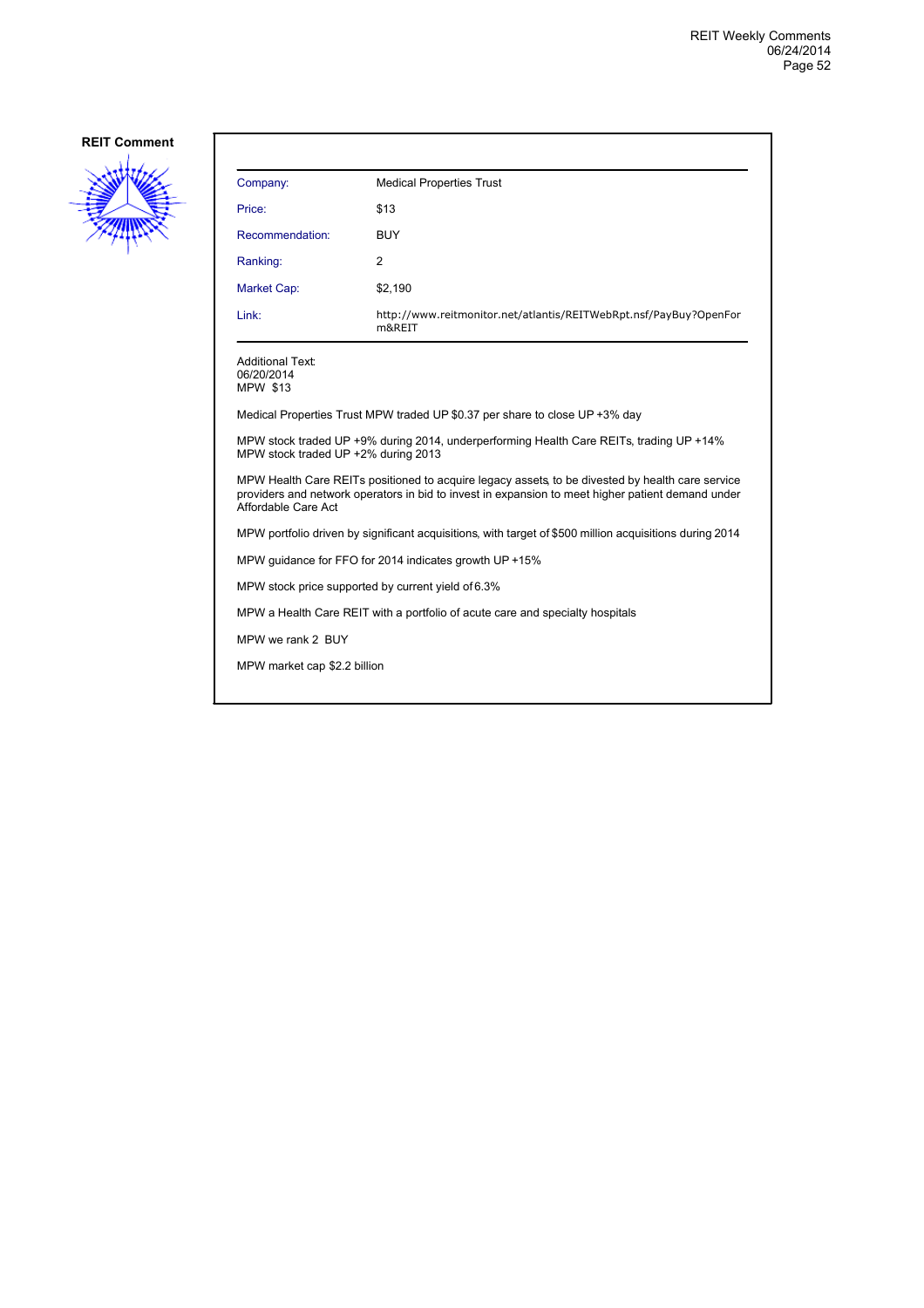**REIT Comment**

| Company: | Medical Properties Trust |
|---|---|
| Price: | $13 |
| Recommendation: | BUY |
| Ranking: | 2 |
| Market Cap: | $2,190 |
| Link: | http://www.reitmonitor.net/atlantis/REITWebRpt.nsf/PayBuy?OpenForm&REIT |

Additional Text:
06/20/2014
MPW $13

Medical Properties Trust MPW traded UP $0.37 per share to close UP +3% day

MPW stock traded UP +9% during 2014, underperforming Health Care REITs, trading UP +14%
MPW stock traded UP +2% during 2013

MPW Health Care REITs positioned to acquire legacy assets, to be divested by health care service providers and network operators in bid to invest in expansion to meet higher patient demand under Affordable Care Act

MPW portfolio driven by significant acquisitions, with target of $500 million acquisitions during 2014

MPW guidance for FFO for 2014 indicates growth UP +15%

MPW stock price supported by current yield of 6.3%

MPW a Health Care REIT with a portfolio of acute care and specialty hospitals

MPW we rank 2 BUY

MPW market cap $2.2 billion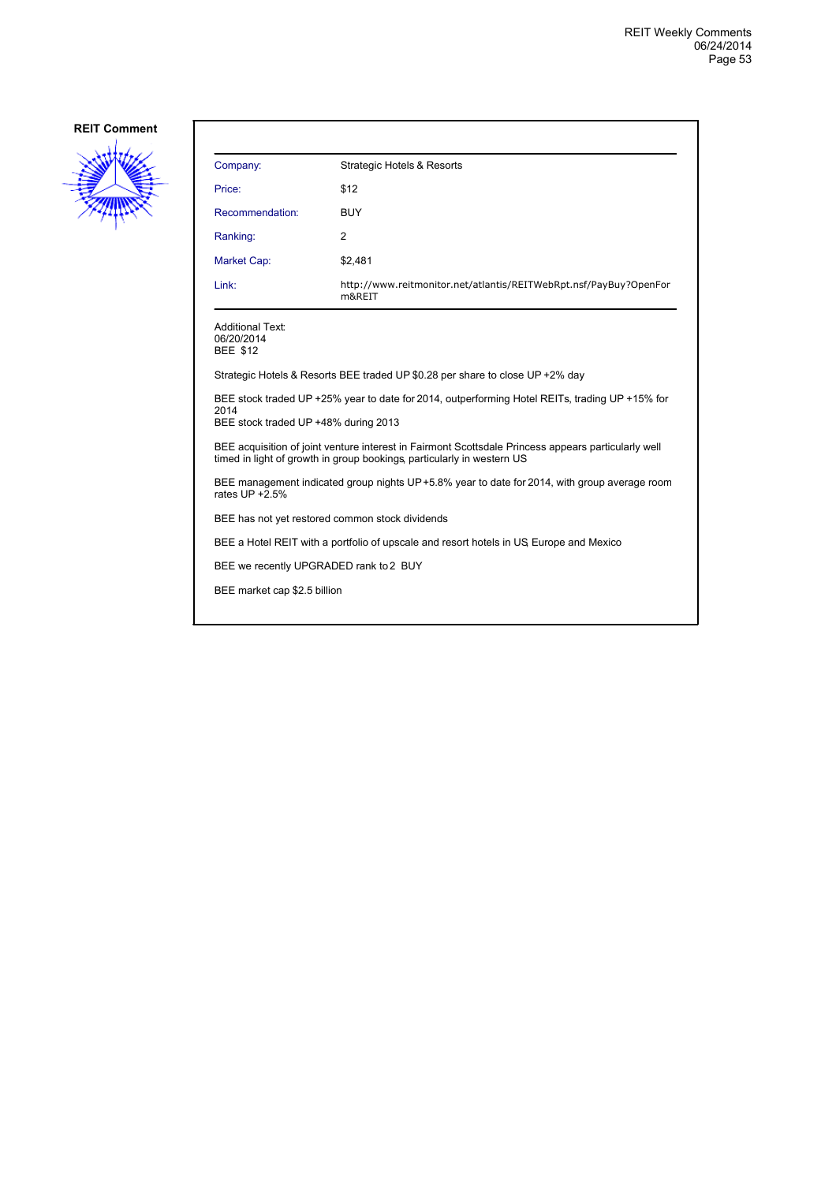**REIT Comment**

| Company: | Strategic Hotels & Resorts |
|---|---|
| Price: | $12 |
| Recommendation: | BUY |
| Ranking: | 2 |
| Market Cap: | $2,481 |
| Link: | http://www.reitmonitor.net/atlantis/REITWebRpt.nsf/PayBuy?OpenForm&REIT |

Additional Text:
06/20/2014
BEE $12

Strategic Hotels & Resorts BEE traded UP $0.28 per share to close UP +2% day

BEE stock traded UP +25% year to date for 2014, outperforming Hotel REITs, trading UP +15% for 2014
BEE stock traded UP +48% during 2013

BEE acquisition of joint venture interest in Fairmont Scottsdale Princess appears particularly well timed in light of growth in group bookings, particularly in western US

BEE management indicated group nights UP +5.8% year to date for 2014, with group average room rates UP +2.5%

BEE has not yet restored common stock dividends

BEE a Hotel REIT with a portfolio of upscale and resort hotels in US, Europe and Mexico

BEE we recently UPGRADED rank to 2 BUY

BEE market cap $2.5 billion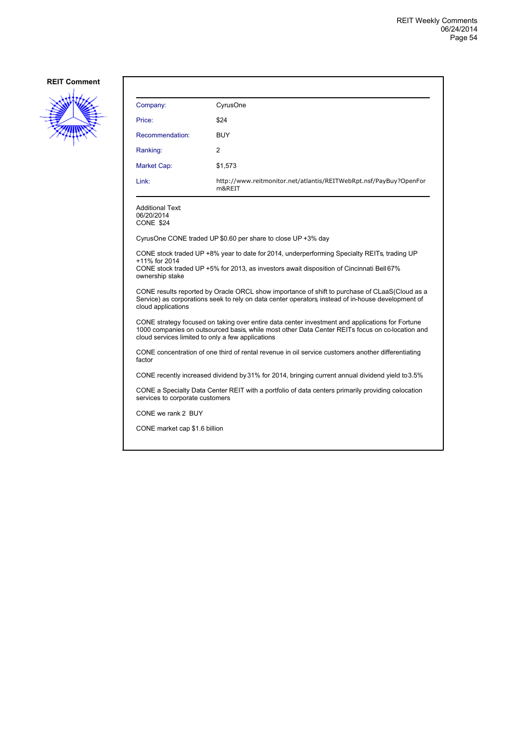## REIT Comment

| Company: | CyrusOne |
| --- | --- |
| Price: | $24 |
| Recommendation: | BUY |
| Ranking: | 2 |
| Market Cap: | $1,573 |
| Link: | http://www.reitmonitor.net/atlantis/REITWebRpt.nsf/PayBuy?OpenForm&REIT |

Additional Text:
06/20/2014
CONE $24

CyrusOne CONE traded UP $0.60 per share to close UP +3% day

CONE stock traded UP +8% year to date for 2014, underperforming Specialty REITs, trading UP +11% for 2014
CONE stock traded UP +5% for 2013, as investors await disposition of Cincinnati Bell 67% ownership stake

CONE results reported by Oracle ORCL show importance of shift to purchase of CLaaS(Cloud as a Service) as corporations seek to rely on data center operators, instead of in-house development of cloud applications

CONE strategy focused on taking over entire data center investment and applications for Fortune 1000 companies on outsourced basis, while most other Data Center REITs focus on co-location and cloud services limited to only a few applications

CONE concentration of one third of rental revenue in oil service customers another differentiating factor

CONE recently increased dividend by 31% for 2014, bringing current annual dividend yield to 3.5%

CONE a Specialty Data Center REIT with a portfolio of data centers primarily providing colocation services to corporate customers

CONE we rank 2 BUY

CONE market cap $1.6 billion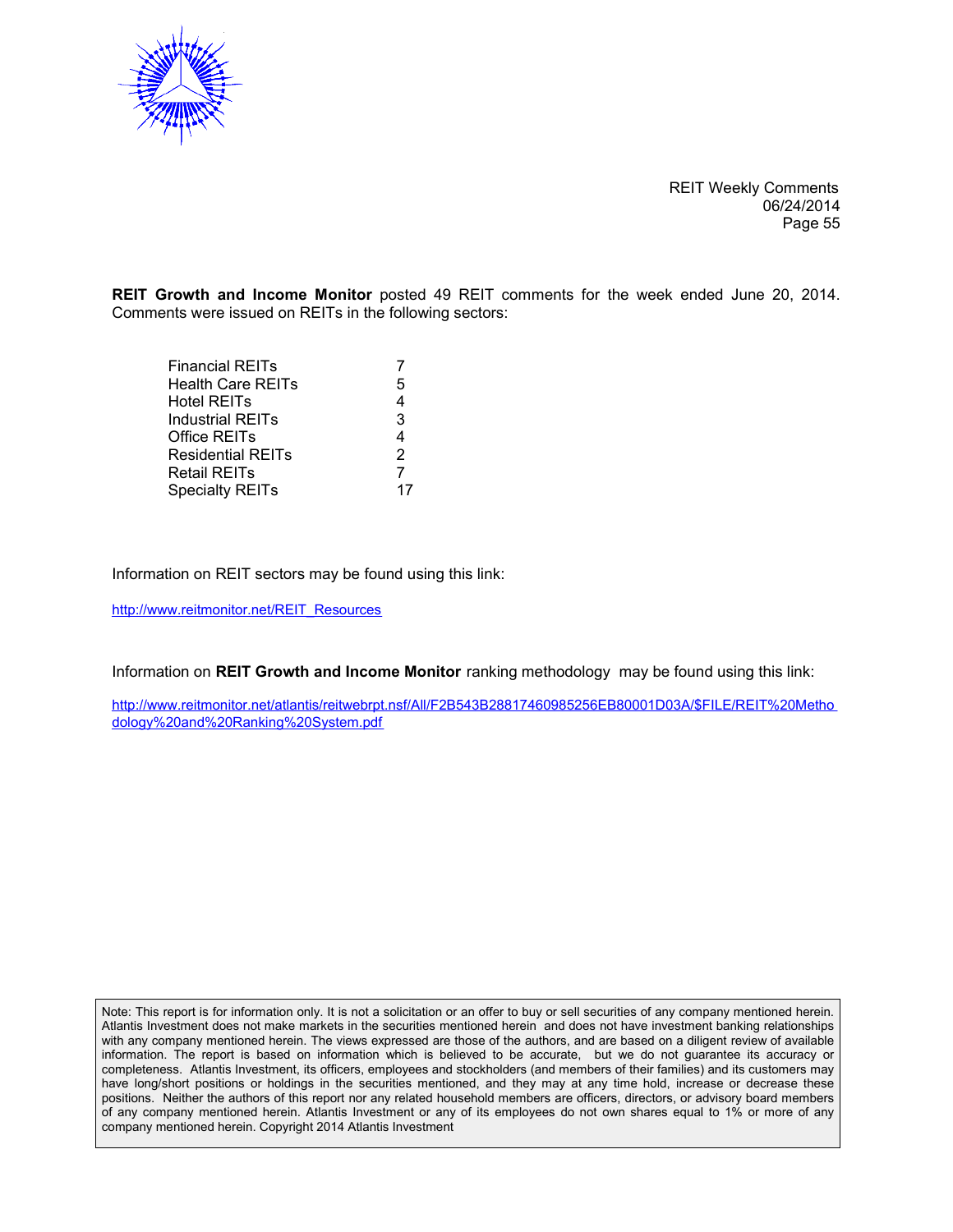**REIT Growth and Income Monitor** posted 49 REIT comments for the week ended June 20, 2014. Comments were issued on REITs in the following sectors:

| | |
|---|---|
| Financial REITs | 7 |
| Health Care REITs | 5 |
| Hotel REITs | 4 |
| Industrial REITs | 3 |
| Office REITs | 4 |
| Residential REITs | 2 |
| Retail REITs | 7 |
| Specialty REITs | 17 |

Information on REIT sectors may be found using this link:

http://www.reitmonitor.net/REIT_Resources

Information on **REIT Growth and Income Monitor** ranking methodology may be found using this link:

http://www.reitmonitor.net/atlantis/reitwebrpt.nsf/All/F2B543B28817460985256EB80001D03A/$FILE/REIT%20Methodology%20and%20Ranking%20System.pdf

Note: This report is for information only. It is not a solicitation or an offer to buy or sell securities of any company mentioned herein. Atlantis Investment does not make markets in the securities mentioned herein and does not have investment banking relationships with any company mentioned herein. The views expressed are those of the authors, and are based on a diligent review of available information. The report is based on information which is believed to be accurate, but we do not guarantee its accuracy or completeness. Atlantis Investment, its officers, employees and stockholders (and members of their families) and its customers may have long/short positions or holdings in the securities mentioned, and they may at any time hold, increase or decrease these positions. Neither the authors of this report nor any related household members are officers, directors, or advisory board members of any company mentioned herein. Atlantis Investment or any of its employees do not own shares equal to 1% or more of any company mentioned herein. Copyright 2014 Atlantis Investment